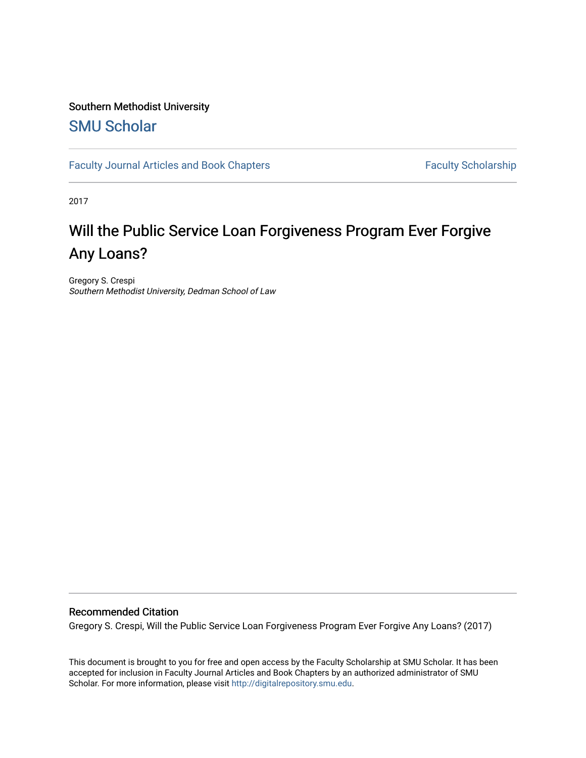Southern Methodist University

## SMU Scholar

Faculty Journal Articles and Book Chapters | Faculty Scholarship

2017

# Will the Public Service Loan Forgiveness Program Ever Forgive Any Loans?

Gregory S. Crespi
*Southern Methodist University, Dedman School of Law*

### Recommended Citation

Gregory S. Crespi, Will the Public Service Loan Forgiveness Program Ever Forgive Any Loans? (2017)

This document is brought to you for free and open access by the Faculty Scholarship at SMU Scholar. It has been accepted for inclusion in Faculty Journal Articles and Book Chapters by an authorized administrator of SMU Scholar. For more information, please visit http://digitalrepository.smu.edu.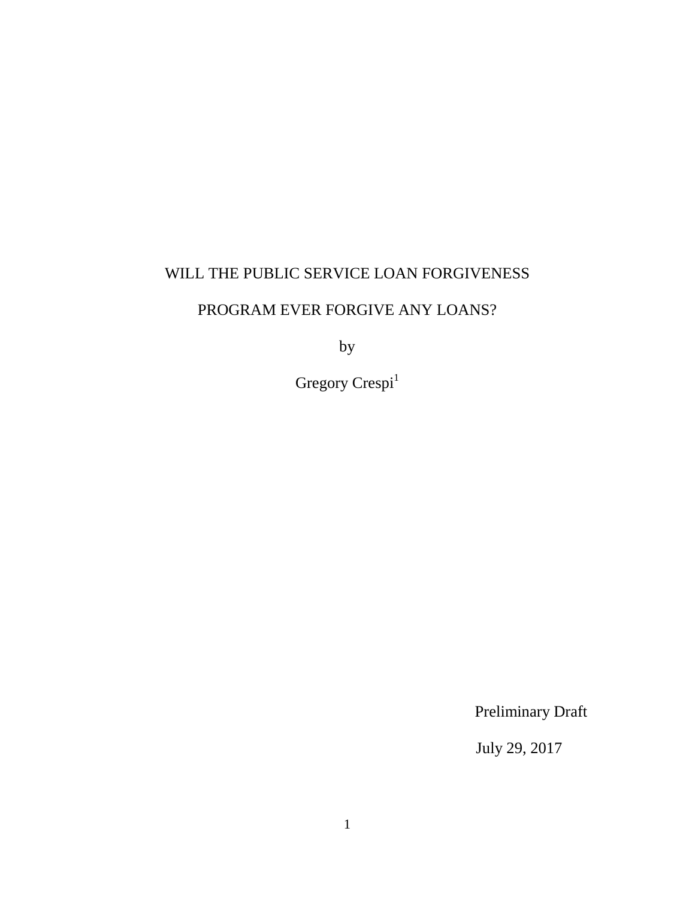# WILL THE PUBLIC SERVICE LOAN FORGIVENESS PROGRAM EVER FORGIVE ANY LOANS?

by

Gregory Crespi[1]

Preliminary Draft

July 29, 2017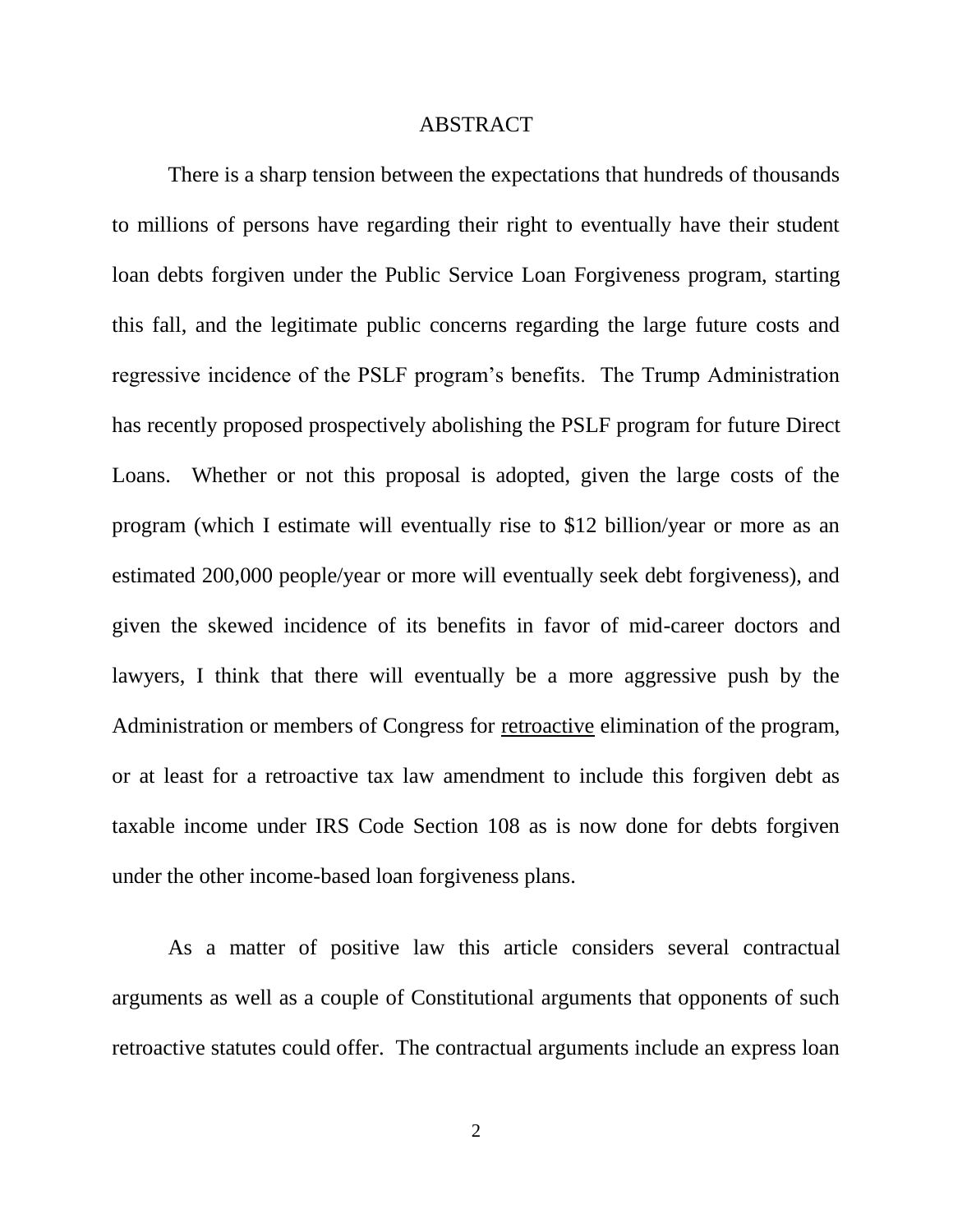## ABSTRACT

There is a sharp tension between the expectations that hundreds of thousands to millions of persons have regarding their right to eventually have their student loan debts forgiven under the Public Service Loan Forgiveness program, starting this fall, and the legitimate public concerns regarding the large future costs and regressive incidence of the PSLF program's benefits. The Trump Administration has recently proposed prospectively abolishing the PSLF program for future Direct Loans. Whether or not this proposal is adopted, given the large costs of the program (which I estimate will eventually rise to $12 billion/year or more as an estimated 200,000 people/year or more will eventually seek debt forgiveness), and given the skewed incidence of its benefits in favor of mid-career doctors and lawyers, I think that there will eventually be a more aggressive push by the Administration or members of Congress for <u>retroactive</u> elimination of the program, or at least for a retroactive tax law amendment to include this forgiven debt as taxable income under IRS Code Section 108 as is now done for debts forgiven under the other income-based loan forgiveness plans.

As a matter of positive law this article considers several contractual arguments as well as a couple of Constitutional arguments that opponents of such retroactive statutes could offer. The contractual arguments include an express loan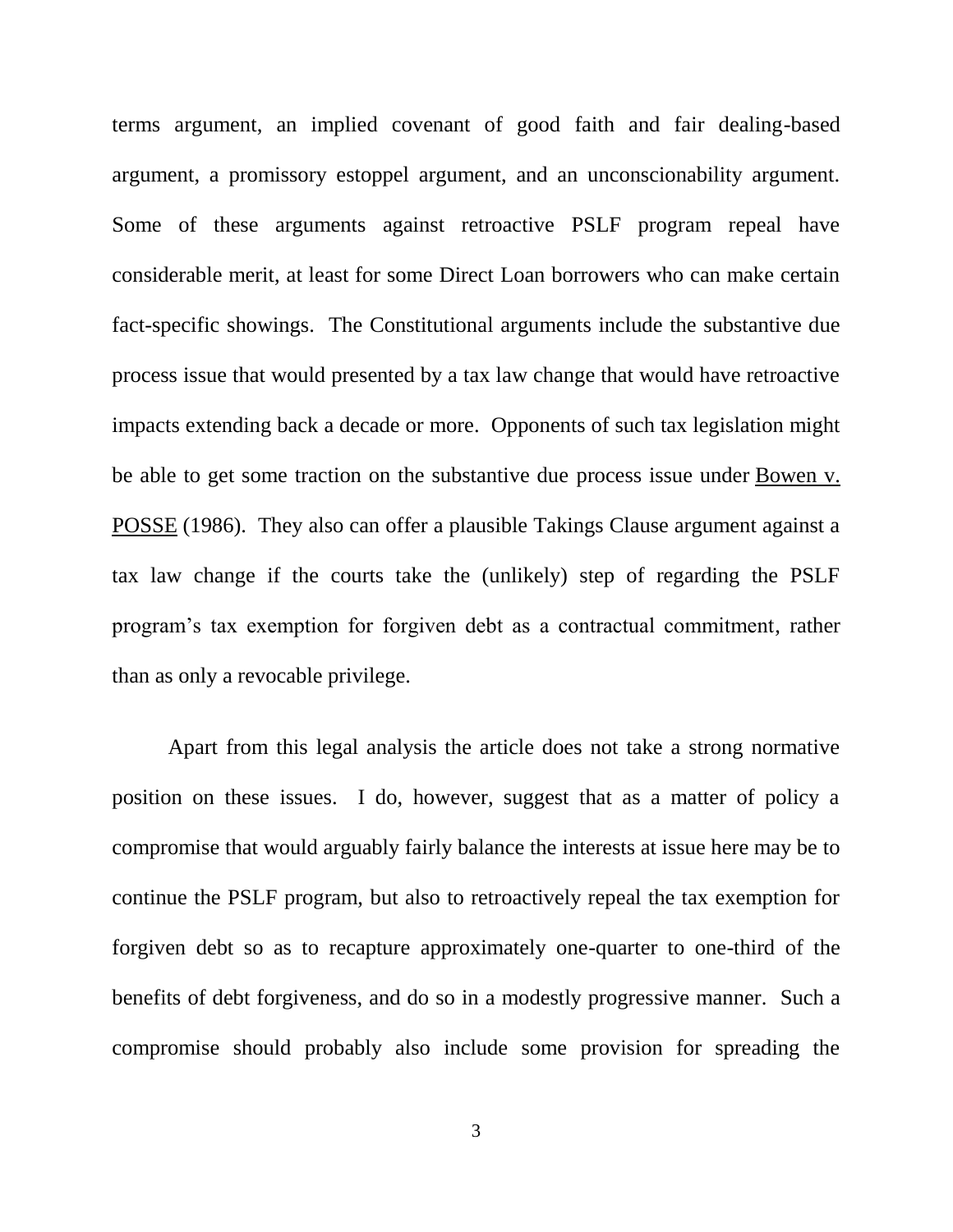terms argument, an implied covenant of good faith and fair dealing-based argument, a promissory estoppel argument, and an unconscionability argument. Some of these arguments against retroactive PSLF program repeal have considerable merit, at least for some Direct Loan borrowers who can make certain fact-specific showings. The Constitutional arguments include the substantive due process issue that would presented by a tax law change that would have retroactive impacts extending back a decade or more. Opponents of such tax legislation might be able to get some traction on the substantive due process issue under Bowen v. POSSE (1986). They also can offer a plausible Takings Clause argument against a tax law change if the courts take the (unlikely) step of regarding the PSLF program's tax exemption for forgiven debt as a contractual commitment, rather than as only a revocable privilege.

Apart from this legal analysis the article does not take a strong normative position on these issues. I do, however, suggest that as a matter of policy a compromise that would arguably fairly balance the interests at issue here may be to continue the PSLF program, but also to retroactively repeal the tax exemption for forgiven debt so as to recapture approximately one-quarter to one-third of the benefits of debt forgiveness, and do so in a modestly progressive manner. Such a compromise should probably also include some provision for spreading the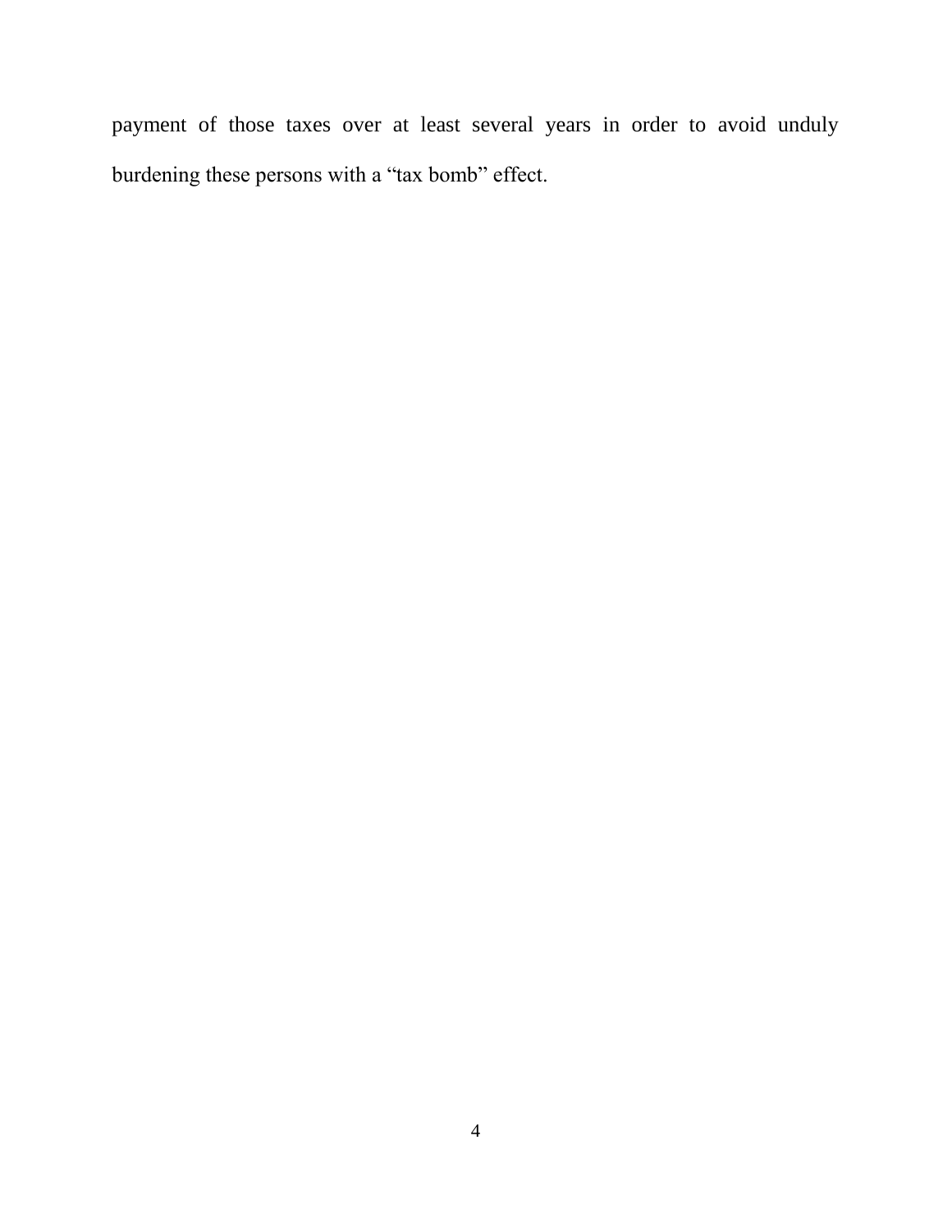payment of those taxes over at least several years in order to avoid unduly burdening these persons with a “tax bomb” effect.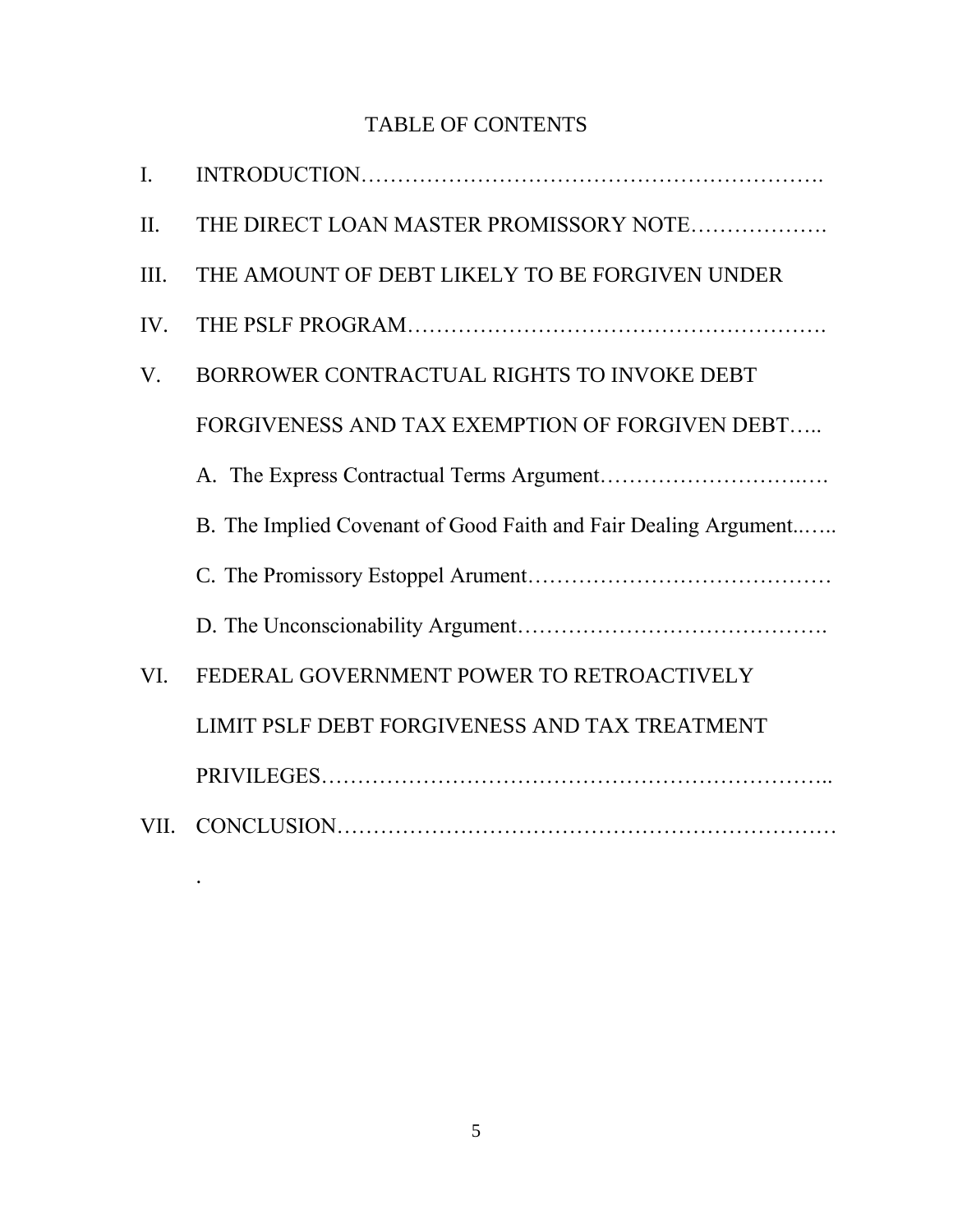# TABLE OF CONTENTS

I. INTRODUCTION……………………………………………………….

II. THE DIRECT LOAN MASTER PROMISSORY NOTE……………….

III. THE AMOUNT OF DEBT LIKELY TO BE FORGIVEN UNDER

IV. THE PSLF PROGRAM……………………………………………….

V. BORROWER CONTRACTUAL RIGHTS TO INVOKE DEBT FORGIVENESS AND TAX EXEMPTION OF FORGIVEN DEBT…..

   A. The Express Contractual Terms Argument……………………….….

   B. The Implied Covenant of Good Faith and Fair Dealing Argument..…..

   C. The Promissory Estoppel Arument……………………………………

   D. The Unconscionability Argument…………………………………….

VI. FEDERAL GOVERNMENT POWER TO RETROACTIVELY LIMIT PSLF DEBT FORGIVENESS AND TAX TREATMENT PRIVILEGES…………………………………………………………..

VII. CONCLUSION………………………………………………………

.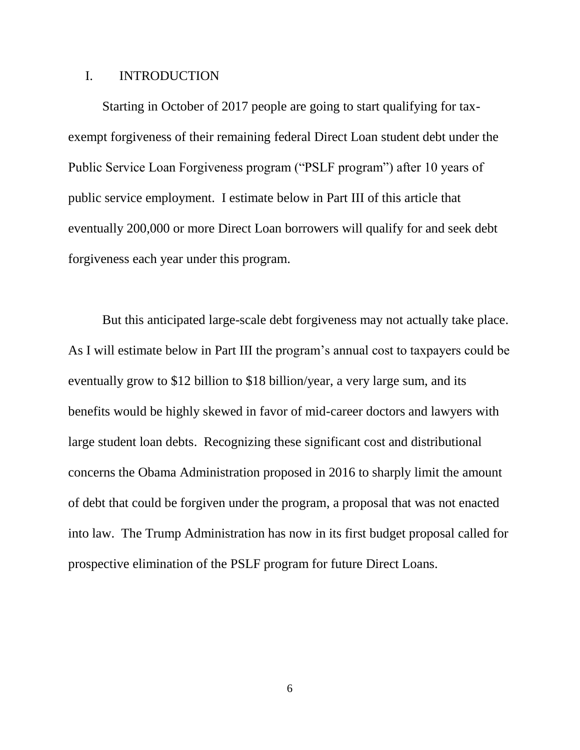## I. INTRODUCTION

Starting in October of 2017 people are going to start qualifying for tax-exempt forgiveness of their remaining federal Direct Loan student debt under the Public Service Loan Forgiveness program ("PSLF program") after 10 years of public service employment. I estimate below in Part III of this article that eventually 200,000 or more Direct Loan borrowers will qualify for and seek debt forgiveness each year under this program.

But this anticipated large-scale debt forgiveness may not actually take place. As I will estimate below in Part III the program's annual cost to taxpayers could be eventually grow to $12 billion to $18 billion/year, a very large sum, and its benefits would be highly skewed in favor of mid-career doctors and lawyers with large student loan debts. Recognizing these significant cost and distributional concerns the Obama Administration proposed in 2016 to sharply limit the amount of debt that could be forgiven under the program, a proposal that was not enacted into law. The Trump Administration has now in its first budget proposal called for prospective elimination of the PSLF program for future Direct Loans.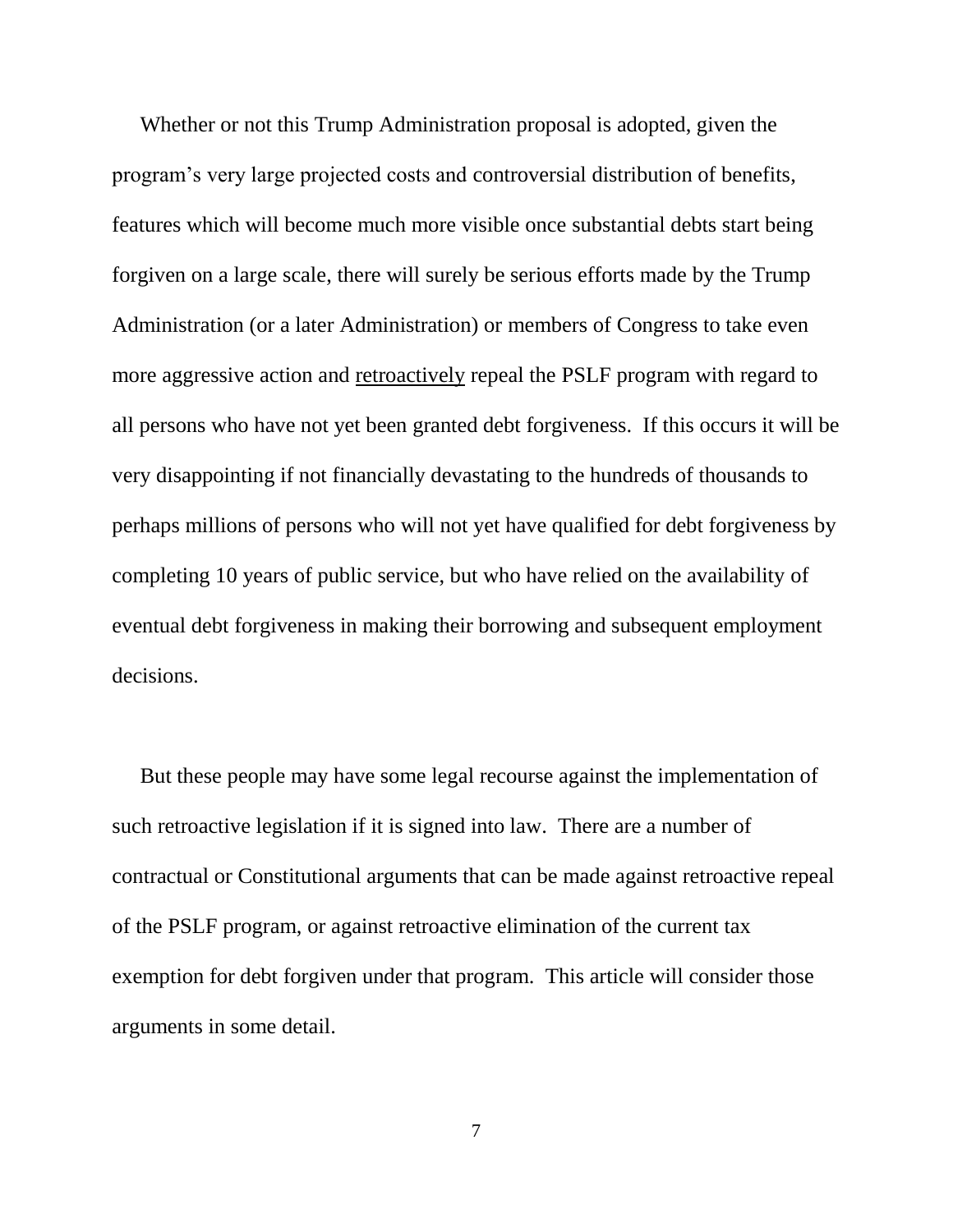Whether or not this Trump Administration proposal is adopted, given the program's very large projected costs and controversial distribution of benefits, features which will become much more visible once substantial debts start being forgiven on a large scale, there will surely be serious efforts made by the Trump Administration (or a later Administration) or members of Congress to take even more aggressive action and <u>retroactively</u> repeal the PSLF program with regard to all persons who have not yet been granted debt forgiveness. If this occurs it will be very disappointing if not financially devastating to the hundreds of thousands to perhaps millions of persons who will not yet have qualified for debt forgiveness by completing 10 years of public service, but who have relied on the availability of eventual debt forgiveness in making their borrowing and subsequent employment decisions.

But these people may have some legal recourse against the implementation of such retroactive legislation if it is signed into law. There are a number of contractual or Constitutional arguments that can be made against retroactive repeal of the PSLF program, or against retroactive elimination of the current tax exemption for debt forgiven under that program. This article will consider those arguments in some detail.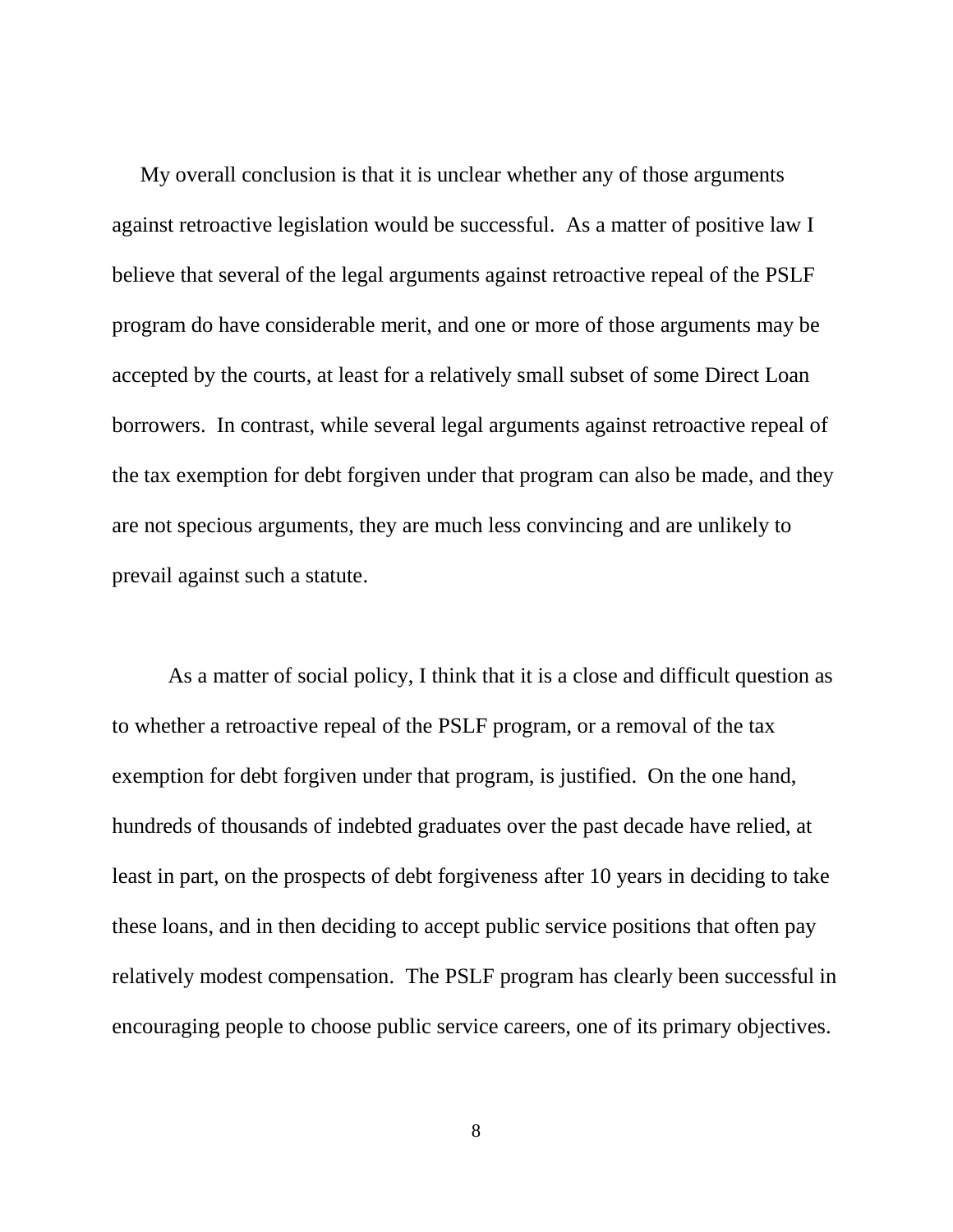My overall conclusion is that it is unclear whether any of those arguments against retroactive legislation would be successful. As a matter of positive law I believe that several of the legal arguments against retroactive repeal of the PSLF program do have considerable merit, and one or more of those arguments may be accepted by the courts, at least for a relatively small subset of some Direct Loan borrowers. In contrast, while several legal arguments against retroactive repeal of the tax exemption for debt forgiven under that program can also be made, and they are not specious arguments, they are much less convincing and are unlikely to prevail against such a statute.

As a matter of social policy, I think that it is a close and difficult question as to whether a retroactive repeal of the PSLF program, or a removal of the tax exemption for debt forgiven under that program, is justified. On the one hand, hundreds of thousands of indebted graduates over the past decade have relied, at least in part, on the prospects of debt forgiveness after 10 years in deciding to take these loans, and in then deciding to accept public service positions that often pay relatively modest compensation. The PSLF program has clearly been successful in encouraging people to choose public service careers, one of its primary objectives.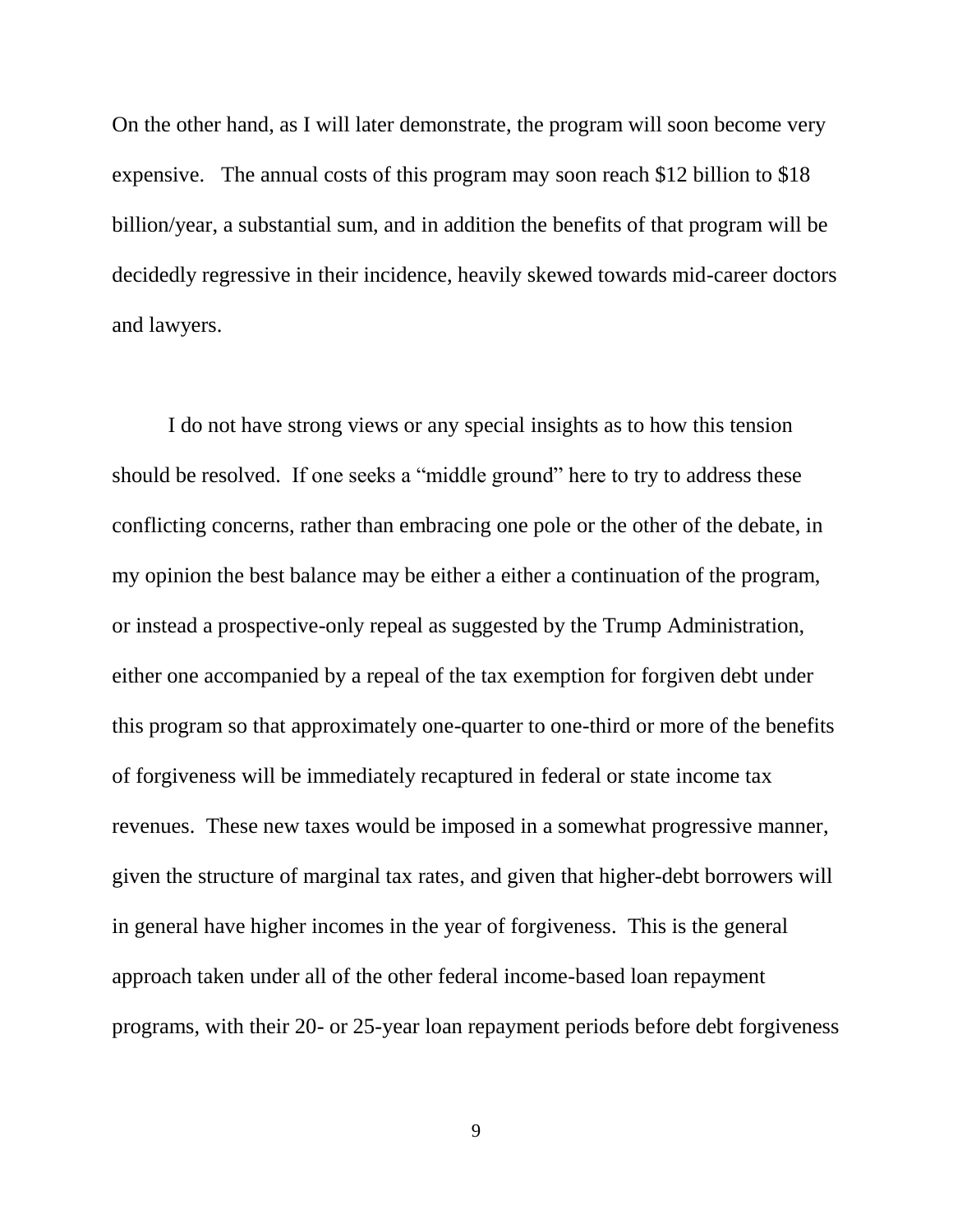On the other hand, as I will later demonstrate, the program will soon become very expensive. The annual costs of this program may soon reach $12 billion to $18 billion/year, a substantial sum, and in addition the benefits of that program will be decidedly regressive in their incidence, heavily skewed towards mid-career doctors and lawyers.

I do not have strong views or any special insights as to how this tension should be resolved. If one seeks a "middle ground" here to try to address these conflicting concerns, rather than embracing one pole or the other of the debate, in my opinion the best balance may be either a either a continuation of the program, or instead a prospective-only repeal as suggested by the Trump Administration, either one accompanied by a repeal of the tax exemption for forgiven debt under this program so that approximately one-quarter to one-third or more of the benefits of forgiveness will be immediately recaptured in federal or state income tax revenues. These new taxes would be imposed in a somewhat progressive manner, given the structure of marginal tax rates, and given that higher-debt borrowers will in general have higher incomes in the year of forgiveness. This is the general approach taken under all of the other federal income-based loan repayment programs, with their 20- or 25-year loan repayment periods before debt forgiveness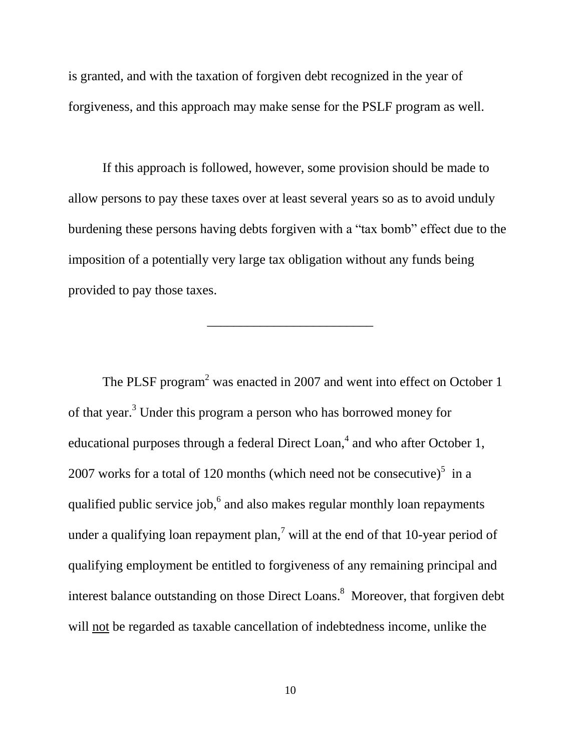is granted, and with the taxation of forgiven debt recognized in the year of forgiveness, and this approach may make sense for the PSLF program as well.

If this approach is followed, however, some provision should be made to allow persons to pay these taxes over at least several years so as to avoid unduly burdening these persons having debts forgiven with a "tax bomb" effect due to the imposition of a potentially very large tax obligation without any funds being provided to pay those taxes.

---

The PLSF program[2] was enacted in 2007 and went into effect on October 1 of that year.[3] Under this program a person who has borrowed money for educational purposes through a federal Direct Loan,[4] and who after October 1, 2007 works for a total of 120 months (which need not be consecutive)[5] in a qualified public service job,[6] and also makes regular monthly loan repayments under a qualifying loan repayment plan,[7] will at the end of that 10-year period of qualifying employment be entitled to forgiveness of any remaining principal and interest balance outstanding on those Direct Loans.[8] Moreover, that forgiven debt will <u>not</u> be regarded as taxable cancellation of indebtedness income, unlike the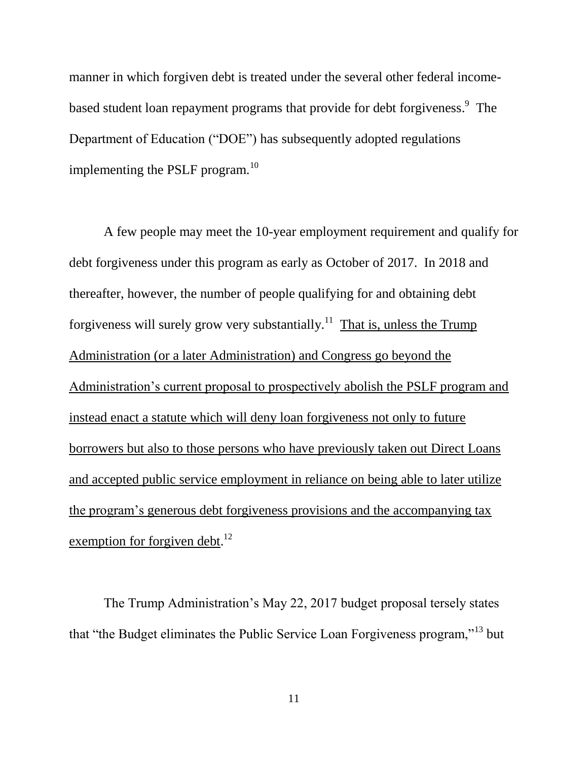manner in which forgiven debt is treated under the several other federal income-based student loan repayment programs that provide for debt forgiveness.[9] The Department of Education ("DOE") has subsequently adopted regulations implementing the PSLF program.[10]

A few people may meet the 10-year employment requirement and qualify for debt forgiveness under this program as early as October of 2017. In 2018 and thereafter, however, the number of people qualifying for and obtaining debt forgiveness will surely grow very substantially.[11] <u>That is, unless the Trump Administration (or a later Administration) and Congress go beyond the Administration's current proposal to prospectively abolish the PSLF program and instead enact a statute which will deny loan forgiveness not only to future borrowers but also to those persons who have previously taken out Direct Loans and accepted public service employment in reliance on being able to later utilize the program's generous debt forgiveness provisions and the accompanying tax exemption for forgiven debt</u>.[12]

The Trump Administration's May 22, 2017 budget proposal tersely states that "the Budget eliminates the Public Service Loan Forgiveness program,"[13] but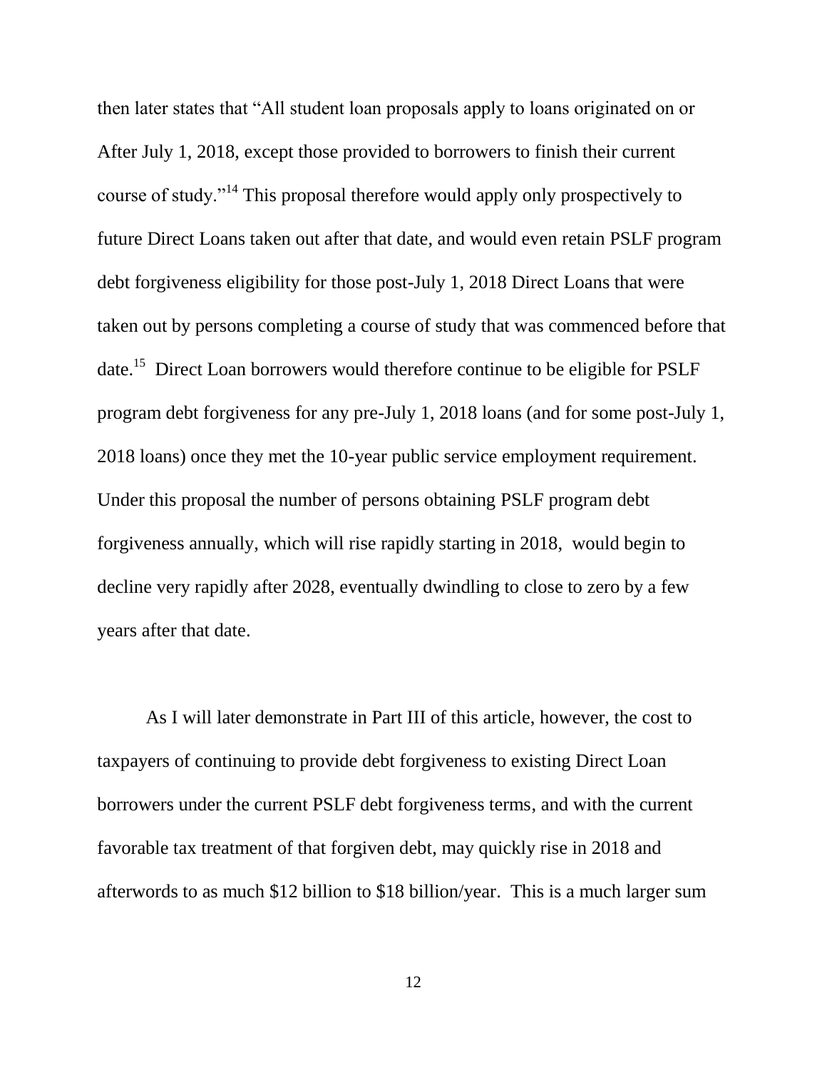then later states that "All student loan proposals apply to loans originated on or After July 1, 2018, except those provided to borrowers to finish their current course of study."[14] This proposal therefore would apply only prospectively to future Direct Loans taken out after that date, and would even retain PSLF program debt forgiveness eligibility for those post-July 1, 2018 Direct Loans that were taken out by persons completing a course of study that was commenced before that date.[15] Direct Loan borrowers would therefore continue to be eligible for PSLF program debt forgiveness for any pre-July 1, 2018 loans (and for some post-July 1, 2018 loans) once they met the 10-year public service employment requirement. Under this proposal the number of persons obtaining PSLF program debt forgiveness annually, which will rise rapidly starting in 2018, would begin to decline very rapidly after 2028, eventually dwindling to close to zero by a few years after that date.

As I will later demonstrate in Part III of this article, however, the cost to taxpayers of continuing to provide debt forgiveness to existing Direct Loan borrowers under the current PSLF debt forgiveness terms, and with the current favorable tax treatment of that forgiven debt, may quickly rise in 2018 and afterwords to as much $12 billion to $18 billion/year. This is a much larger sum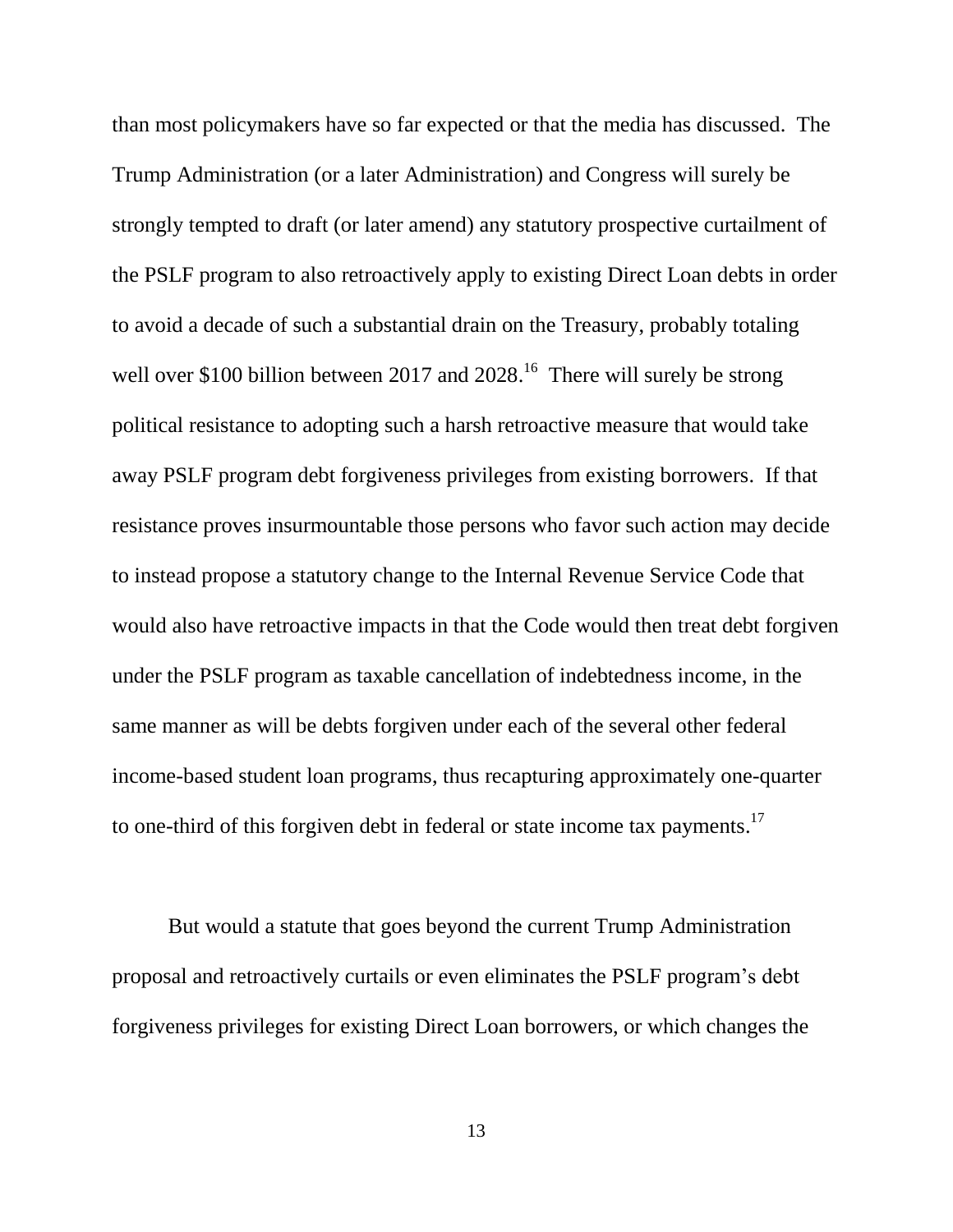than most policymakers have so far expected or that the media has discussed. The Trump Administration (or a later Administration) and Congress will surely be strongly tempted to draft (or later amend) any statutory prospective curtailment of the PSLF program to also retroactively apply to existing Direct Loan debts in order to avoid a decade of such a substantial drain on the Treasury, probably totaling well over $100 billion between 2017 and 2028.[16] There will surely be strong political resistance to adopting such a harsh retroactive measure that would take away PSLF program debt forgiveness privileges from existing borrowers. If that resistance proves insurmountable those persons who favor such action may decide to instead propose a statutory change to the Internal Revenue Service Code that would also have retroactive impacts in that the Code would then treat debt forgiven under the PSLF program as taxable cancellation of indebtedness income, in the same manner as will be debts forgiven under each of the several other federal income-based student loan programs, thus recapturing approximately one-quarter to one-third of this forgiven debt in federal or state income tax payments.[17]

But would a statute that goes beyond the current Trump Administration proposal and retroactively curtails or even eliminates the PSLF program's debt forgiveness privileges for existing Direct Loan borrowers, or which changes the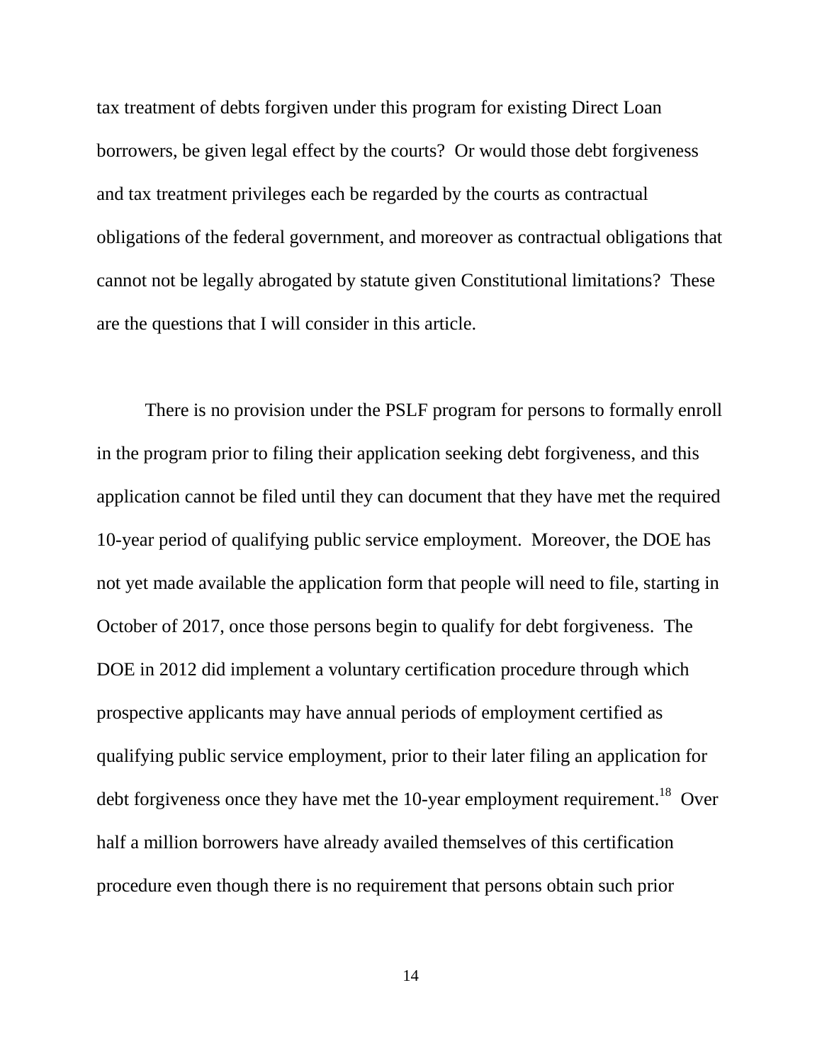tax treatment of debts forgiven under this program for existing Direct Loan borrowers, be given legal effect by the courts? Or would those debt forgiveness and tax treatment privileges each be regarded by the courts as contractual obligations of the federal government, and moreover as contractual obligations that cannot not be legally abrogated by statute given Constitutional limitations? These are the questions that I will consider in this article.

There is no provision under the PSLF program for persons to formally enroll in the program prior to filing their application seeking debt forgiveness, and this application cannot be filed until they can document that they have met the required 10-year period of qualifying public service employment. Moreover, the DOE has not yet made available the application form that people will need to file, starting in October of 2017, once those persons begin to qualify for debt forgiveness. The DOE in 2012 did implement a voluntary certification procedure through which prospective applicants may have annual periods of employment certified as qualifying public service employment, prior to their later filing an application for debt forgiveness once they have met the 10-year employment requirement.[18] Over half a million borrowers have already availed themselves of this certification procedure even though there is no requirement that persons obtain such prior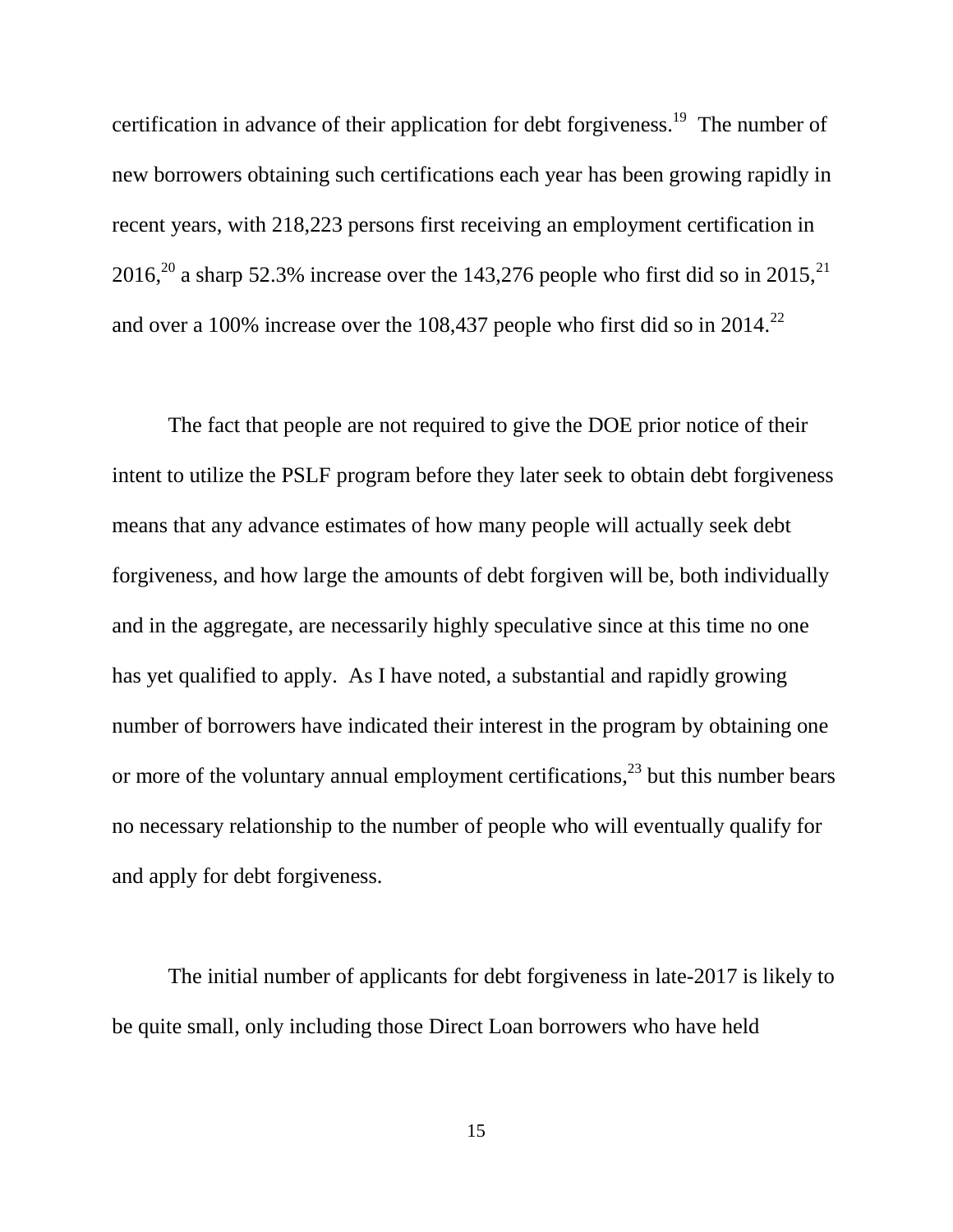certification in advance of their application for debt forgiveness.[19] The number of new borrowers obtaining such certifications each year has been growing rapidly in recent years, with 218,223 persons first receiving an employment certification in 2016,[20] a sharp 52.3% increase over the 143,276 people who first did so in 2015,[21] and over a 100% increase over the 108,437 people who first did so in 2014.[22]

The fact that people are not required to give the DOE prior notice of their intent to utilize the PSLF program before they later seek to obtain debt forgiveness means that any advance estimates of how many people will actually seek debt forgiveness, and how large the amounts of debt forgiven will be, both individually and in the aggregate, are necessarily highly speculative since at this time no one has yet qualified to apply. As I have noted, a substantial and rapidly growing number of borrowers have indicated their interest in the program by obtaining one or more of the voluntary annual employment certifications,[23] but this number bears no necessary relationship to the number of people who will eventually qualify for and apply for debt forgiveness.

The initial number of applicants for debt forgiveness in late-2017 is likely to be quite small, only including those Direct Loan borrowers who have held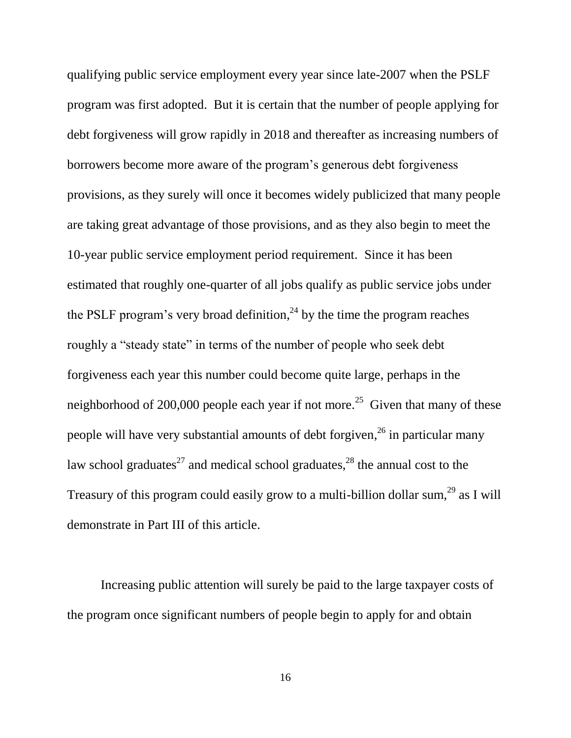qualifying public service employment every year since late-2007 when the PSLF program was first adopted. But it is certain that the number of people applying for debt forgiveness will grow rapidly in 2018 and thereafter as increasing numbers of borrowers become more aware of the program's generous debt forgiveness provisions, as they surely will once it becomes widely publicized that many people are taking great advantage of those provisions, and as they also begin to meet the 10-year public service employment period requirement. Since it has been estimated that roughly one-quarter of all jobs qualify as public service jobs under the PSLF program's very broad definition,[24] by the time the program reaches roughly a "steady state" in terms of the number of people who seek debt forgiveness each year this number could become quite large, perhaps in the neighborhood of 200,000 people each year if not more.[25] Given that many of these people will have very substantial amounts of debt forgiven,[26] in particular many law school graduates[27] and medical school graduates,[28] the annual cost to the Treasury of this program could easily grow to a multi-billion dollar sum,[29] as I will demonstrate in Part III of this article.

Increasing public attention will surely be paid to the large taxpayer costs of the program once significant numbers of people begin to apply for and obtain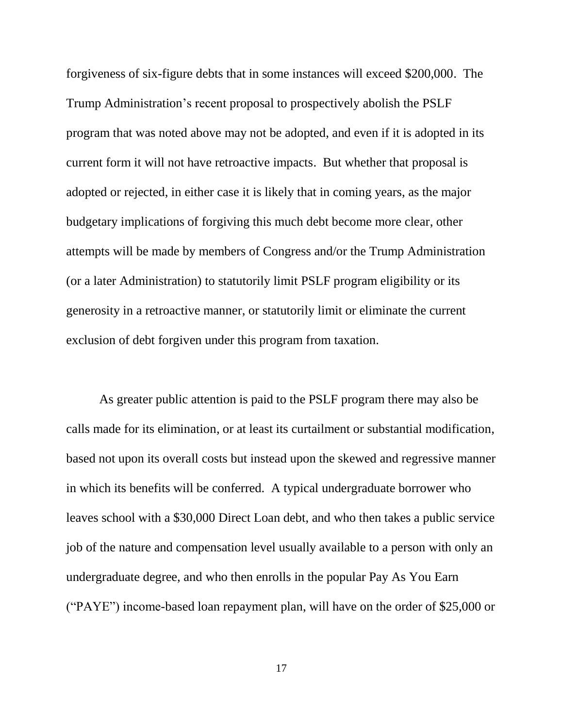forgiveness of six-figure debts that in some instances will exceed $200,000. The Trump Administration's recent proposal to prospectively abolish the PSLF program that was noted above may not be adopted, and even if it is adopted in its current form it will not have retroactive impacts. But whether that proposal is adopted or rejected, in either case it is likely that in coming years, as the major budgetary implications of forgiving this much debt become more clear, other attempts will be made by members of Congress and/or the Trump Administration (or a later Administration) to statutorily limit PSLF program eligibility or its generosity in a retroactive manner, or statutorily limit or eliminate the current exclusion of debt forgiven under this program from taxation.

As greater public attention is paid to the PSLF program there may also be calls made for its elimination, or at least its curtailment or substantial modification, based not upon its overall costs but instead upon the skewed and regressive manner in which its benefits will be conferred. A typical undergraduate borrower who leaves school with a $30,000 Direct Loan debt, and who then takes a public service job of the nature and compensation level usually available to a person with only an undergraduate degree, and who then enrolls in the popular Pay As You Earn ("PAYE") income-based loan repayment plan, will have on the order of $25,000 or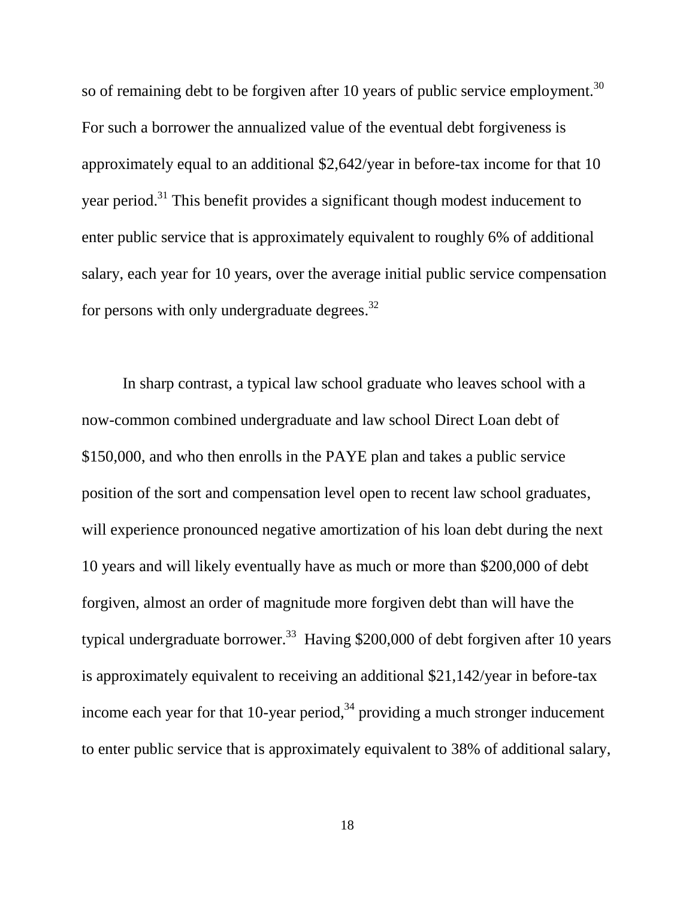so of remaining debt to be forgiven after 10 years of public service employment.[30] For such a borrower the annualized value of the eventual debt forgiveness is approximately equal to an additional $2,642/year in before-tax income for that 10 year period.[31] This benefit provides a significant though modest inducement to enter public service that is approximately equivalent to roughly 6% of additional salary, each year for 10 years, over the average initial public service compensation for persons with only undergraduate degrees.[32]

In sharp contrast, a typical law school graduate who leaves school with a now-common combined undergraduate and law school Direct Loan debt of $150,000, and who then enrolls in the PAYE plan and takes a public service position of the sort and compensation level open to recent law school graduates, will experience pronounced negative amortization of his loan debt during the next 10 years and will likely eventually have as much or more than $200,000 of debt forgiven, almost an order of magnitude more forgiven debt than will have the typical undergraduate borrower.[33] Having $200,000 of debt forgiven after 10 years is approximately equivalent to receiving an additional $21,142/year in before-tax income each year for that 10-year period,[34] providing a much stronger inducement to enter public service that is approximately equivalent to 38% of additional salary,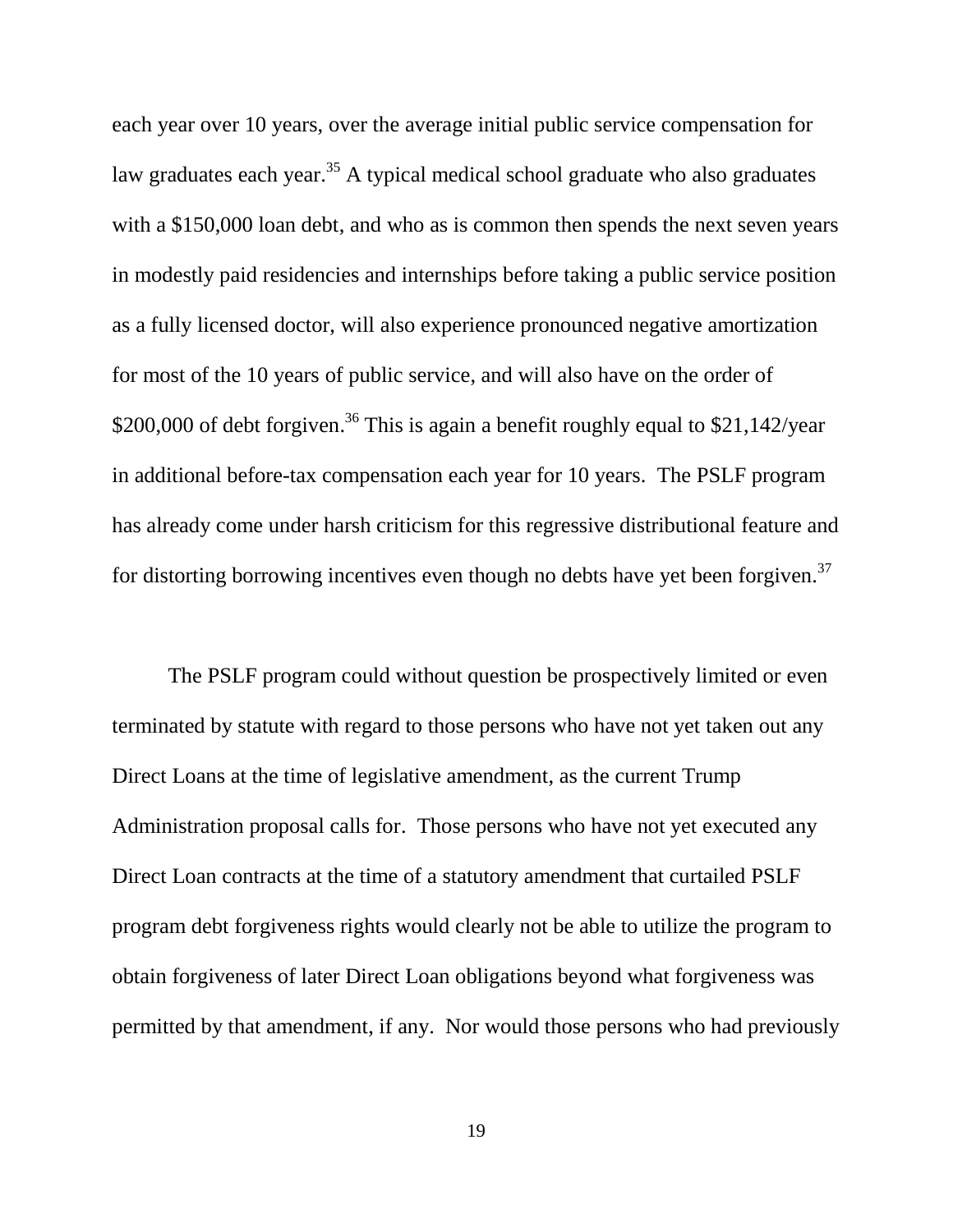each year over 10 years, over the average initial public service compensation for law graduates each year.[35] A typical medical school graduate who also graduates with a $150,000 loan debt, and who as is common then spends the next seven years in modestly paid residencies and internships before taking a public service position as a fully licensed doctor, will also experience pronounced negative amortization for most of the 10 years of public service, and will also have on the order of $200,000 of debt forgiven.[36] This is again a benefit roughly equal to $21,142/year in additional before-tax compensation each year for 10 years. The PSLF program has already come under harsh criticism for this regressive distributional feature and for distorting borrowing incentives even though no debts have yet been forgiven.[37]

The PSLF program could without question be prospectively limited or even terminated by statute with regard to those persons who have not yet taken out any Direct Loans at the time of legislative amendment, as the current Trump Administration proposal calls for. Those persons who have not yet executed any Direct Loan contracts at the time of a statutory amendment that curtailed PSLF program debt forgiveness rights would clearly not be able to utilize the program to obtain forgiveness of later Direct Loan obligations beyond what forgiveness was permitted by that amendment, if any. Nor would those persons who had previously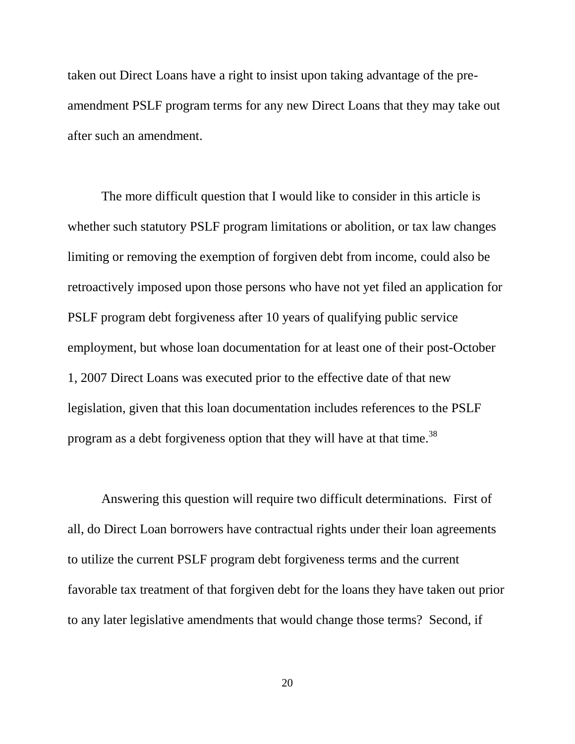taken out Direct Loans have a right to insist upon taking advantage of the pre-amendment PSLF program terms for any new Direct Loans that they may take out after such an amendment.

The more difficult question that I would like to consider in this article is whether such statutory PSLF program limitations or abolition, or tax law changes limiting or removing the exemption of forgiven debt from income, could also be retroactively imposed upon those persons who have not yet filed an application for PSLF program debt forgiveness after 10 years of qualifying public service employment, but whose loan documentation for at least one of their post-October 1, 2007 Direct Loans was executed prior to the effective date of that new legislation, given that this loan documentation includes references to the PSLF program as a debt forgiveness option that they will have at that time.[38]

Answering this question will require two difficult determinations. First of all, do Direct Loan borrowers have contractual rights under their loan agreements to utilize the current PSLF program debt forgiveness terms and the current favorable tax treatment of that forgiven debt for the loans they have taken out prior to any later legislative amendments that would change those terms? Second, if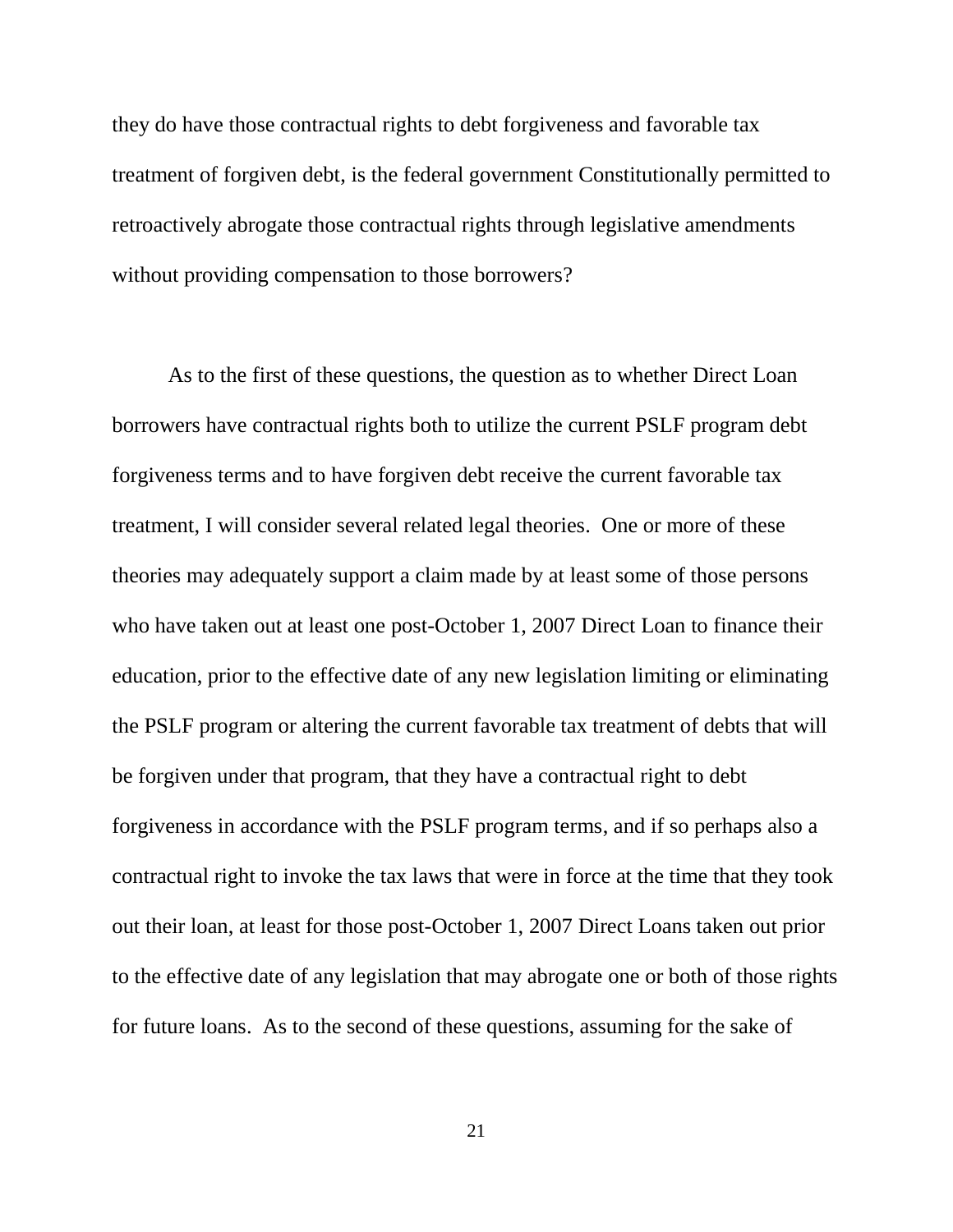they do have those contractual rights to debt forgiveness and favorable tax treatment of forgiven debt, is the federal government Constitutionally permitted to retroactively abrogate those contractual rights through legislative amendments without providing compensation to those borrowers?

As to the first of these questions, the question as to whether Direct Loan borrowers have contractual rights both to utilize the current PSLF program debt forgiveness terms and to have forgiven debt receive the current favorable tax treatment, I will consider several related legal theories. One or more of these theories may adequately support a claim made by at least some of those persons who have taken out at least one post-October 1, 2007 Direct Loan to finance their education, prior to the effective date of any new legislation limiting or eliminating the PSLF program or altering the current favorable tax treatment of debts that will be forgiven under that program, that they have a contractual right to debt forgiveness in accordance with the PSLF program terms, and if so perhaps also a contractual right to invoke the tax laws that were in force at the time that they took out their loan, at least for those post-October 1, 2007 Direct Loans taken out prior to the effective date of any legislation that may abrogate one or both of those rights for future loans. As to the second of these questions, assuming for the sake of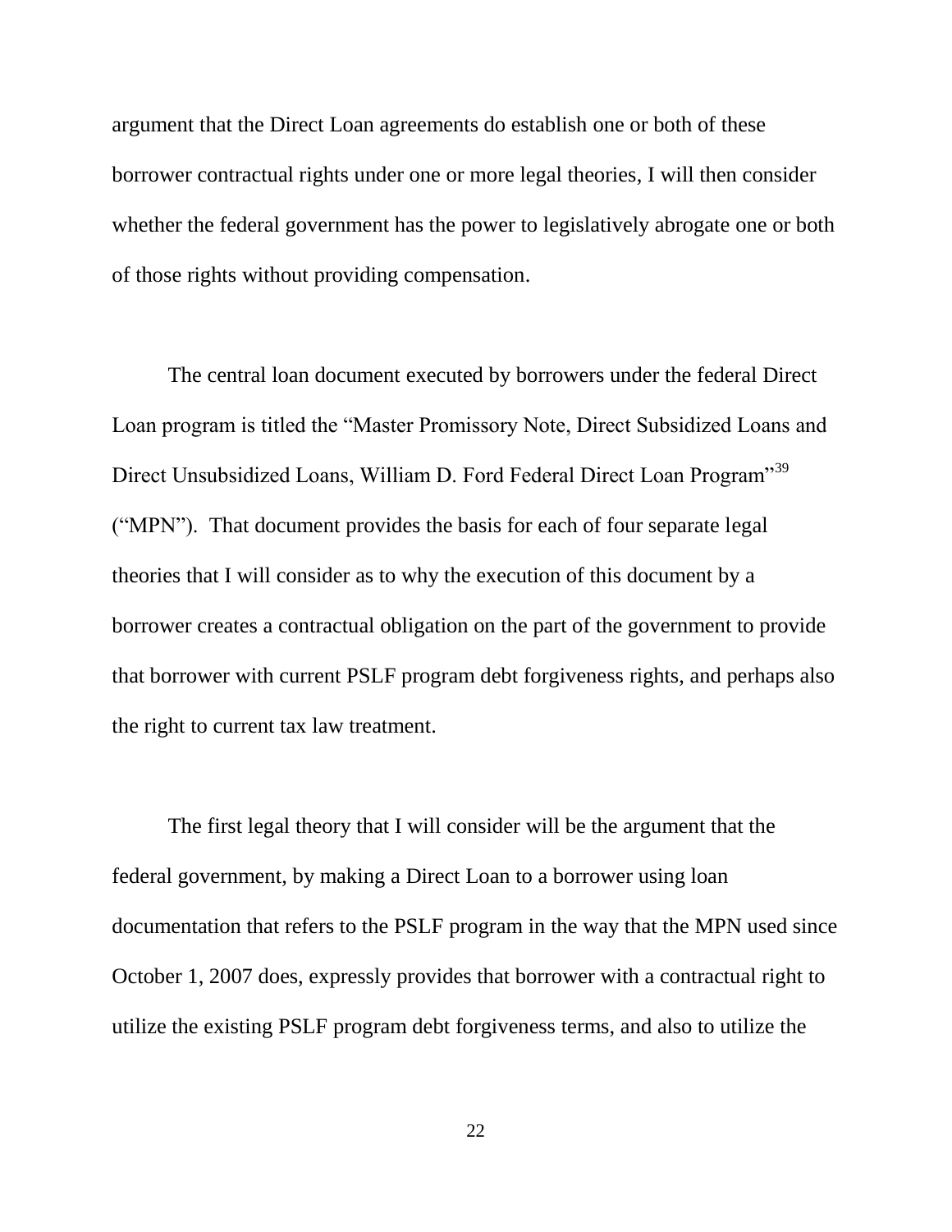argument that the Direct Loan agreements do establish one or both of these borrower contractual rights under one or more legal theories, I will then consider whether the federal government has the power to legislatively abrogate one or both of those rights without providing compensation.

The central loan document executed by borrowers under the federal Direct Loan program is titled the "Master Promissory Note, Direct Subsidized Loans and Direct Unsubsidized Loans, William D. Ford Federal Direct Loan Program"[39] ("MPN"). That document provides the basis for each of four separate legal theories that I will consider as to why the execution of this document by a borrower creates a contractual obligation on the part of the government to provide that borrower with current PSLF program debt forgiveness rights, and perhaps also the right to current tax law treatment.

The first legal theory that I will consider will be the argument that the federal government, by making a Direct Loan to a borrower using loan documentation that refers to the PSLF program in the way that the MPN used since October 1, 2007 does, expressly provides that borrower with a contractual right to utilize the existing PSLF program debt forgiveness terms, and also to utilize the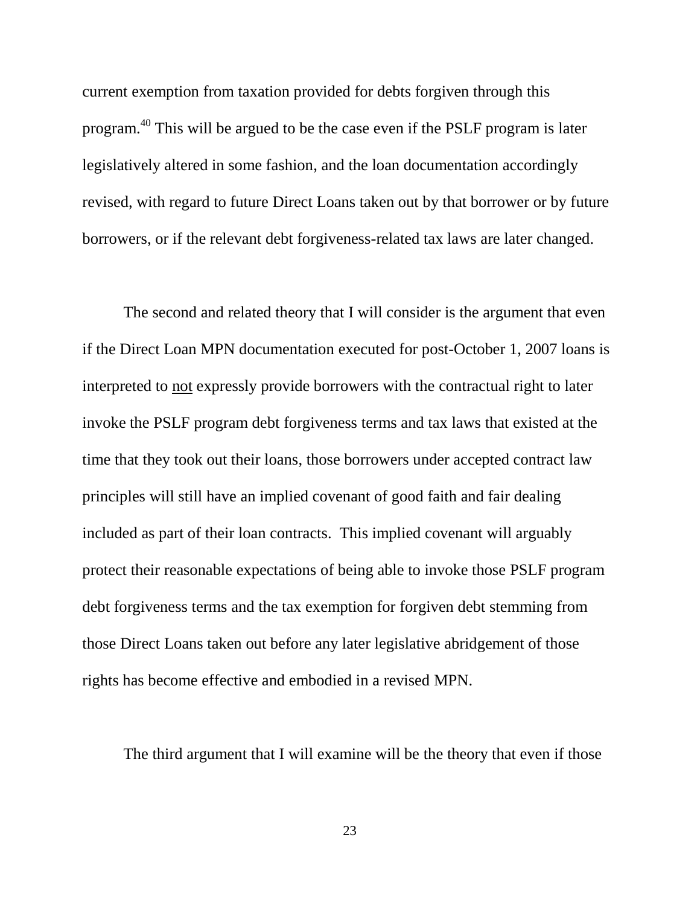current exemption from taxation provided for debts forgiven through this program.[40] This will be argued to be the case even if the PSLF program is later legislatively altered in some fashion, and the loan documentation accordingly revised, with regard to future Direct Loans taken out by that borrower or by future borrowers, or if the relevant debt forgiveness-related tax laws are later changed.

The second and related theory that I will consider is the argument that even if the Direct Loan MPN documentation executed for post-October 1, 2007 loans is interpreted to <u>not</u> expressly provide borrowers with the contractual right to later invoke the PSLF program debt forgiveness terms and tax laws that existed at the time that they took out their loans, those borrowers under accepted contract law principles will still have an implied covenant of good faith and fair dealing included as part of their loan contracts. This implied covenant will arguably protect their reasonable expectations of being able to invoke those PSLF program debt forgiveness terms and the tax exemption for forgiven debt stemming from those Direct Loans taken out before any later legislative abridgement of those rights has become effective and embodied in a revised MPN.

The third argument that I will examine will be the theory that even if those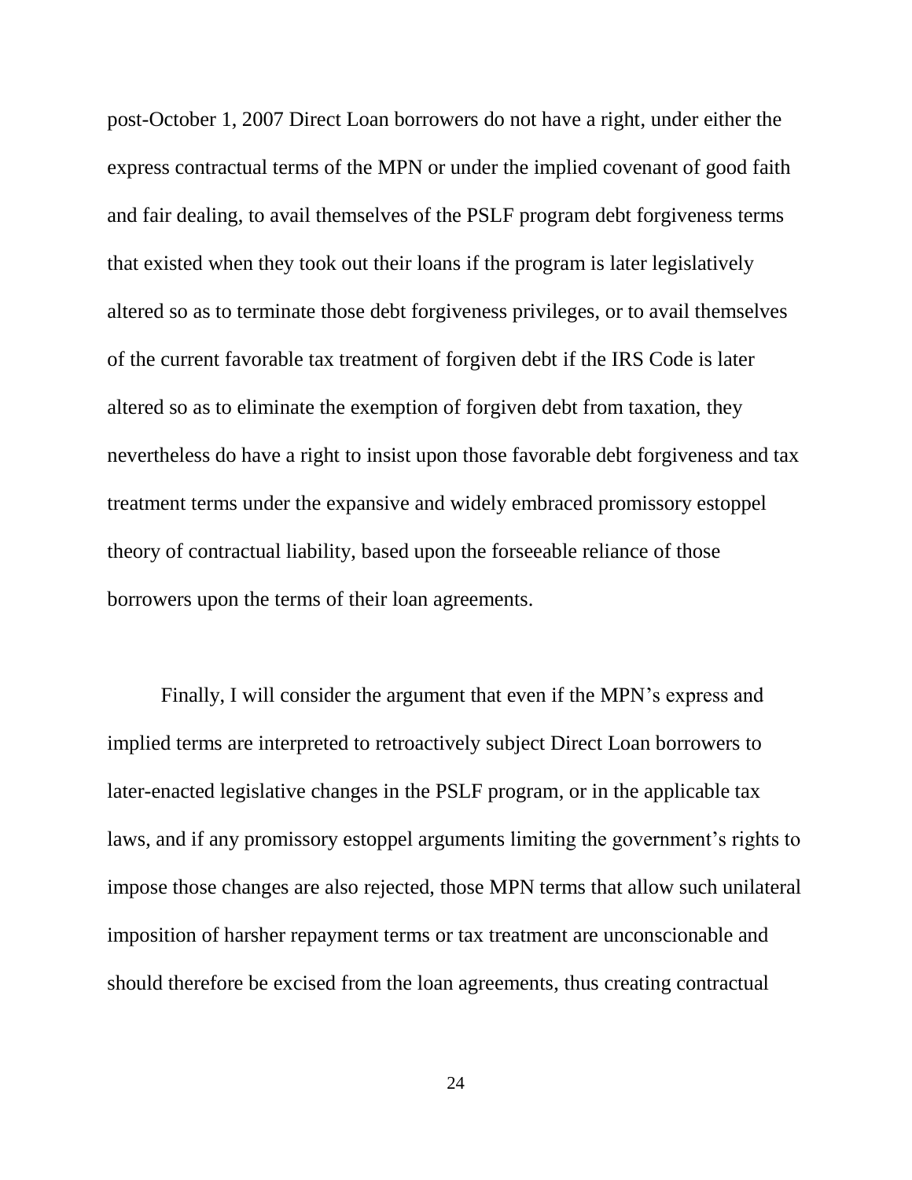post-October 1, 2007 Direct Loan borrowers do not have a right, under either the express contractual terms of the MPN or under the implied covenant of good faith and fair dealing, to avail themselves of the PSLF program debt forgiveness terms that existed when they took out their loans if the program is later legislatively altered so as to terminate those debt forgiveness privileges, or to avail themselves of the current favorable tax treatment of forgiven debt if the IRS Code is later altered so as to eliminate the exemption of forgiven debt from taxation, they nevertheless do have a right to insist upon those favorable debt forgiveness and tax treatment terms under the expansive and widely embraced promissory estoppel theory of contractual liability, based upon the forseeable reliance of those borrowers upon the terms of their loan agreements.

Finally, I will consider the argument that even if the MPN's express and implied terms are interpreted to retroactively subject Direct Loan borrowers to later-enacted legislative changes in the PSLF program, or in the applicable tax laws, and if any promissory estoppel arguments limiting the government's rights to impose those changes are also rejected, those MPN terms that allow such unilateral imposition of harsher repayment terms or tax treatment are unconscionable and should therefore be excised from the loan agreements, thus creating contractual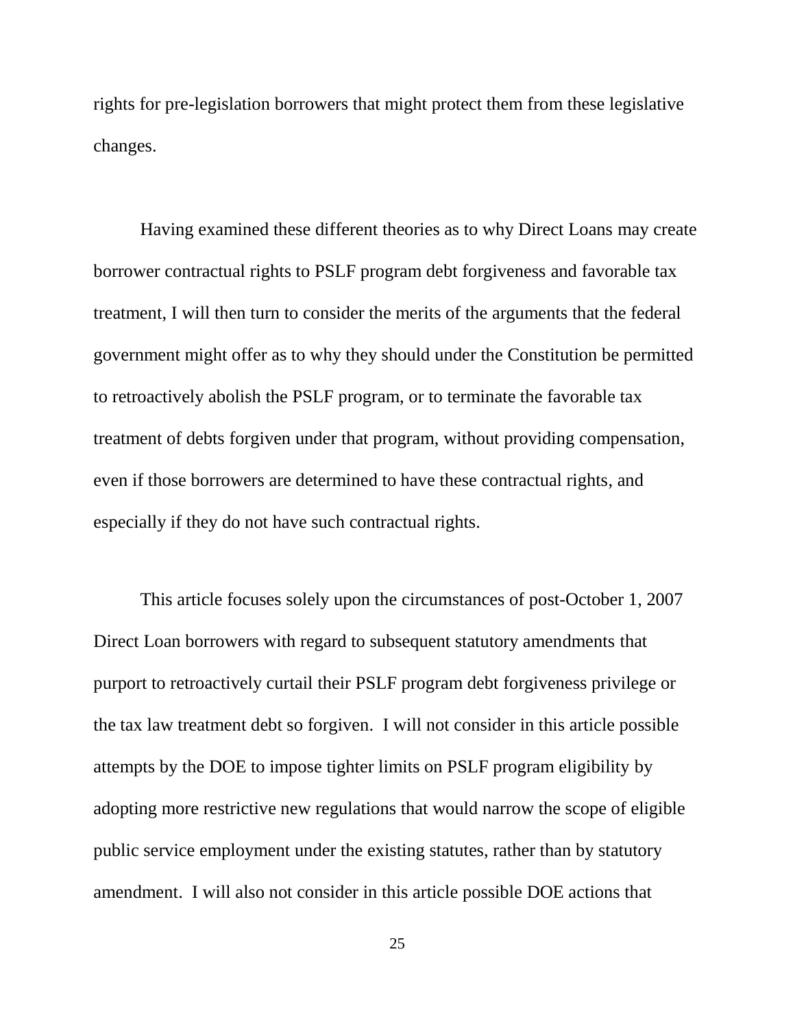rights for pre-legislation borrowers that might protect them from these legislative changes.

Having examined these different theories as to why Direct Loans may create borrower contractual rights to PSLF program debt forgiveness and favorable tax treatment, I will then turn to consider the merits of the arguments that the federal government might offer as to why they should under the Constitution be permitted to retroactively abolish the PSLF program, or to terminate the favorable tax treatment of debts forgiven under that program, without providing compensation, even if those borrowers are determined to have these contractual rights, and especially if they do not have such contractual rights.

This article focuses solely upon the circumstances of post-October 1, 2007 Direct Loan borrowers with regard to subsequent statutory amendments that purport to retroactively curtail their PSLF program debt forgiveness privilege or the tax law treatment debt so forgiven. I will not consider in this article possible attempts by the DOE to impose tighter limits on PSLF program eligibility by adopting more restrictive new regulations that would narrow the scope of eligible public service employment under the existing statutes, rather than by statutory amendment. I will also not consider in this article possible DOE actions that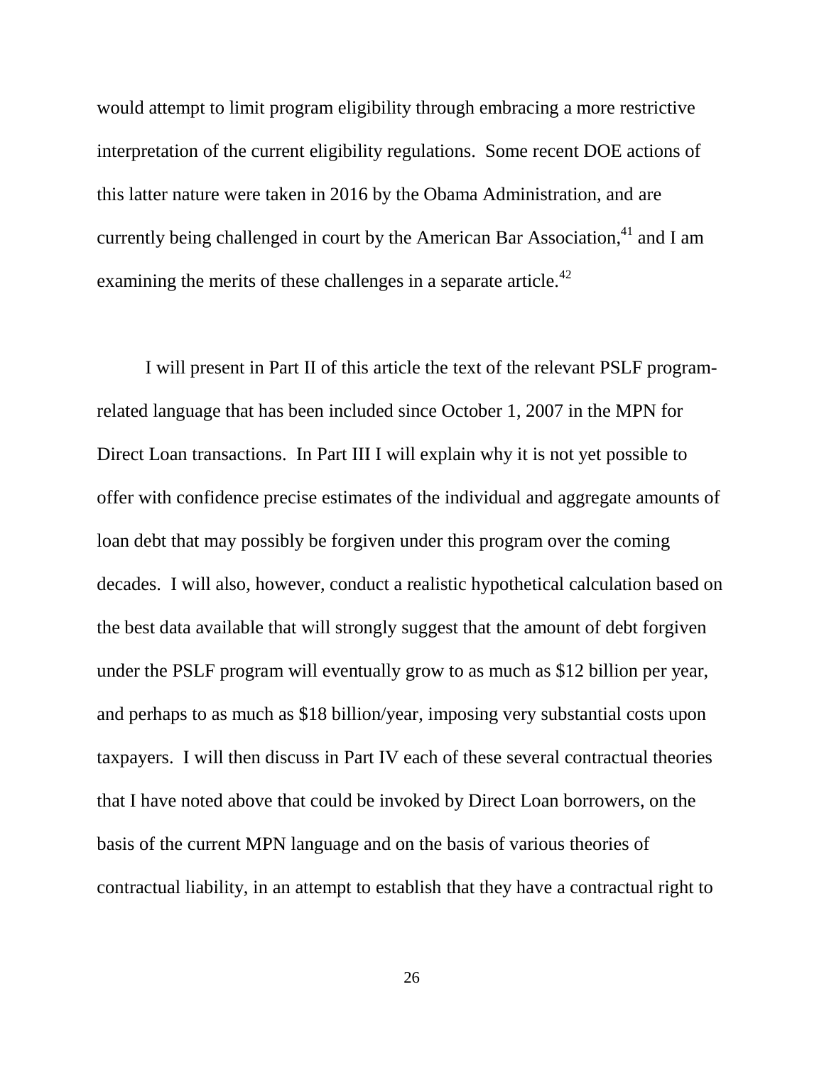would attempt to limit program eligibility through embracing a more restrictive interpretation of the current eligibility regulations. Some recent DOE actions of this latter nature were taken in 2016 by the Obama Administration, and are currently being challenged in court by the American Bar Association,[41] and I am examining the merits of these challenges in a separate article.[42]

I will present in Part II of this article the text of the relevant PSLF program-related language that has been included since October 1, 2007 in the MPN for Direct Loan transactions. In Part III I will explain why it is not yet possible to offer with confidence precise estimates of the individual and aggregate amounts of loan debt that may possibly be forgiven under this program over the coming decades. I will also, however, conduct a realistic hypothetical calculation based on the best data available that will strongly suggest that the amount of debt forgiven under the PSLF program will eventually grow to as much as $12 billion per year, and perhaps to as much as $18 billion/year, imposing very substantial costs upon taxpayers. I will then discuss in Part IV each of these several contractual theories that I have noted above that could be invoked by Direct Loan borrowers, on the basis of the current MPN language and on the basis of various theories of contractual liability, in an attempt to establish that they have a contractual right to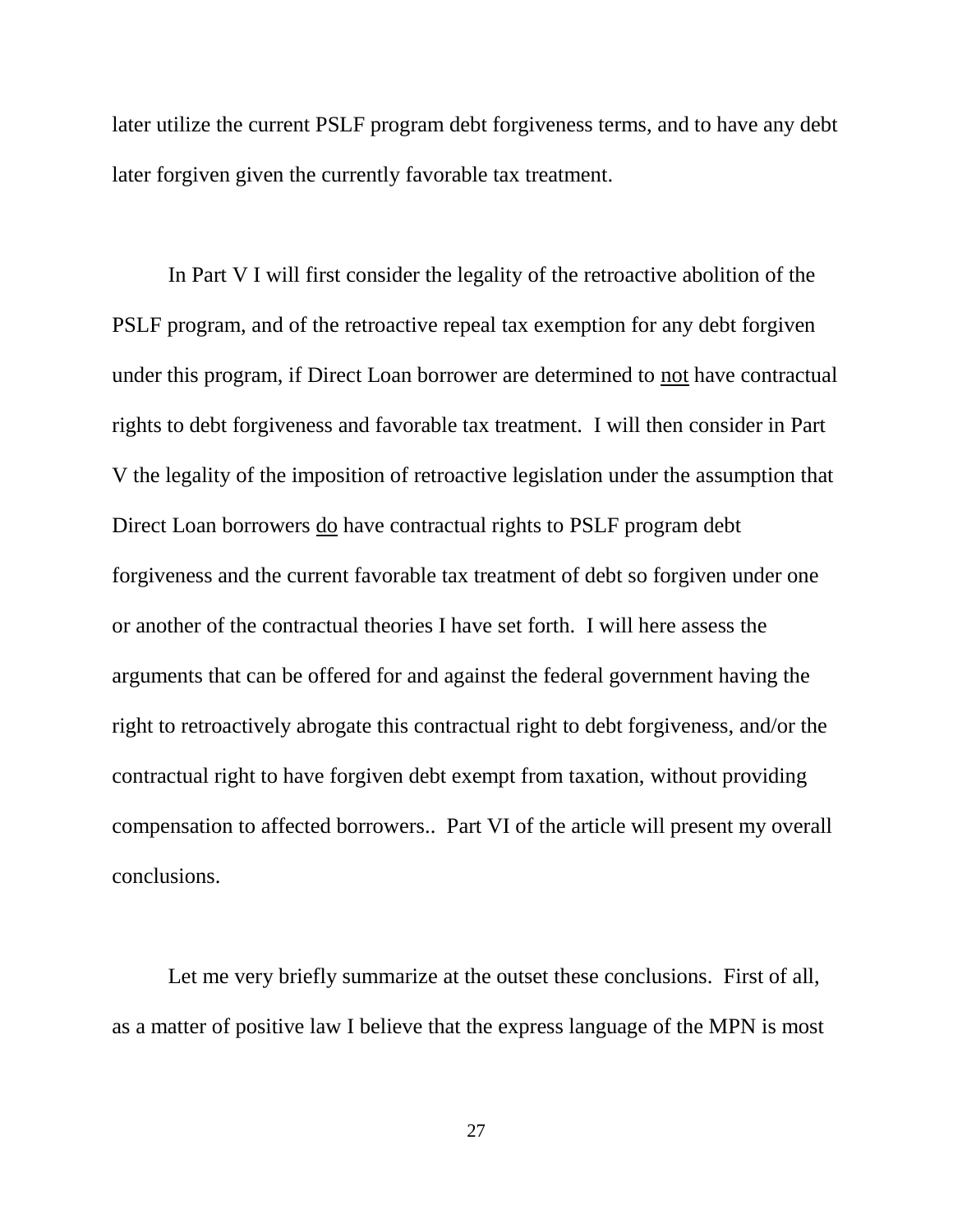later utilize the current PSLF program debt forgiveness terms, and to have any debt later forgiven given the currently favorable tax treatment.

In Part V I will first consider the legality of the retroactive abolition of the PSLF program, and of the retroactive repeal tax exemption for any debt forgiven under this program, if Direct Loan borrower are determined to <u>not</u> have contractual rights to debt forgiveness and favorable tax treatment. I will then consider in Part V the legality of the imposition of retroactive legislation under the assumption that Direct Loan borrowers <u>do</u> have contractual rights to PSLF program debt forgiveness and the current favorable tax treatment of debt so forgiven under one or another of the contractual theories I have set forth. I will here assess the arguments that can be offered for and against the federal government having the right to retroactively abrogate this contractual right to debt forgiveness, and/or the contractual right to have forgiven debt exempt from taxation, without providing compensation to affected borrowers.. Part VI of the article will present my overall conclusions.

Let me very briefly summarize at the outset these conclusions. First of all, as a matter of positive law I believe that the express language of the MPN is most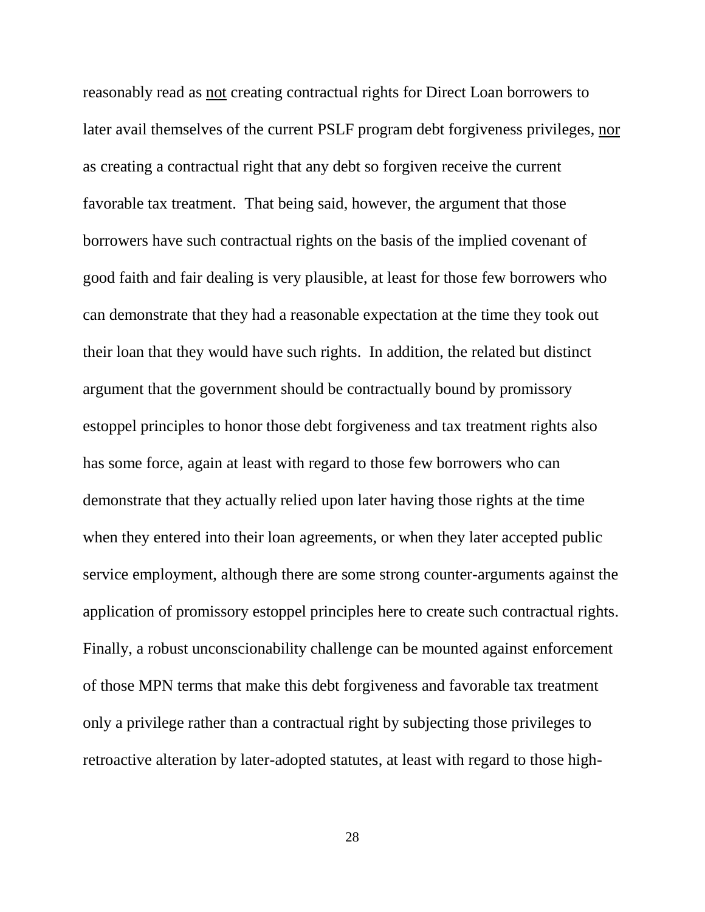reasonably read as <u>not</u> creating contractual rights for Direct Loan borrowers to later avail themselves of the current PSLF program debt forgiveness privileges, <u>nor</u> as creating a contractual right that any debt so forgiven receive the current favorable tax treatment. That being said, however, the argument that those borrowers have such contractual rights on the basis of the implied covenant of good faith and fair dealing is very plausible, at least for those few borrowers who can demonstrate that they had a reasonable expectation at the time they took out their loan that they would have such rights. In addition, the related but distinct argument that the government should be contractually bound by promissory estoppel principles to honor those debt forgiveness and tax treatment rights also has some force, again at least with regard to those few borrowers who can demonstrate that they actually relied upon later having those rights at the time when they entered into their loan agreements, or when they later accepted public service employment, although there are some strong counter-arguments against the application of promissory estoppel principles here to create such contractual rights. Finally, a robust unconscionability challenge can be mounted against enforcement of those MPN terms that make this debt forgiveness and favorable tax treatment only a privilege rather than a contractual right by subjecting those privileges to retroactive alteration by later-adopted statutes, at least with regard to those high-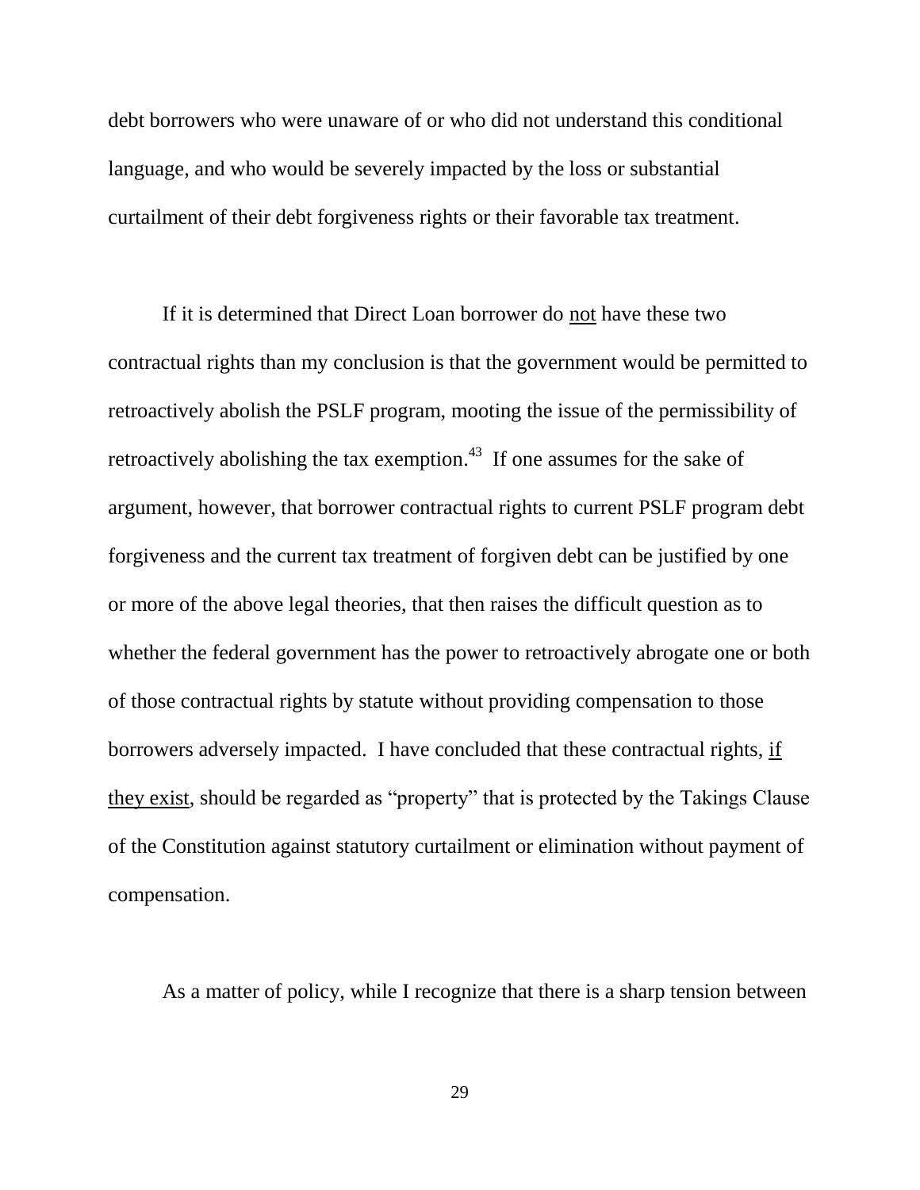debt borrowers who were unaware of or who did not understand this conditional language, and who would be severely impacted by the loss or substantial curtailment of their debt forgiveness rights or their favorable tax treatment.

If it is determined that Direct Loan borrower do not have these two contractual rights than my conclusion is that the government would be permitted to retroactively abolish the PSLF program, mooting the issue of the permissibility of retroactively abolishing the tax exemption.[43] If one assumes for the sake of argument, however, that borrower contractual rights to current PSLF program debt forgiveness and the current tax treatment of forgiven debt can be justified by one or more of the above legal theories, that then raises the difficult question as to whether the federal government has the power to retroactively abrogate one or both of those contractual rights by statute without providing compensation to those borrowers adversely impacted. I have concluded that these contractual rights, if they exist, should be regarded as "property" that is protected by the Takings Clause of the Constitution against statutory curtailment or elimination without payment of compensation.

As a matter of policy, while I recognize that there is a sharp tension between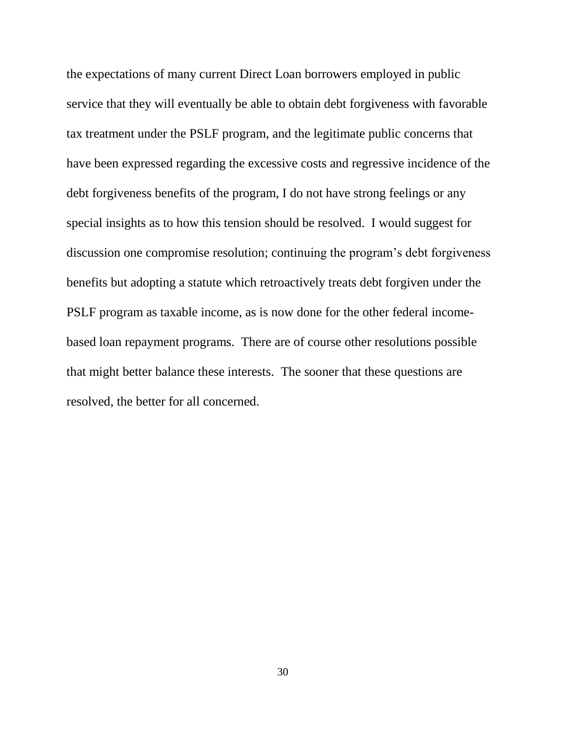the expectations of many current Direct Loan borrowers employed in public service that they will eventually be able to obtain debt forgiveness with favorable tax treatment under the PSLF program, and the legitimate public concerns that have been expressed regarding the excessive costs and regressive incidence of the debt forgiveness benefits of the program, I do not have strong feelings or any special insights as to how this tension should be resolved. I would suggest for discussion one compromise resolution; continuing the program's debt forgiveness benefits but adopting a statute which retroactively treats debt forgiven under the PSLF program as taxable income, as is now done for the other federal income-based loan repayment programs. There are of course other resolutions possible that might better balance these interests. The sooner that these questions are resolved, the better for all concerned.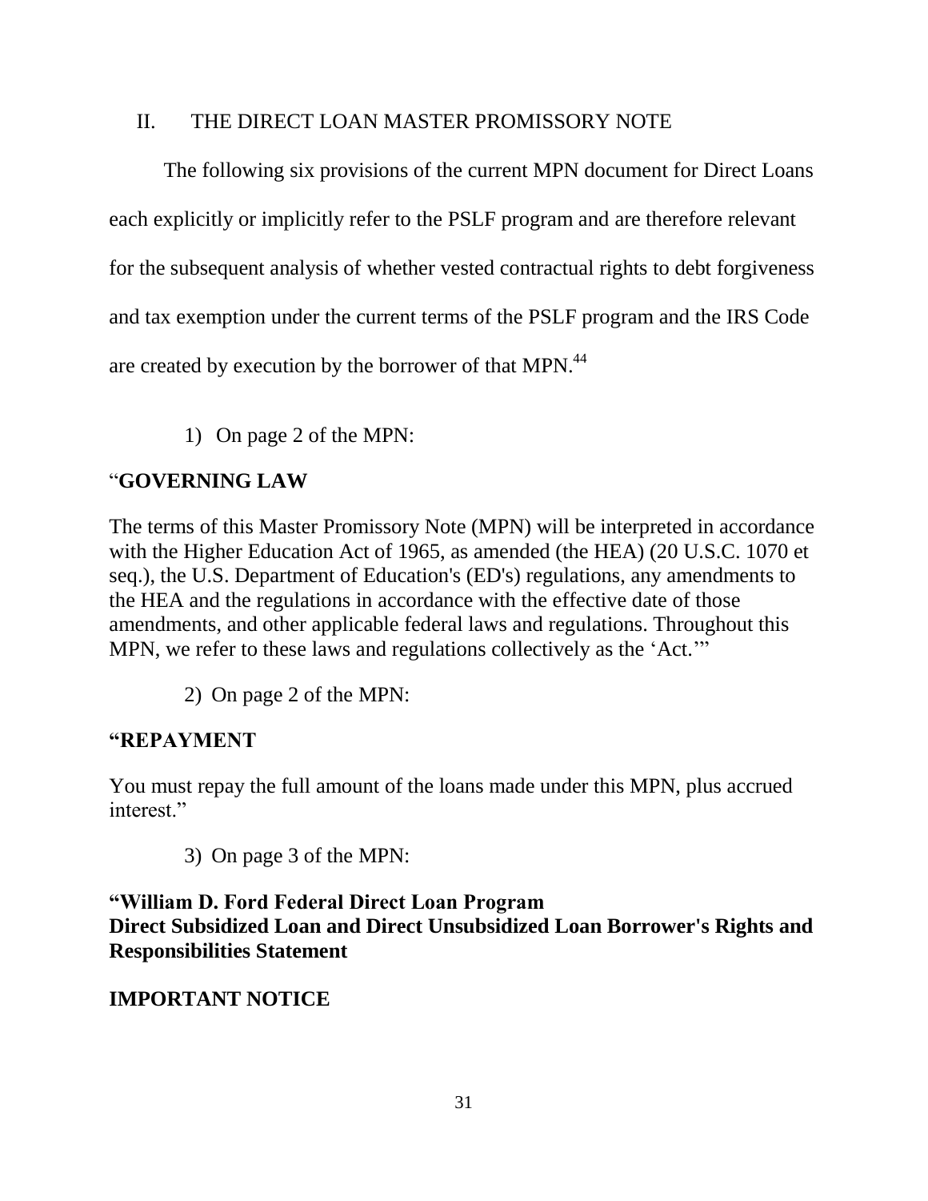## II. THE DIRECT LOAN MASTER PROMISSORY NOTE

The following six provisions of the current MPN document for Direct Loans each explicitly or implicitly refer to the PSLF program and are therefore relevant for the subsequent analysis of whether vested contractual rights to debt forgiveness and tax exemption under the current terms of the PSLF program and the IRS Code are created by execution by the borrower of that MPN.[44]

1) On page 2 of the MPN:

"**GOVERNING LAW**

The terms of this Master Promissory Note (MPN) will be interpreted in accordance with the Higher Education Act of 1965, as amended (the HEA) (20 U.S.C. 1070 et seq.), the U.S. Department of Education's (ED's) regulations, any amendments to the HEA and the regulations in accordance with the effective date of those amendments, and other applicable federal laws and regulations. Throughout this MPN, we refer to these laws and regulations collectively as the 'Act.'"

2) On page 2 of the MPN:

**"REPAYMENT**

You must repay the full amount of the loans made under this MPN, plus accrued interest."

3) On page 3 of the MPN:

**"William D. Ford Federal Direct Loan Program**
**Direct Subsidized Loan and Direct Unsubsidized Loan Borrower's Rights and Responsibilities Statement**

**IMPORTANT NOTICE**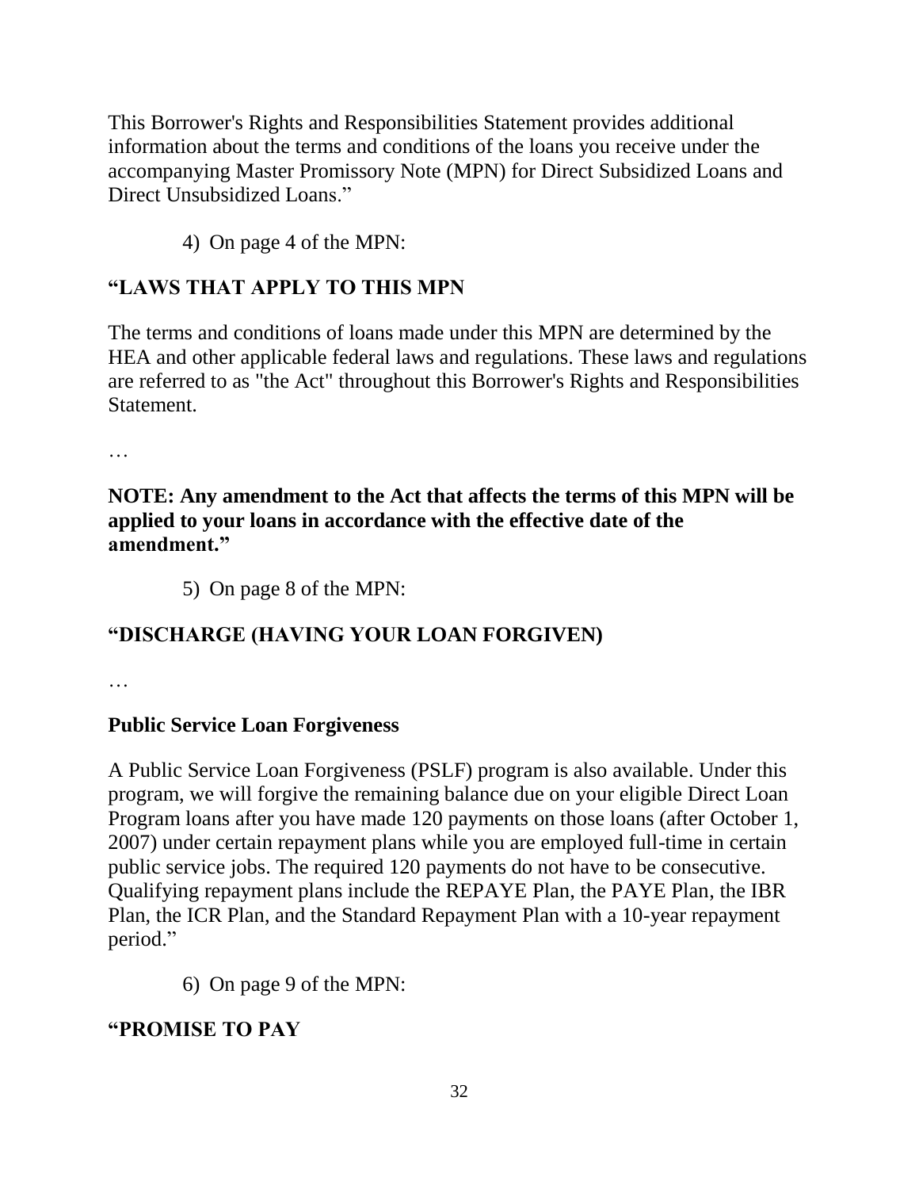This Borrower's Rights and Responsibilities Statement provides additional information about the terms and conditions of the loans you receive under the accompanying Master Promissory Note (MPN) for Direct Subsidized Loans and Direct Unsubsidized Loans."

4) On page 4 of the MPN:

**"LAWS THAT APPLY TO THIS MPN**

The terms and conditions of loans made under this MPN are determined by the HEA and other applicable federal laws and regulations. These laws and regulations are referred to as "the Act" throughout this Borrower's Rights and Responsibilities Statement.

…

**NOTE: Any amendment to the Act that affects the terms of this MPN will be applied to your loans in accordance with the effective date of the amendment."**

5) On page 8 of the MPN:

**"DISCHARGE (HAVING YOUR LOAN FORGIVEN)**

…

**Public Service Loan Forgiveness**

A Public Service Loan Forgiveness (PSLF) program is also available. Under this program, we will forgive the remaining balance due on your eligible Direct Loan Program loans after you have made 120 payments on those loans (after October 1, 2007) under certain repayment plans while you are employed full-time in certain public service jobs. The required 120 payments do not have to be consecutive. Qualifying repayment plans include the REPAYE Plan, the PAYE Plan, the IBR Plan, the ICR Plan, and the Standard Repayment Plan with a 10-year repayment period."

6) On page 9 of the MPN:

**"PROMISE TO PAY**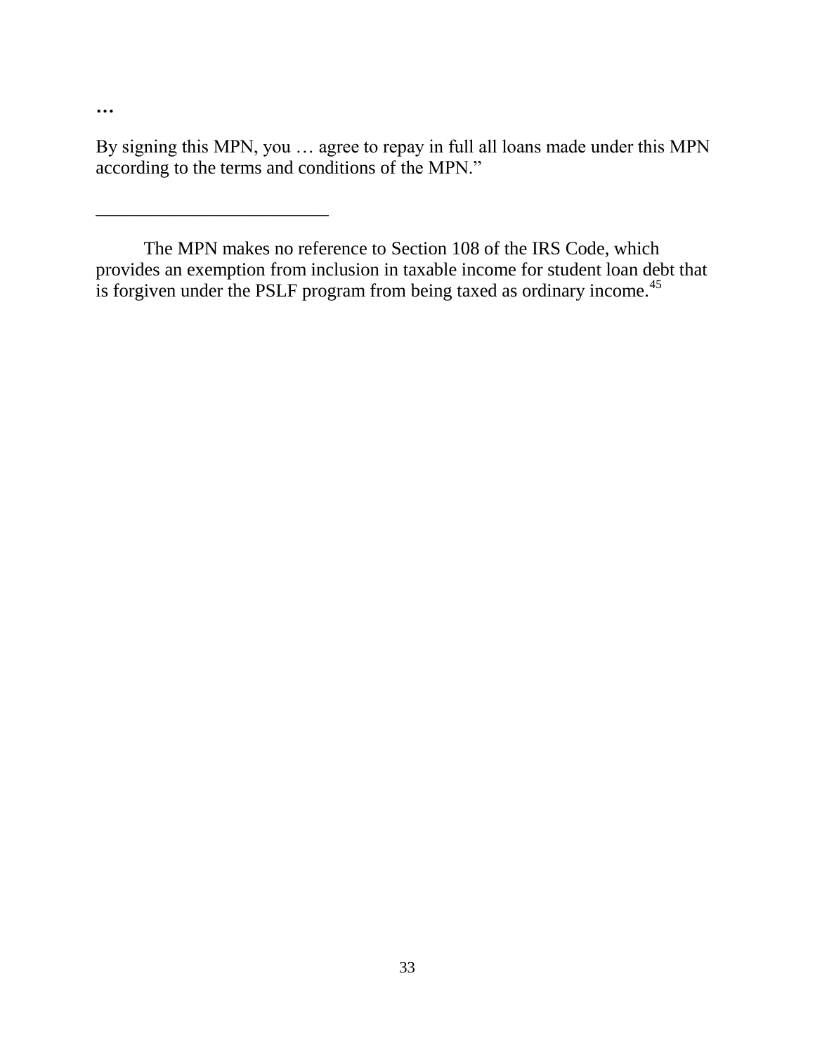…

By signing this MPN, you … agree to repay in full all loans made under this MPN according to the terms and conditions of the MPN."

\_\_\_\_\_\_\_\_\_\_\_\_\_\_\_\_\_\_\_\_\_\_\_\_\_

The MPN makes no reference to Section 108 of the IRS Code, which provides an exemption from inclusion in taxable income for student loan debt that is forgiven under the PSLF program from being taxed as ordinary income.[45]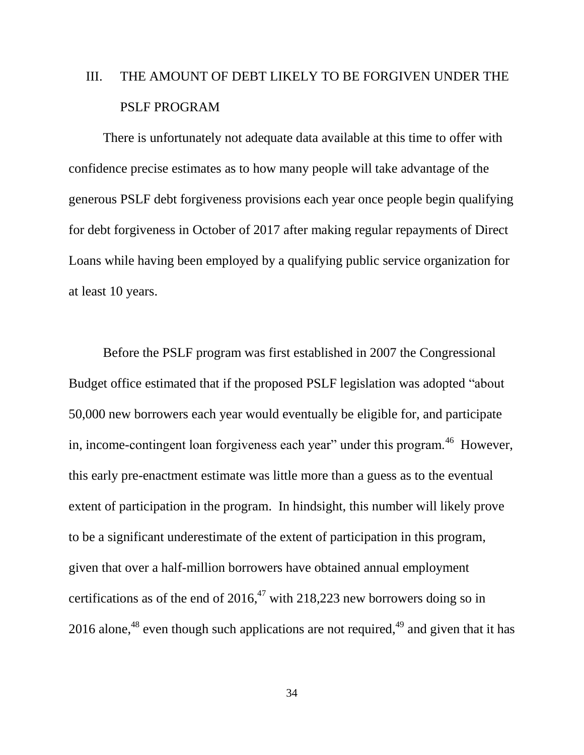## III. THE AMOUNT OF DEBT LIKELY TO BE FORGIVEN UNDER THE PSLF PROGRAM

There is unfortunately not adequate data available at this time to offer with confidence precise estimates as to how many people will take advantage of the generous PSLF debt forgiveness provisions each year once people begin qualifying for debt forgiveness in October of 2017 after making regular repayments of Direct Loans while having been employed by a qualifying public service organization for at least 10 years.

Before the PSLF program was first established in 2007 the Congressional Budget office estimated that if the proposed PSLF legislation was adopted "about 50,000 new borrowers each year would eventually be eligible for, and participate in, income-contingent loan forgiveness each year" under this program.[46] However, this early pre-enactment estimate was little more than a guess as to the eventual extent of participation in the program. In hindsight, this number will likely prove to be a significant underestimate of the extent of participation in this program, given that over a half-million borrowers have obtained annual employment certifications as of the end of 2016,[47] with 218,223 new borrowers doing so in 2016 alone,[48] even though such applications are not required,[49] and given that it has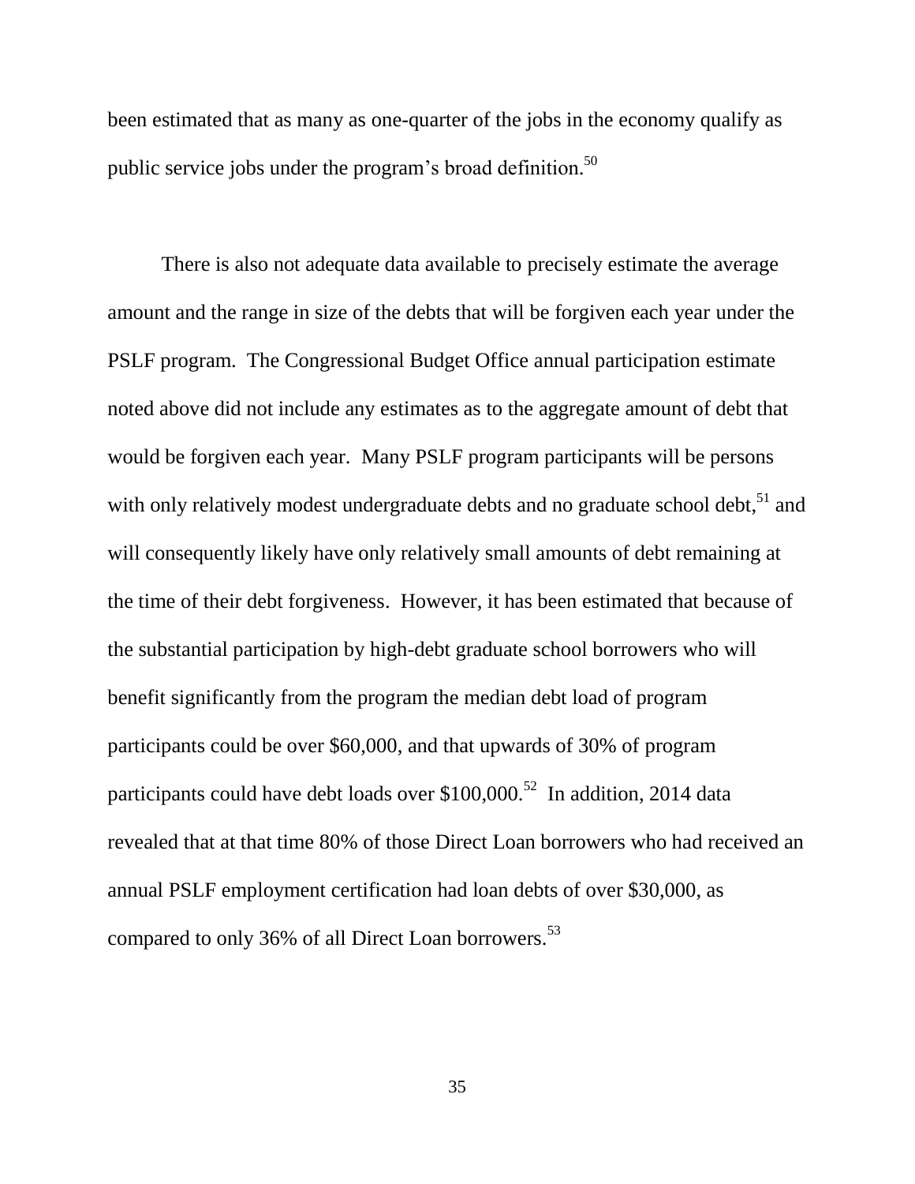been estimated that as many as one-quarter of the jobs in the economy qualify as public service jobs under the program's broad definition.[50]

There is also not adequate data available to precisely estimate the average amount and the range in size of the debts that will be forgiven each year under the PSLF program. The Congressional Budget Office annual participation estimate noted above did not include any estimates as to the aggregate amount of debt that would be forgiven each year. Many PSLF program participants will be persons with only relatively modest undergraduate debts and no graduate school debt,[51] and will consequently likely have only relatively small amounts of debt remaining at the time of their debt forgiveness. However, it has been estimated that because of the substantial participation by high-debt graduate school borrowers who will benefit significantly from the program the median debt load of program participants could be over $60,000, and that upwards of 30% of program participants could have debt loads over $100,000.[52] In addition, 2014 data revealed that at that time 80% of those Direct Loan borrowers who had received an annual PSLF employment certification had loan debts of over $30,000, as compared to only 36% of all Direct Loan borrowers.[53]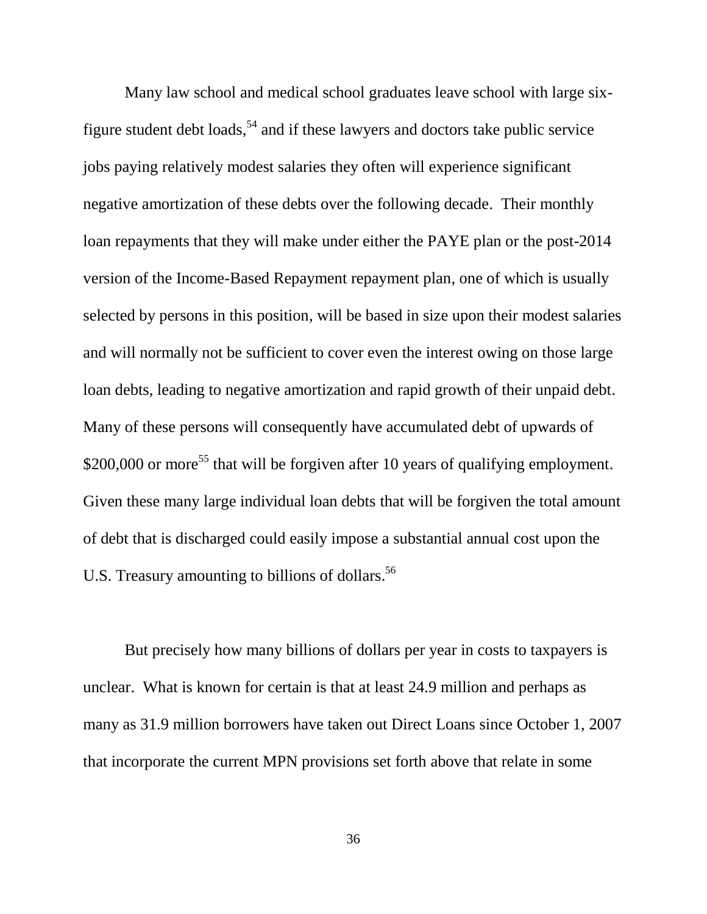Many law school and medical school graduates leave school with large six-figure student debt loads,[54] and if these lawyers and doctors take public service jobs paying relatively modest salaries they often will experience significant negative amortization of these debts over the following decade. Their monthly loan repayments that they will make under either the PAYE plan or the post-2014 version of the Income-Based Repayment repayment plan, one of which is usually selected by persons in this position, will be based in size upon their modest salaries and will normally not be sufficient to cover even the interest owing on those large loan debts, leading to negative amortization and rapid growth of their unpaid debt. Many of these persons will consequently have accumulated debt of upwards of $200,000 or more[55] that will be forgiven after 10 years of qualifying employment. Given these many large individual loan debts that will be forgiven the total amount of debt that is discharged could easily impose a substantial annual cost upon the U.S. Treasury amounting to billions of dollars.[56]

But precisely how many billions of dollars per year in costs to taxpayers is unclear. What is known for certain is that at least 24.9 million and perhaps as many as 31.9 million borrowers have taken out Direct Loans since October 1, 2007 that incorporate the current MPN provisions set forth above that relate in some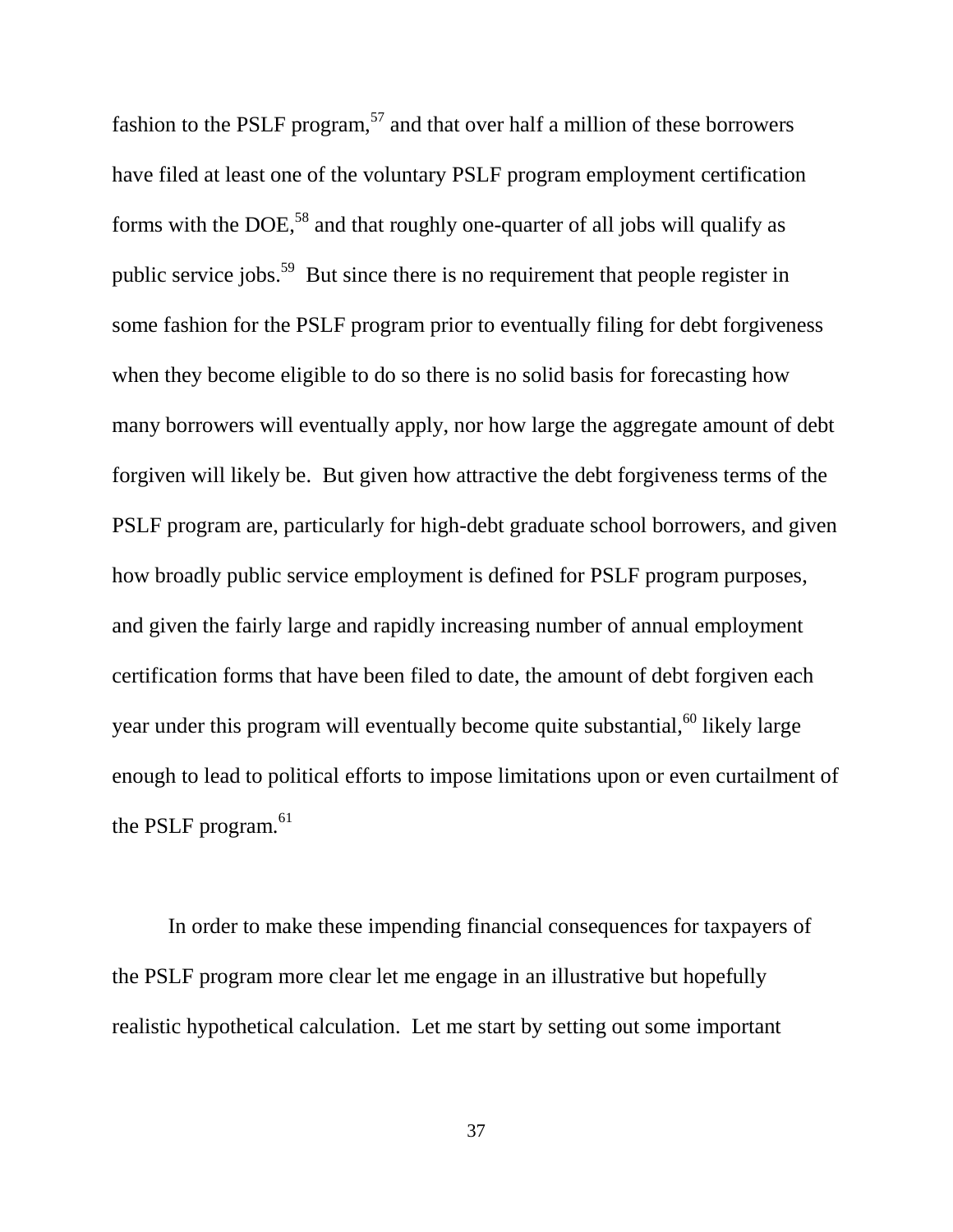fashion to the PSLF program,[57] and that over half a million of these borrowers have filed at least one of the voluntary PSLF program employment certification forms with the DOE,[58] and that roughly one-quarter of all jobs will qualify as public service jobs.[59] But since there is no requirement that people register in some fashion for the PSLF program prior to eventually filing for debt forgiveness when they become eligible to do so there is no solid basis for forecasting how many borrowers will eventually apply, nor how large the aggregate amount of debt forgiven will likely be. But given how attractive the debt forgiveness terms of the PSLF program are, particularly for high-debt graduate school borrowers, and given how broadly public service employment is defined for PSLF program purposes, and given the fairly large and rapidly increasing number of annual employment certification forms that have been filed to date, the amount of debt forgiven each year under this program will eventually become quite substantial,[60] likely large enough to lead to political efforts to impose limitations upon or even curtailment of the PSLF program.[61]

In order to make these impending financial consequences for taxpayers of the PSLF program more clear let me engage in an illustrative but hopefully realistic hypothetical calculation. Let me start by setting out some important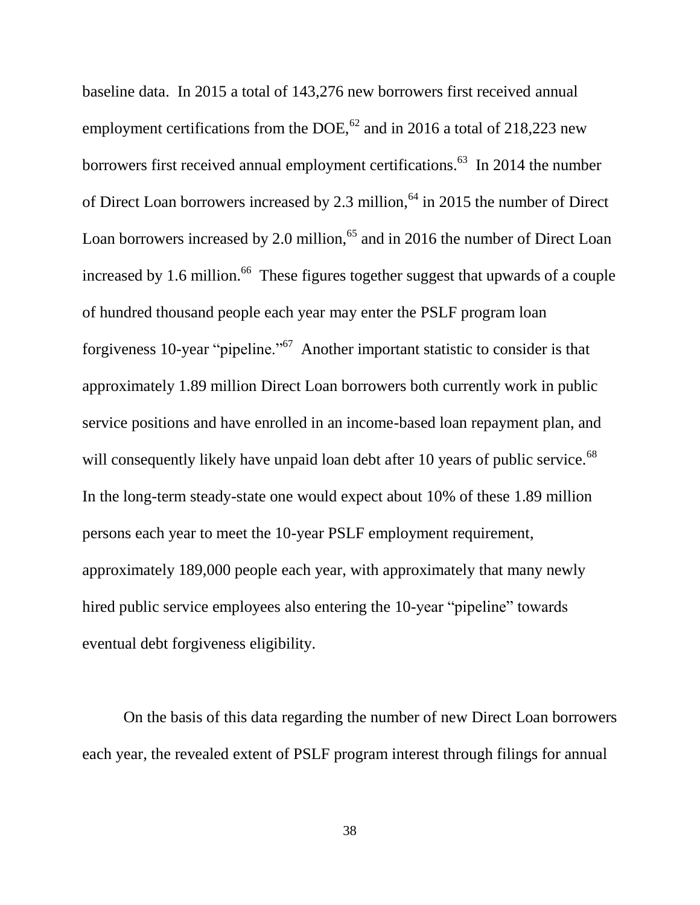baseline data. In 2015 a total of 143,276 new borrowers first received annual employment certifications from the DOE,[62] and in 2016 a total of 218,223 new borrowers first received annual employment certifications.[63] In 2014 the number of Direct Loan borrowers increased by 2.3 million,[64] in 2015 the number of Direct Loan borrowers increased by 2.0 million,[65] and in 2016 the number of Direct Loan increased by 1.6 million.[66] These figures together suggest that upwards of a couple of hundred thousand people each year may enter the PSLF program loan forgiveness 10-year "pipeline."[67] Another important statistic to consider is that approximately 1.89 million Direct Loan borrowers both currently work in public service positions and have enrolled in an income-based loan repayment plan, and will consequently likely have unpaid loan debt after 10 years of public service.[68] In the long-term steady-state one would expect about 10% of these 1.89 million persons each year to meet the 10-year PSLF employment requirement, approximately 189,000 people each year, with approximately that many newly hired public service employees also entering the 10-year "pipeline" towards eventual debt forgiveness eligibility.

On the basis of this data regarding the number of new Direct Loan borrowers each year, the revealed extent of PSLF program interest through filings for annual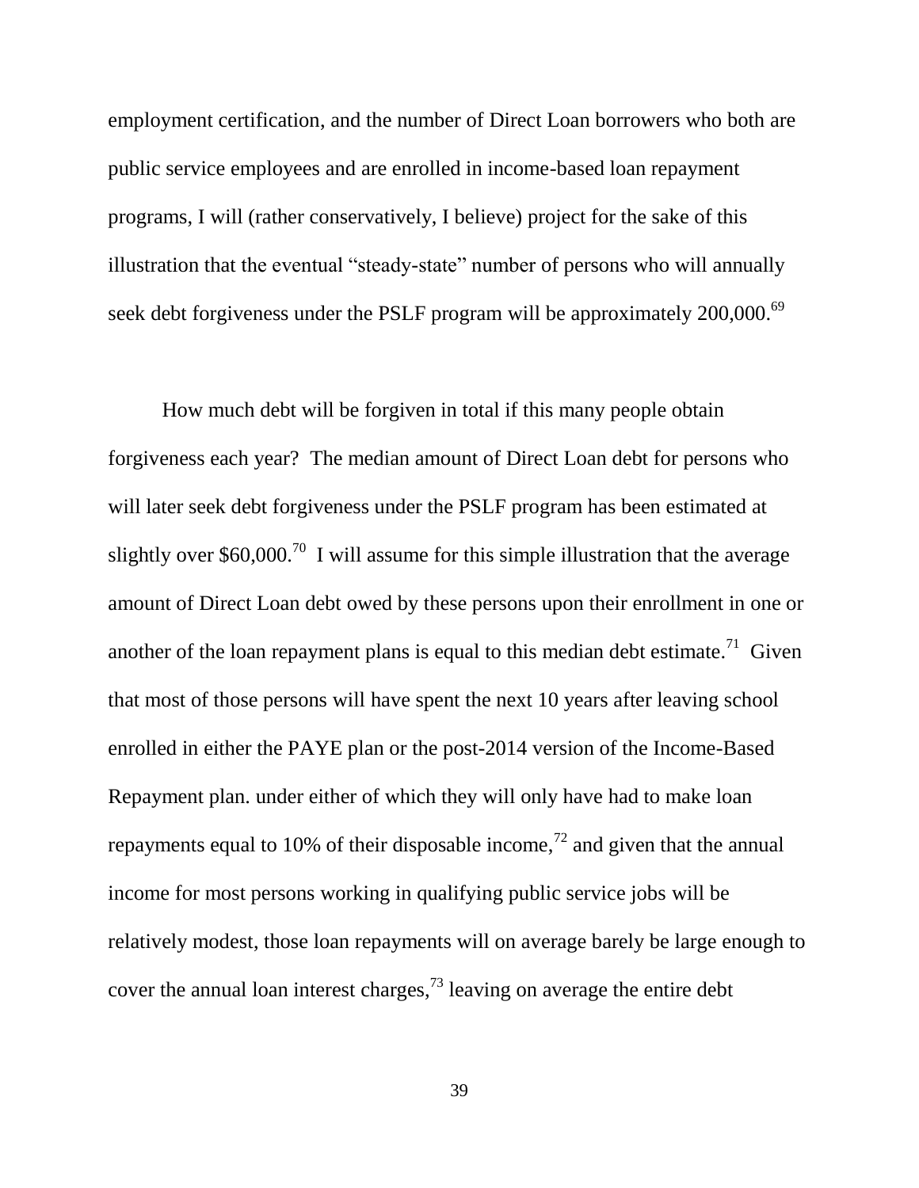employment certification, and the number of Direct Loan borrowers who both are public service employees and are enrolled in income-based loan repayment programs, I will (rather conservatively, I believe) project for the sake of this illustration that the eventual "steady-state" number of persons who will annually seek debt forgiveness under the PSLF program will be approximately 200,000.[69]

How much debt will be forgiven in total if this many people obtain forgiveness each year? The median amount of Direct Loan debt for persons who will later seek debt forgiveness under the PSLF program has been estimated at slightly over $60,000.[70] I will assume for this simple illustration that the average amount of Direct Loan debt owed by these persons upon their enrollment in one or another of the loan repayment plans is equal to this median debt estimate.[71] Given that most of those persons will have spent the next 10 years after leaving school enrolled in either the PAYE plan or the post-2014 version of the Income-Based Repayment plan. under either of which they will only have had to make loan repayments equal to 10% of their disposable income,[72] and given that the annual income for most persons working in qualifying public service jobs will be relatively modest, those loan repayments will on average barely be large enough to cover the annual loan interest charges,[73] leaving on average the entire debt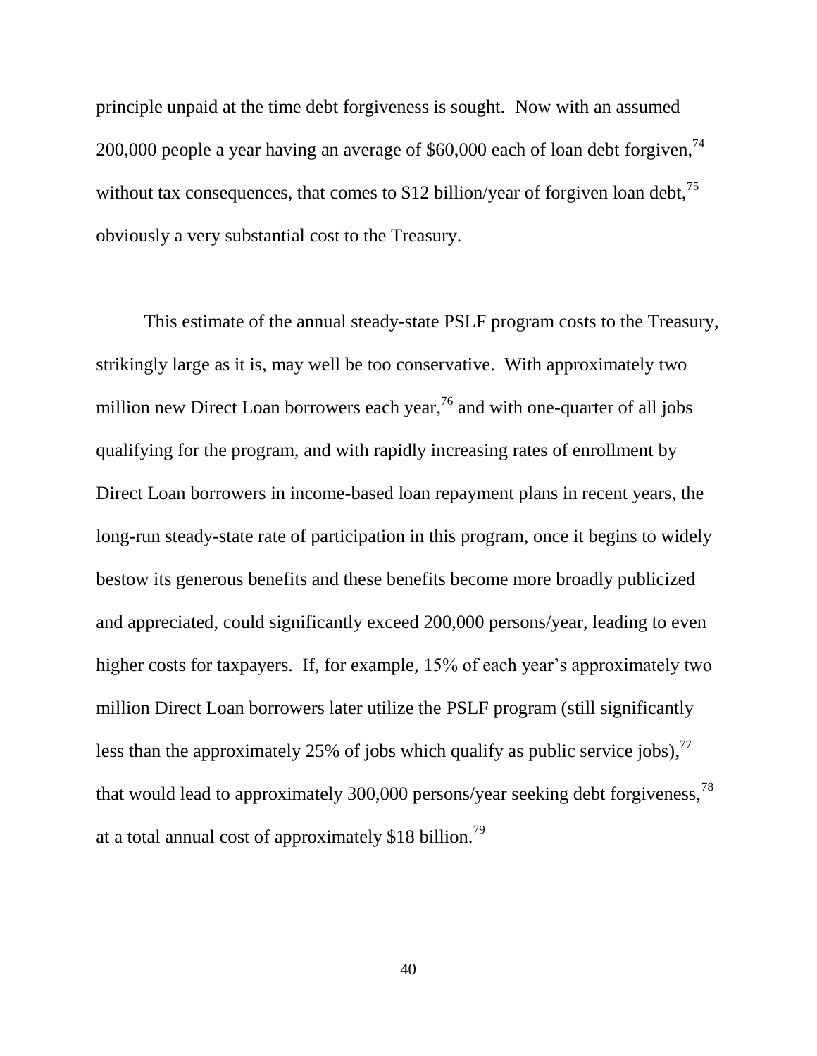principle unpaid at the time debt forgiveness is sought. Now with an assumed 200,000 people a year having an average of $60,000 each of loan debt forgiven,[74] without tax consequences, that comes to $12 billion/year of forgiven loan debt,[75] obviously a very substantial cost to the Treasury.

This estimate of the annual steady-state PSLF program costs to the Treasury, strikingly large as it is, may well be too conservative. With approximately two million new Direct Loan borrowers each year,[76] and with one-quarter of all jobs qualifying for the program, and with rapidly increasing rates of enrollment by Direct Loan borrowers in income-based loan repayment plans in recent years, the long-run steady-state rate of participation in this program, once it begins to widely bestow its generous benefits and these benefits become more broadly publicized and appreciated, could significantly exceed 200,000 persons/year, leading to even higher costs for taxpayers. If, for example, 15% of each year's approximately two million Direct Loan borrowers later utilize the PSLF program (still significantly less than the approximately 25% of jobs which qualify as public service jobs),[77] that would lead to approximately 300,000 persons/year seeking debt forgiveness,[78] at a total annual cost of approximately $18 billion.[79]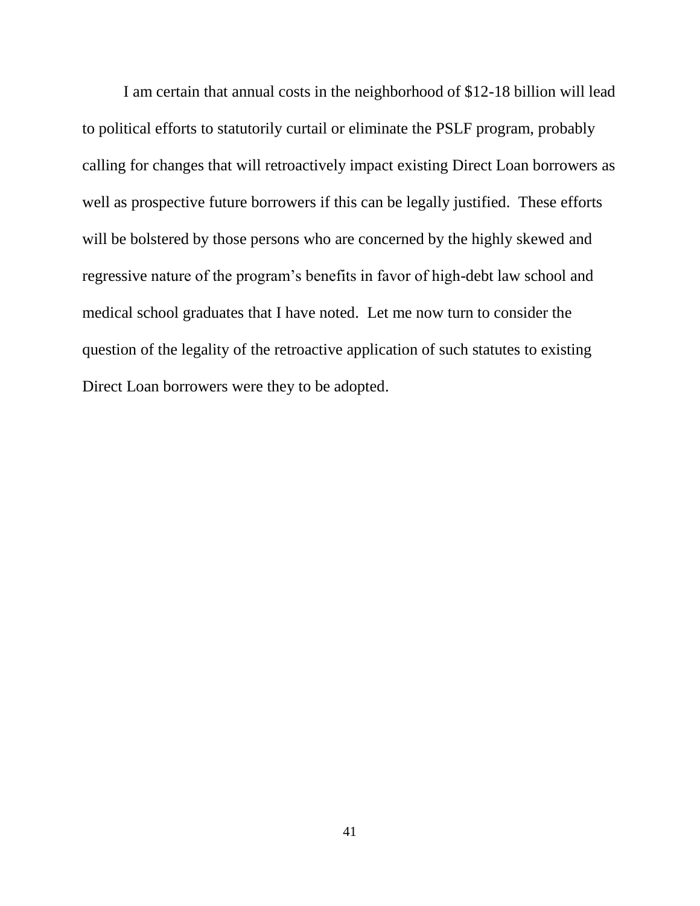I am certain that annual costs in the neighborhood of $12-18 billion will lead to political efforts to statutorily curtail or eliminate the PSLF program, probably calling for changes that will retroactively impact existing Direct Loan borrowers as well as prospective future borrowers if this can be legally justified. These efforts will be bolstered by those persons who are concerned by the highly skewed and regressive nature of the program's benefits in favor of high-debt law school and medical school graduates that I have noted. Let me now turn to consider the question of the legality of the retroactive application of such statutes to existing Direct Loan borrowers were they to be adopted.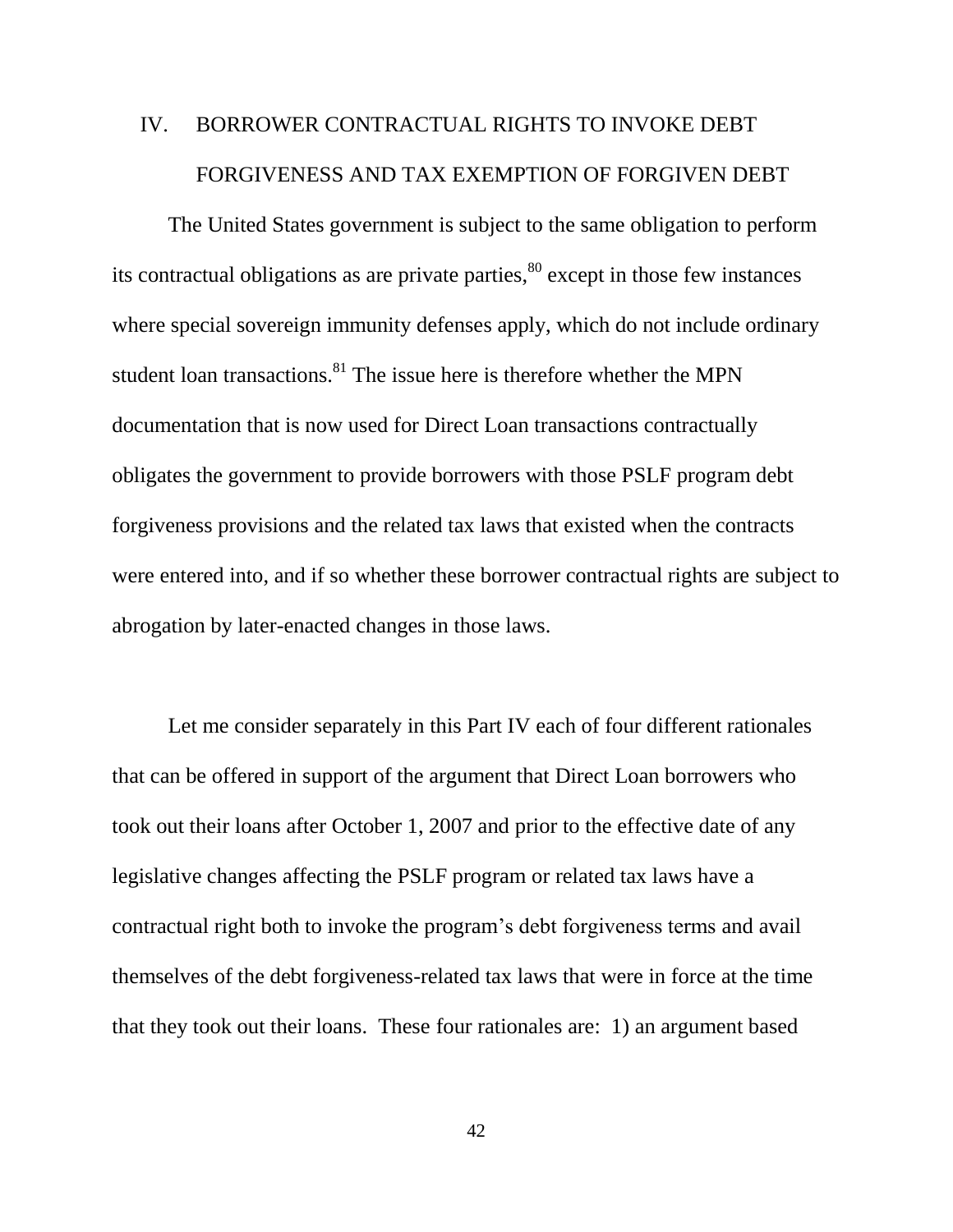## IV. BORROWER CONTRACTUAL RIGHTS TO INVOKE DEBT FORGIVENESS AND TAX EXEMPTION OF FORGIVEN DEBT

The United States government is subject to the same obligation to perform its contractual obligations as are private parties,[80] except in those few instances where special sovereign immunity defenses apply, which do not include ordinary student loan transactions.[81] The issue here is therefore whether the MPN documentation that is now used for Direct Loan transactions contractually obligates the government to provide borrowers with those PSLF program debt forgiveness provisions and the related tax laws that existed when the contracts were entered into, and if so whether these borrower contractual rights are subject to abrogation by later-enacted changes in those laws.

Let me consider separately in this Part IV each of four different rationales that can be offered in support of the argument that Direct Loan borrowers who took out their loans after October 1, 2007 and prior to the effective date of any legislative changes affecting the PSLF program or related tax laws have a contractual right both to invoke the program's debt forgiveness terms and avail themselves of the debt forgiveness-related tax laws that were in force at the time that they took out their loans. These four rationales are: 1) an argument based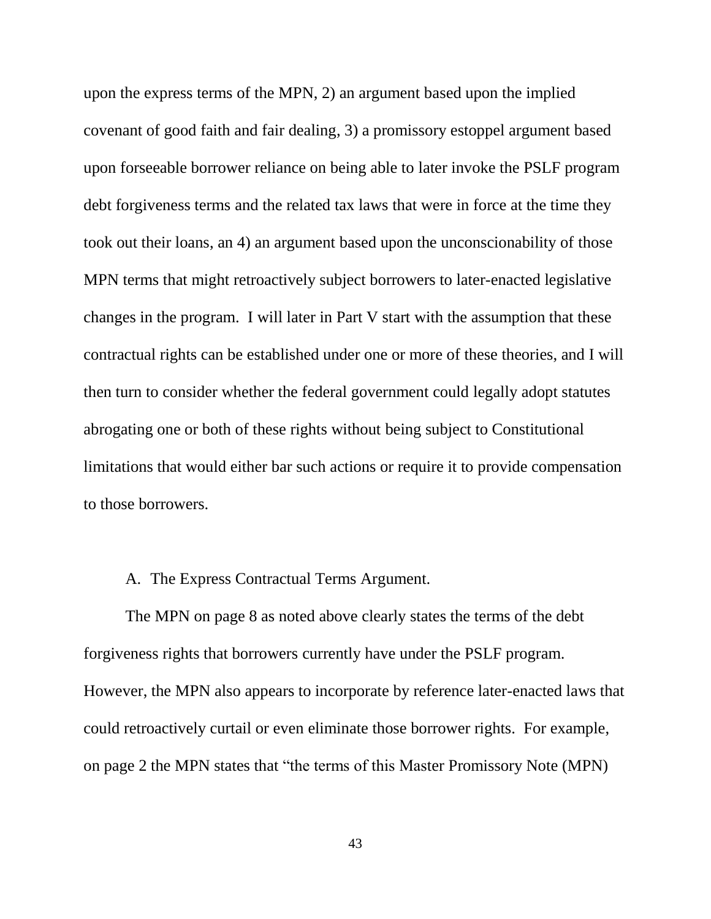upon the express terms of the MPN, 2) an argument based upon the implied covenant of good faith and fair dealing, 3) a promissory estoppel argument based upon forseeable borrower reliance on being able to later invoke the PSLF program debt forgiveness terms and the related tax laws that were in force at the time they took out their loans, an 4) an argument based upon the unconscionability of those MPN terms that might retroactively subject borrowers to later-enacted legislative changes in the program. I will later in Part V start with the assumption that these contractual rights can be established under one or more of these theories, and I will then turn to consider whether the federal government could legally adopt statutes abrogating one or both of these rights without being subject to Constitutional limitations that would either bar such actions or require it to provide compensation to those borrowers.

### A. The Express Contractual Terms Argument.

The MPN on page 8 as noted above clearly states the terms of the debt forgiveness rights that borrowers currently have under the PSLF program. However, the MPN also appears to incorporate by reference later-enacted laws that could retroactively curtail or even eliminate those borrower rights. For example, on page 2 the MPN states that "the terms of this Master Promissory Note (MPN)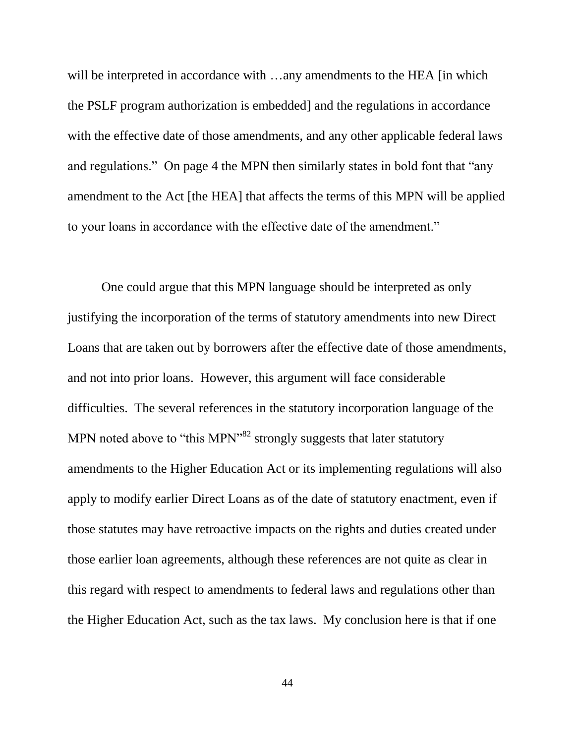will be interpreted in accordance with …any amendments to the HEA [in which the PSLF program authorization is embedded] and the regulations in accordance with the effective date of those amendments, and any other applicable federal laws and regulations." On page 4 the MPN then similarly states in bold font that "any amendment to the Act [the HEA] that affects the terms of this MPN will be applied to your loans in accordance with the effective date of the amendment."

One could argue that this MPN language should be interpreted as only justifying the incorporation of the terms of statutory amendments into new Direct Loans that are taken out by borrowers after the effective date of those amendments, and not into prior loans. However, this argument will face considerable difficulties. The several references in the statutory incorporation language of the MPN noted above to "this MPN"[82] strongly suggests that later statutory amendments to the Higher Education Act or its implementing regulations will also apply to modify earlier Direct Loans as of the date of statutory enactment, even if those statutes may have retroactive impacts on the rights and duties created under those earlier loan agreements, although these references are not quite as clear in this regard with respect to amendments to federal laws and regulations other than the Higher Education Act, such as the tax laws. My conclusion here is that if one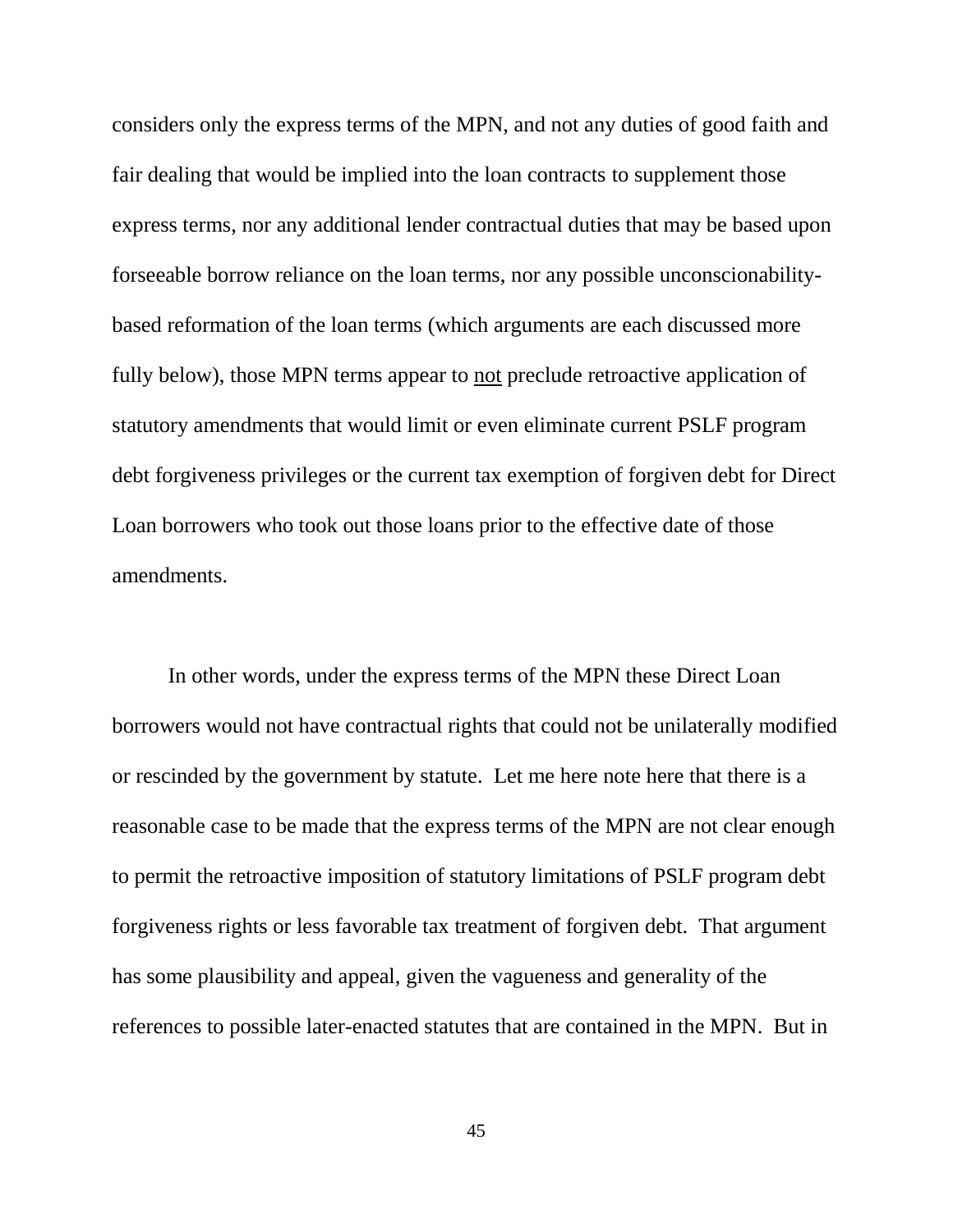considers only the express terms of the MPN, and not any duties of good faith and fair dealing that would be implied into the loan contracts to supplement those express terms, nor any additional lender contractual duties that may be based upon forseeable borrow reliance on the loan terms, nor any possible unconscionability-based reformation of the loan terms (which arguments are each discussed more fully below), those MPN terms appear to <u>not</u> preclude retroactive application of statutory amendments that would limit or even eliminate current PSLF program debt forgiveness privileges or the current tax exemption of forgiven debt for Direct Loan borrowers who took out those loans prior to the effective date of those amendments.

In other words, under the express terms of the MPN these Direct Loan borrowers would not have contractual rights that could not be unilaterally modified or rescinded by the government by statute. Let me here note here that there is a reasonable case to be made that the express terms of the MPN are not clear enough to permit the retroactive imposition of statutory limitations of PSLF program debt forgiveness rights or less favorable tax treatment of forgiven debt. That argument has some plausibility and appeal, given the vagueness and generality of the references to possible later-enacted statutes that are contained in the MPN. But in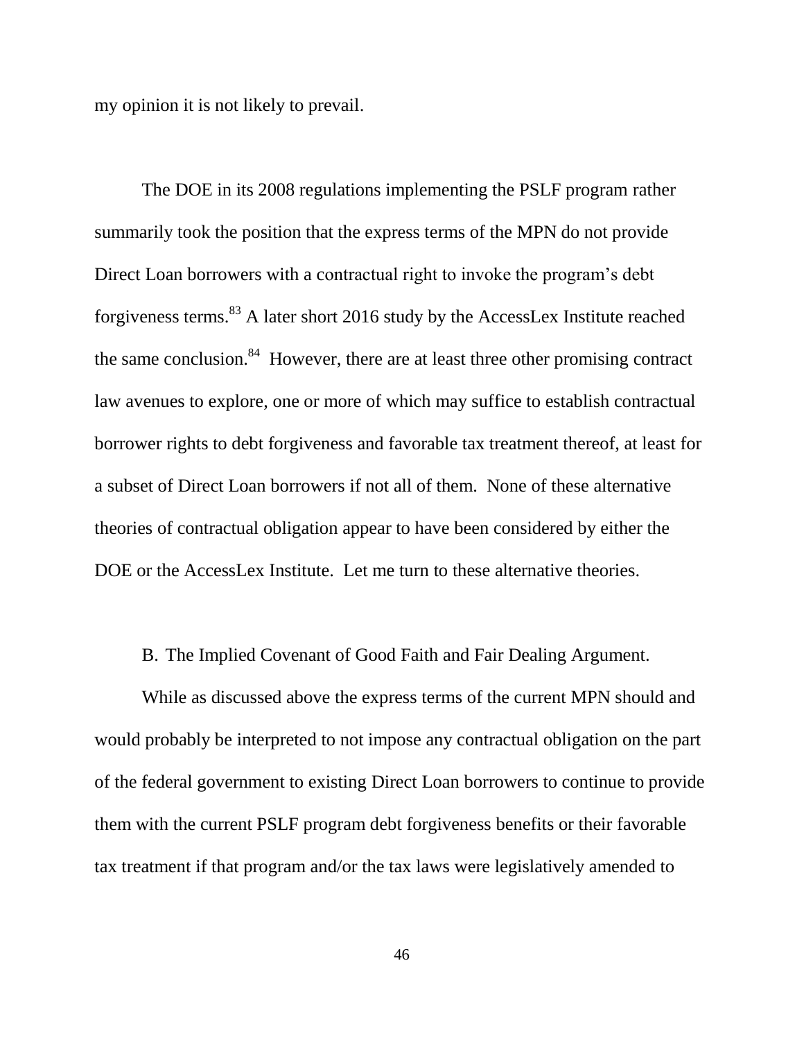my opinion it is not likely to prevail.

The DOE in its 2008 regulations implementing the PSLF program rather summarily took the position that the express terms of the MPN do not provide Direct Loan borrowers with a contractual right to invoke the program's debt forgiveness terms.[83] A later short 2016 study by the AccessLex Institute reached the same conclusion.[84] However, there are at least three other promising contract law avenues to explore, one or more of which may suffice to establish contractual borrower rights to debt forgiveness and favorable tax treatment thereof, at least for a subset of Direct Loan borrowers if not all of them. None of these alternative theories of contractual obligation appear to have been considered by either the DOE or the AccessLex Institute. Let me turn to these alternative theories.

### B. The Implied Covenant of Good Faith and Fair Dealing Argument.

While as discussed above the express terms of the current MPN should and would probably be interpreted to not impose any contractual obligation on the part of the federal government to existing Direct Loan borrowers to continue to provide them with the current PSLF program debt forgiveness benefits or their favorable tax treatment if that program and/or the tax laws were legislatively amended to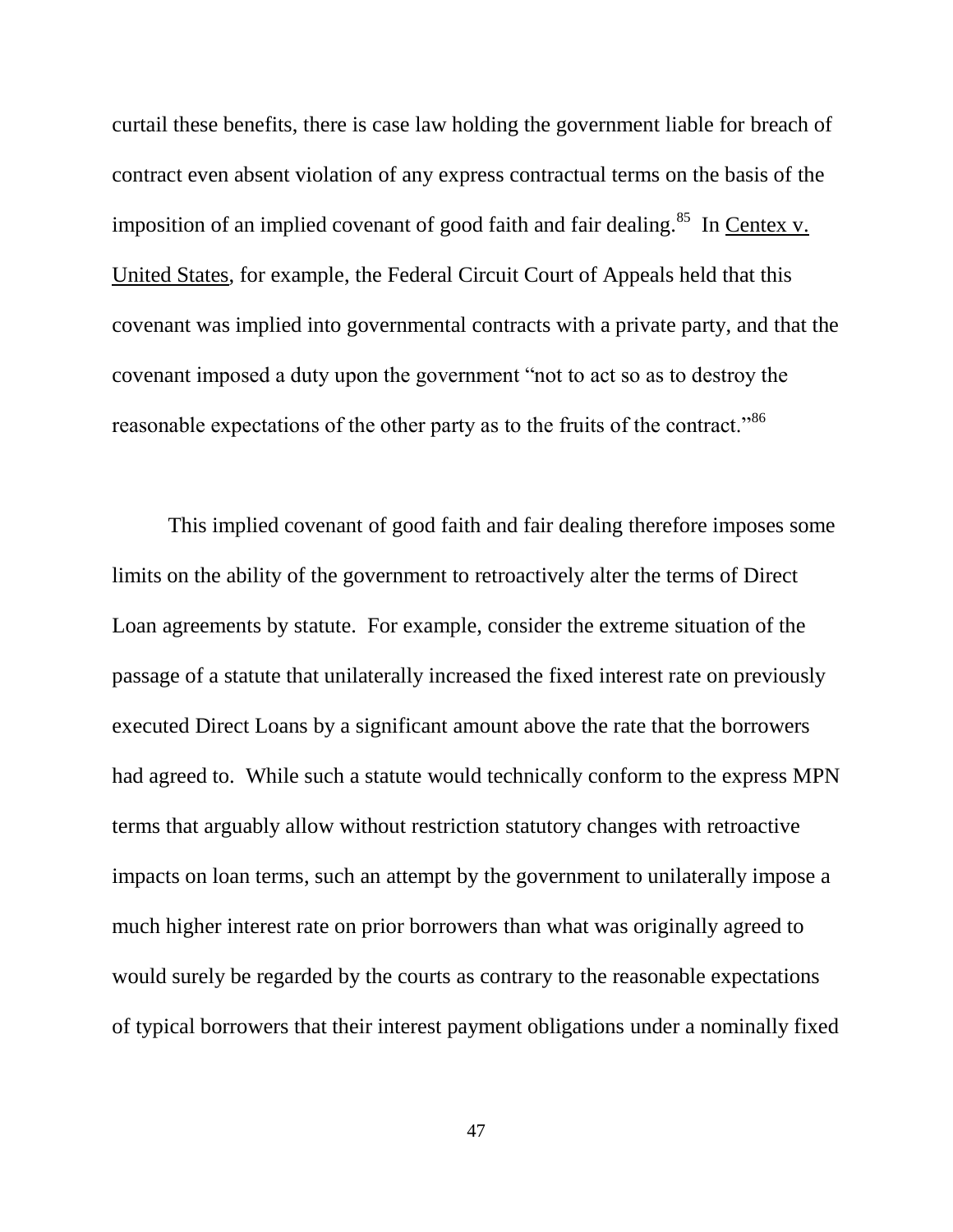curtail these benefits, there is case law holding the government liable for breach of contract even absent violation of any express contractual terms on the basis of the imposition of an implied covenant of good faith and fair dealing.[85] In Centex v. United States, for example, the Federal Circuit Court of Appeals held that this covenant was implied into governmental contracts with a private party, and that the covenant imposed a duty upon the government "not to act so as to destroy the reasonable expectations of the other party as to the fruits of the contract."[86]

This implied covenant of good faith and fair dealing therefore imposes some limits on the ability of the government to retroactively alter the terms of Direct Loan agreements by statute. For example, consider the extreme situation of the passage of a statute that unilaterally increased the fixed interest rate on previously executed Direct Loans by a significant amount above the rate that the borrowers had agreed to. While such a statute would technically conform to the express MPN terms that arguably allow without restriction statutory changes with retroactive impacts on loan terms, such an attempt by the government to unilaterally impose a much higher interest rate on prior borrowers than what was originally agreed to would surely be regarded by the courts as contrary to the reasonable expectations of typical borrowers that their interest payment obligations under a nominally fixed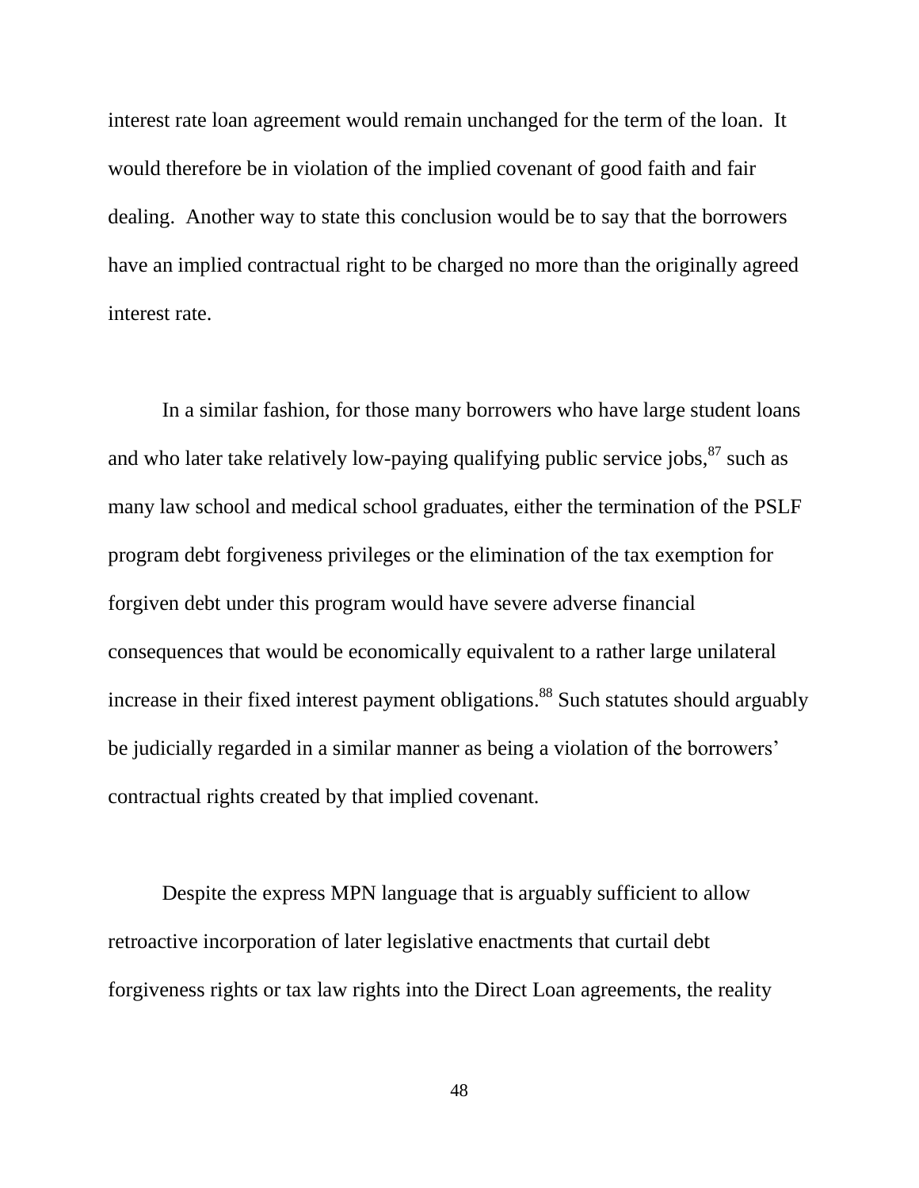interest rate loan agreement would remain unchanged for the term of the loan. It would therefore be in violation of the implied covenant of good faith and fair dealing. Another way to state this conclusion would be to say that the borrowers have an implied contractual right to be charged no more than the originally agreed interest rate.

In a similar fashion, for those many borrowers who have large student loans and who later take relatively low-paying qualifying public service jobs,[87] such as many law school and medical school graduates, either the termination of the PSLF program debt forgiveness privileges or the elimination of the tax exemption for forgiven debt under this program would have severe adverse financial consequences that would be economically equivalent to a rather large unilateral increase in their fixed interest payment obligations.[88] Such statutes should arguably be judicially regarded in a similar manner as being a violation of the borrowers' contractual rights created by that implied covenant.

Despite the express MPN language that is arguably sufficient to allow retroactive incorporation of later legislative enactments that curtail debt forgiveness rights or tax law rights into the Direct Loan agreements, the reality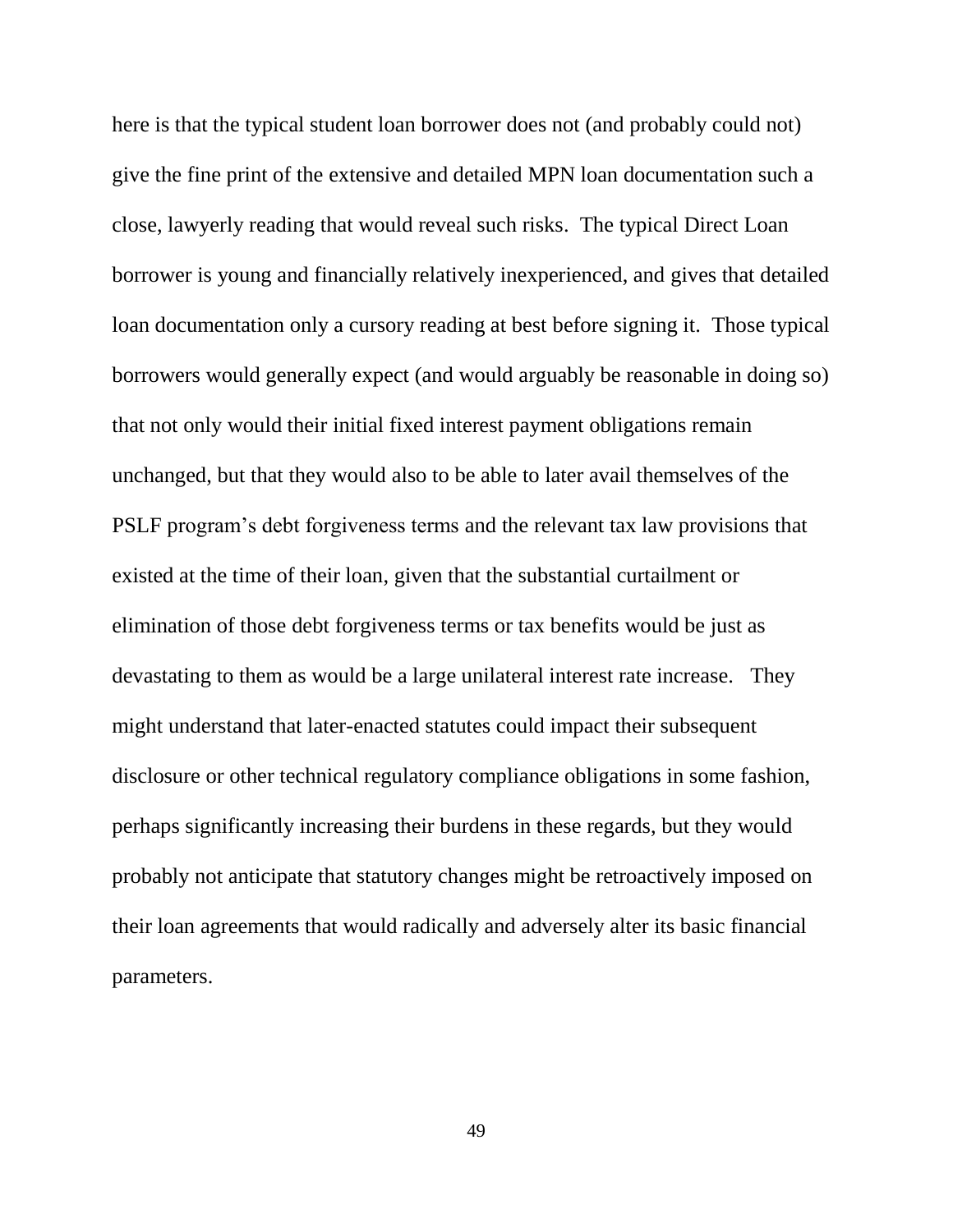here is that the typical student loan borrower does not (and probably could not) give the fine print of the extensive and detailed MPN loan documentation such a close, lawyerly reading that would reveal such risks. The typical Direct Loan borrower is young and financially relatively inexperienced, and gives that detailed loan documentation only a cursory reading at best before signing it. Those typical borrowers would generally expect (and would arguably be reasonable in doing so) that not only would their initial fixed interest payment obligations remain unchanged, but that they would also to be able to later avail themselves of the PSLF program's debt forgiveness terms and the relevant tax law provisions that existed at the time of their loan, given that the substantial curtailment or elimination of those debt forgiveness terms or tax benefits would be just as devastating to them as would be a large unilateral interest rate increase. They might understand that later-enacted statutes could impact their subsequent disclosure or other technical regulatory compliance obligations in some fashion, perhaps significantly increasing their burdens in these regards, but they would probably not anticipate that statutory changes might be retroactively imposed on their loan agreements that would radically and adversely alter its basic financial parameters.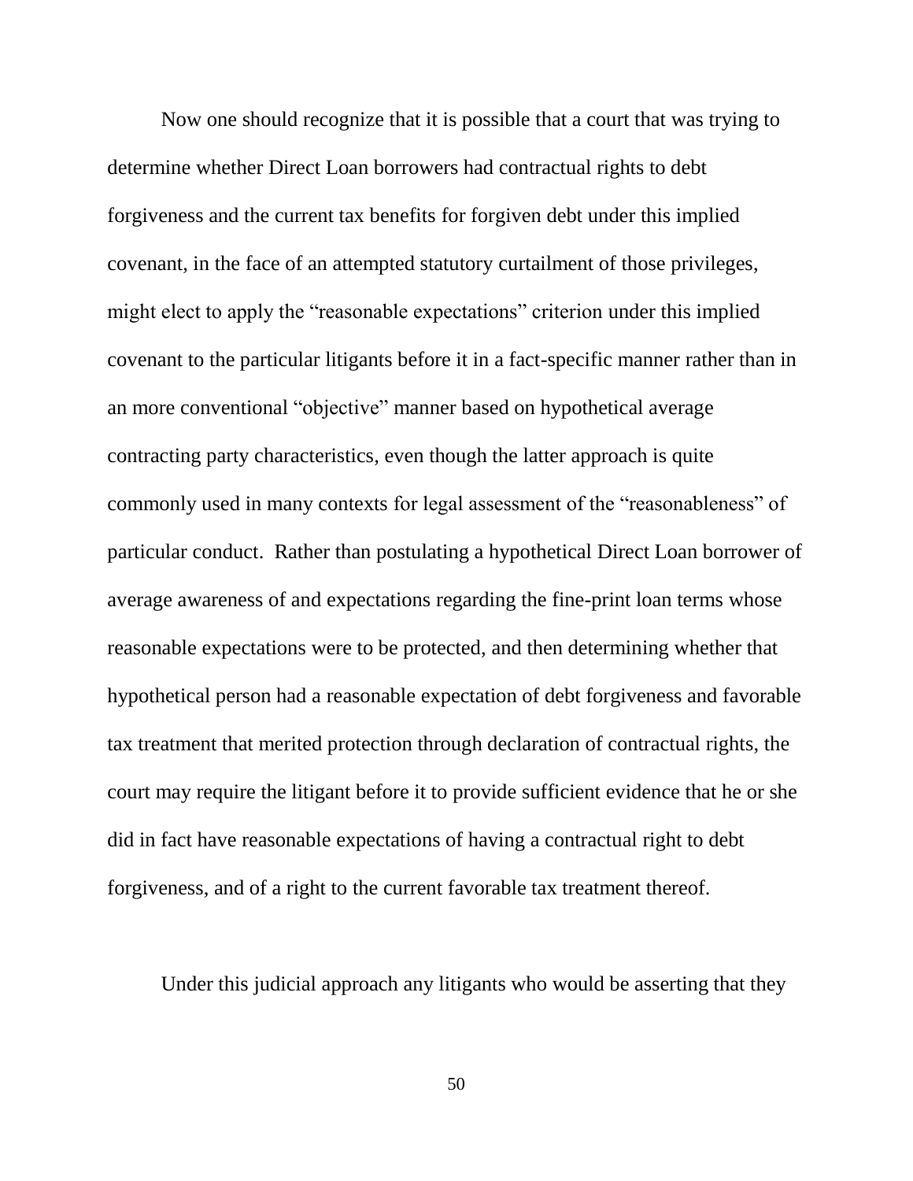Now one should recognize that it is possible that a court that was trying to determine whether Direct Loan borrowers had contractual rights to debt forgiveness and the current tax benefits for forgiven debt under this implied covenant, in the face of an attempted statutory curtailment of those privileges, might elect to apply the "reasonable expectations" criterion under this implied covenant to the particular litigants before it in a fact-specific manner rather than in an more conventional "objective" manner based on hypothetical average contracting party characteristics, even though the latter approach is quite commonly used in many contexts for legal assessment of the "reasonableness" of particular conduct. Rather than postulating a hypothetical Direct Loan borrower of average awareness of and expectations regarding the fine-print loan terms whose reasonable expectations were to be protected, and then determining whether that hypothetical person had a reasonable expectation of debt forgiveness and favorable tax treatment that merited protection through declaration of contractual rights, the court may require the litigant before it to provide sufficient evidence that he or she did in fact have reasonable expectations of having a contractual right to debt forgiveness, and of a right to the current favorable tax treatment thereof.

Under this judicial approach any litigants who would be asserting that they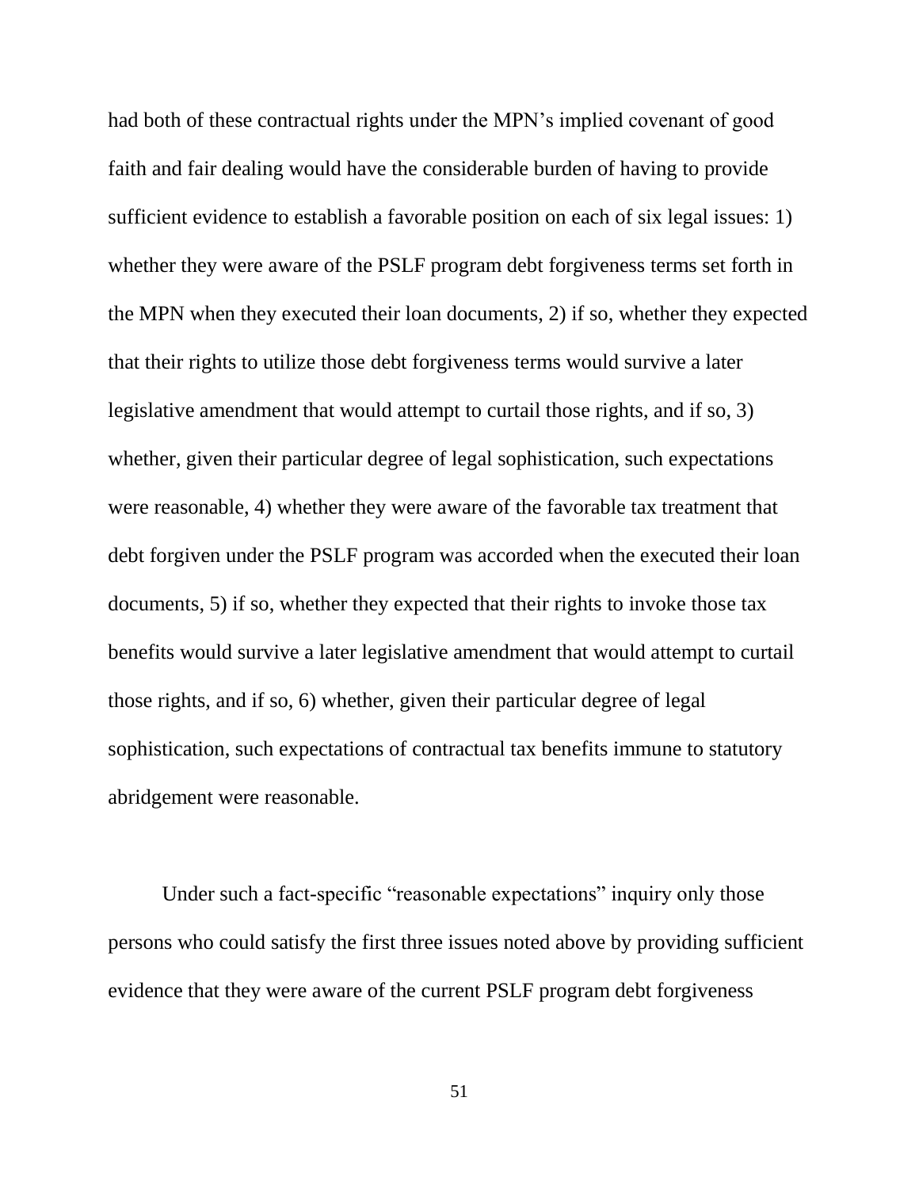had both of these contractual rights under the MPN's implied covenant of good faith and fair dealing would have the considerable burden of having to provide sufficient evidence to establish a favorable position on each of six legal issues: 1) whether they were aware of the PSLF program debt forgiveness terms set forth in the MPN when they executed their loan documents, 2) if so, whether they expected that their rights to utilize those debt forgiveness terms would survive a later legislative amendment that would attempt to curtail those rights, and if so, 3) whether, given their particular degree of legal sophistication, such expectations were reasonable, 4) whether they were aware of the favorable tax treatment that debt forgiven under the PSLF program was accorded when the executed their loan documents, 5) if so, whether they expected that their rights to invoke those tax benefits would survive a later legislative amendment that would attempt to curtail those rights, and if so, 6) whether, given their particular degree of legal sophistication, such expectations of contractual tax benefits immune to statutory abridgement were reasonable.

Under such a fact-specific "reasonable expectations" inquiry only those persons who could satisfy the first three issues noted above by providing sufficient evidence that they were aware of the current PSLF program debt forgiveness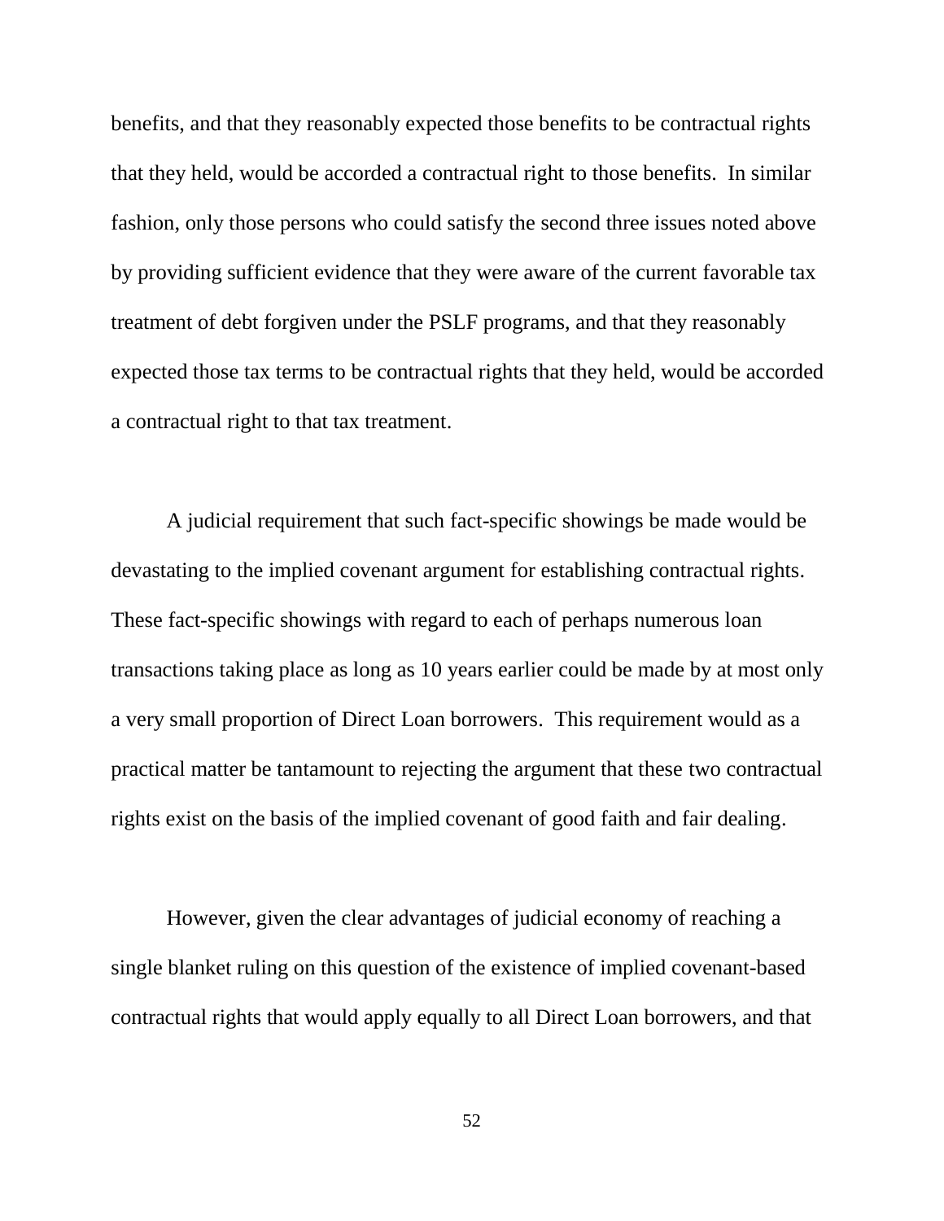benefits, and that they reasonably expected those benefits to be contractual rights that they held, would be accorded a contractual right to those benefits. In similar fashion, only those persons who could satisfy the second three issues noted above by providing sufficient evidence that they were aware of the current favorable tax treatment of debt forgiven under the PSLF programs, and that they reasonably expected those tax terms to be contractual rights that they held, would be accorded a contractual right to that tax treatment.

A judicial requirement that such fact-specific showings be made would be devastating to the implied covenant argument for establishing contractual rights. These fact-specific showings with regard to each of perhaps numerous loan transactions taking place as long as 10 years earlier could be made by at most only a very small proportion of Direct Loan borrowers. This requirement would as a practical matter be tantamount to rejecting the argument that these two contractual rights exist on the basis of the implied covenant of good faith and fair dealing.

However, given the clear advantages of judicial economy of reaching a single blanket ruling on this question of the existence of implied covenant-based contractual rights that would apply equally to all Direct Loan borrowers, and that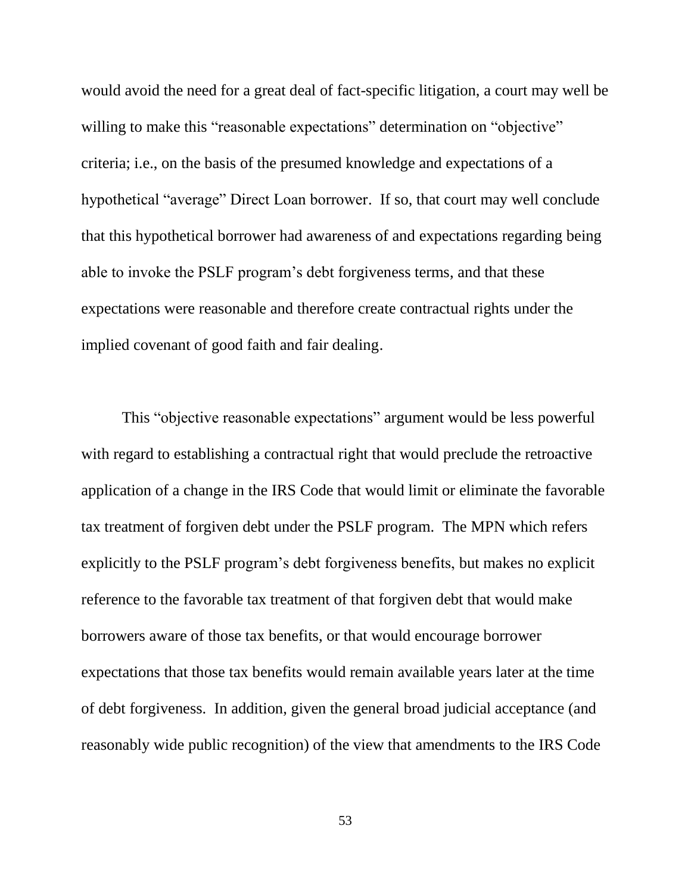would avoid the need for a great deal of fact-specific litigation, a court may well be willing to make this "reasonable expectations" determination on "objective" criteria; i.e., on the basis of the presumed knowledge and expectations of a hypothetical "average" Direct Loan borrower. If so, that court may well conclude that this hypothetical borrower had awareness of and expectations regarding being able to invoke the PSLF program's debt forgiveness terms, and that these expectations were reasonable and therefore create contractual rights under the implied covenant of good faith and fair dealing.

This "objective reasonable expectations" argument would be less powerful with regard to establishing a contractual right that would preclude the retroactive application of a change in the IRS Code that would limit or eliminate the favorable tax treatment of forgiven debt under the PSLF program. The MPN which refers explicitly to the PSLF program's debt forgiveness benefits, but makes no explicit reference to the favorable tax treatment of that forgiven debt that would make borrowers aware of those tax benefits, or that would encourage borrower expectations that those tax benefits would remain available years later at the time of debt forgiveness. In addition, given the general broad judicial acceptance (and reasonably wide public recognition) of the view that amendments to the IRS Code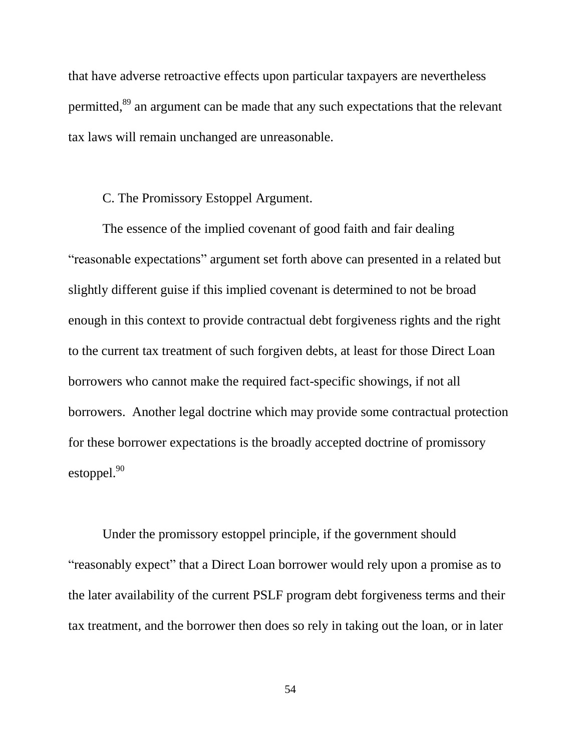that have adverse retroactive effects upon particular taxpayers are nevertheless permitted,[89] an argument can be made that any such expectations that the relevant tax laws will remain unchanged are unreasonable.

### C. The Promissory Estoppel Argument.

The essence of the implied covenant of good faith and fair dealing "reasonable expectations" argument set forth above can presented in a related but slightly different guise if this implied covenant is determined to not be broad enough in this context to provide contractual debt forgiveness rights and the right to the current tax treatment of such forgiven debts, at least for those Direct Loan borrowers who cannot make the required fact-specific showings, if not all borrowers. Another legal doctrine which may provide some contractual protection for these borrower expectations is the broadly accepted doctrine of promissory estoppel.[90]

Under the promissory estoppel principle, if the government should "reasonably expect" that a Direct Loan borrower would rely upon a promise as to the later availability of the current PSLF program debt forgiveness terms and their tax treatment, and the borrower then does so rely in taking out the loan, or in later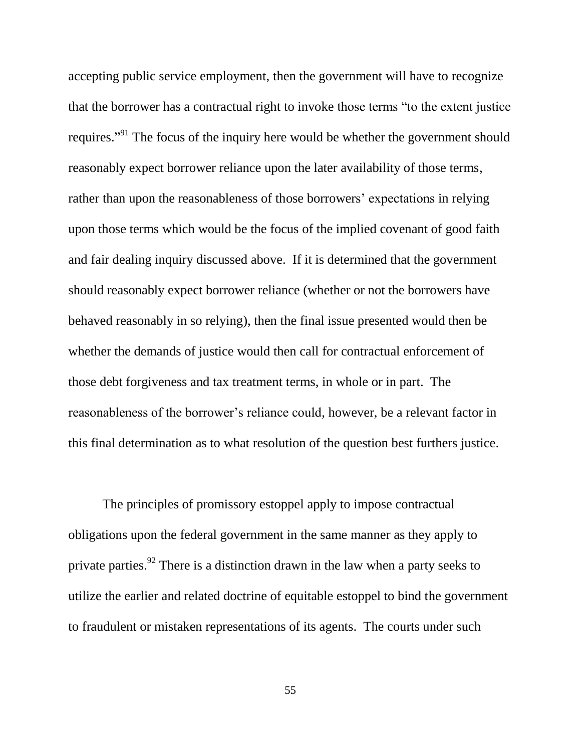accepting public service employment, then the government will have to recognize that the borrower has a contractual right to invoke those terms "to the extent justice requires."[91] The focus of the inquiry here would be whether the government should reasonably expect borrower reliance upon the later availability of those terms, rather than upon the reasonableness of those borrowers' expectations in relying upon those terms which would be the focus of the implied covenant of good faith and fair dealing inquiry discussed above. If it is determined that the government should reasonably expect borrower reliance (whether or not the borrowers have behaved reasonably in so relying), then the final issue presented would then be whether the demands of justice would then call for contractual enforcement of those debt forgiveness and tax treatment terms, in whole or in part. The reasonableness of the borrower's reliance could, however, be a relevant factor in this final determination as to what resolution of the question best furthers justice.

The principles of promissory estoppel apply to impose contractual obligations upon the federal government in the same manner as they apply to private parties.[92] There is a distinction drawn in the law when a party seeks to utilize the earlier and related doctrine of equitable estoppel to bind the government to fraudulent or mistaken representations of its agents. The courts under such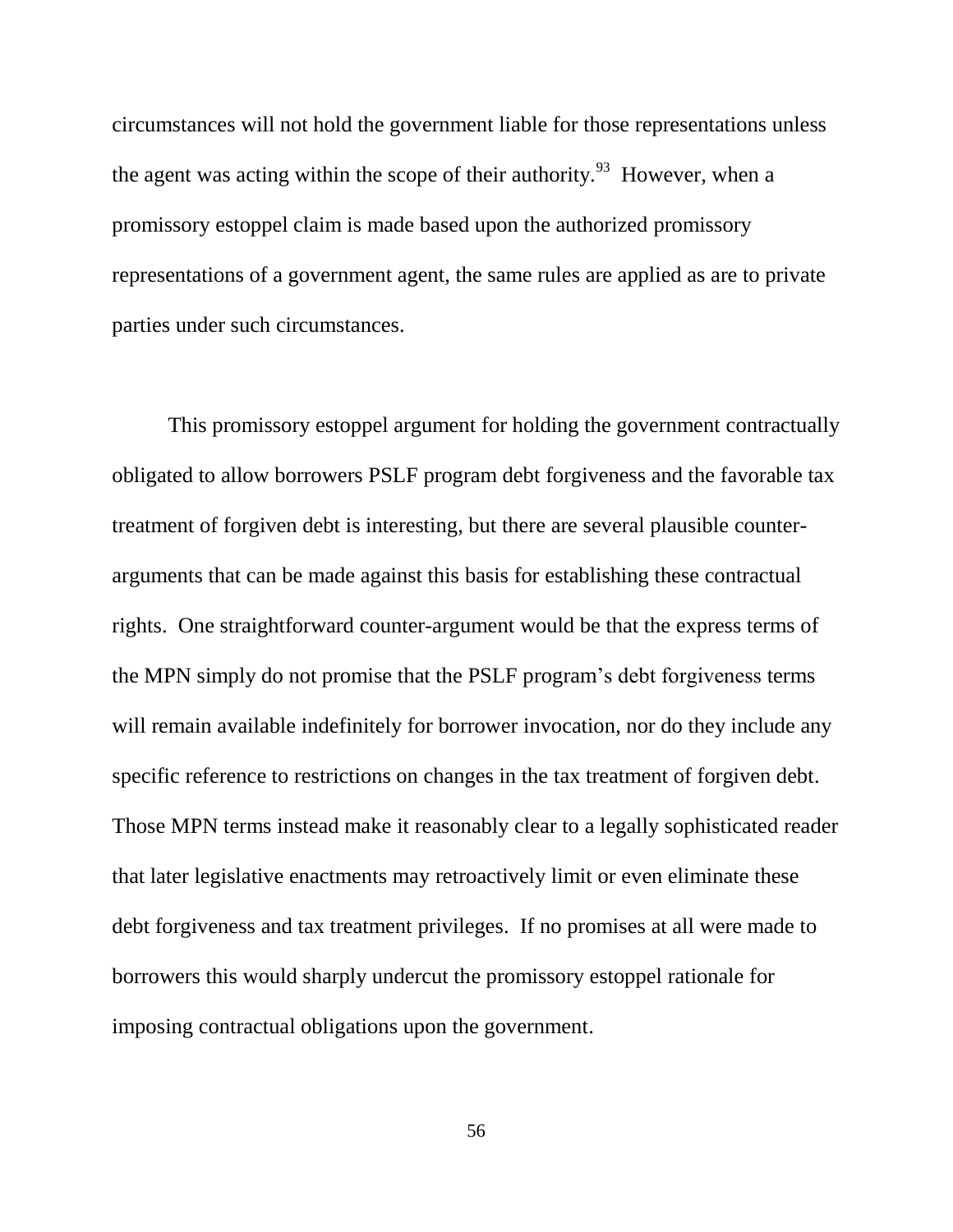circumstances will not hold the government liable for those representations unless the agent was acting within the scope of their authority.[93] However, when a promissory estoppel claim is made based upon the authorized promissory representations of a government agent, the same rules are applied as are to private parties under such circumstances.

This promissory estoppel argument for holding the government contractually obligated to allow borrowers PSLF program debt forgiveness and the favorable tax treatment of forgiven debt is interesting, but there are several plausible counter-arguments that can be made against this basis for establishing these contractual rights. One straightforward counter-argument would be that the express terms of the MPN simply do not promise that the PSLF program's debt forgiveness terms will remain available indefinitely for borrower invocation, nor do they include any specific reference to restrictions on changes in the tax treatment of forgiven debt. Those MPN terms instead make it reasonably clear to a legally sophisticated reader that later legislative enactments may retroactively limit or even eliminate these debt forgiveness and tax treatment privileges. If no promises at all were made to borrowers this would sharply undercut the promissory estoppel rationale for imposing contractual obligations upon the government.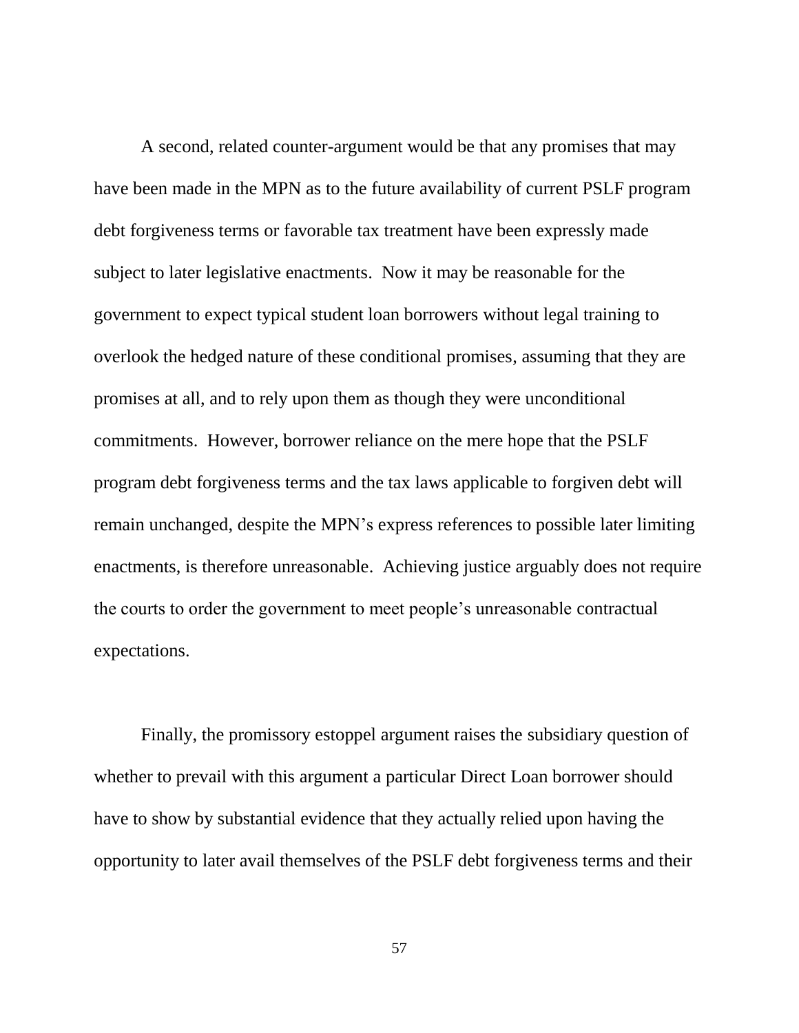A second, related counter-argument would be that any promises that may have been made in the MPN as to the future availability of current PSLF program debt forgiveness terms or favorable tax treatment have been expressly made subject to later legislative enactments. Now it may be reasonable for the government to expect typical student loan borrowers without legal training to overlook the hedged nature of these conditional promises, assuming that they are promises at all, and to rely upon them as though they were unconditional commitments. However, borrower reliance on the mere hope that the PSLF program debt forgiveness terms and the tax laws applicable to forgiven debt will remain unchanged, despite the MPN's express references to possible later limiting enactments, is therefore unreasonable. Achieving justice arguably does not require the courts to order the government to meet people's unreasonable contractual expectations.

Finally, the promissory estoppel argument raises the subsidiary question of whether to prevail with this argument a particular Direct Loan borrower should have to show by substantial evidence that they actually relied upon having the opportunity to later avail themselves of the PSLF debt forgiveness terms and their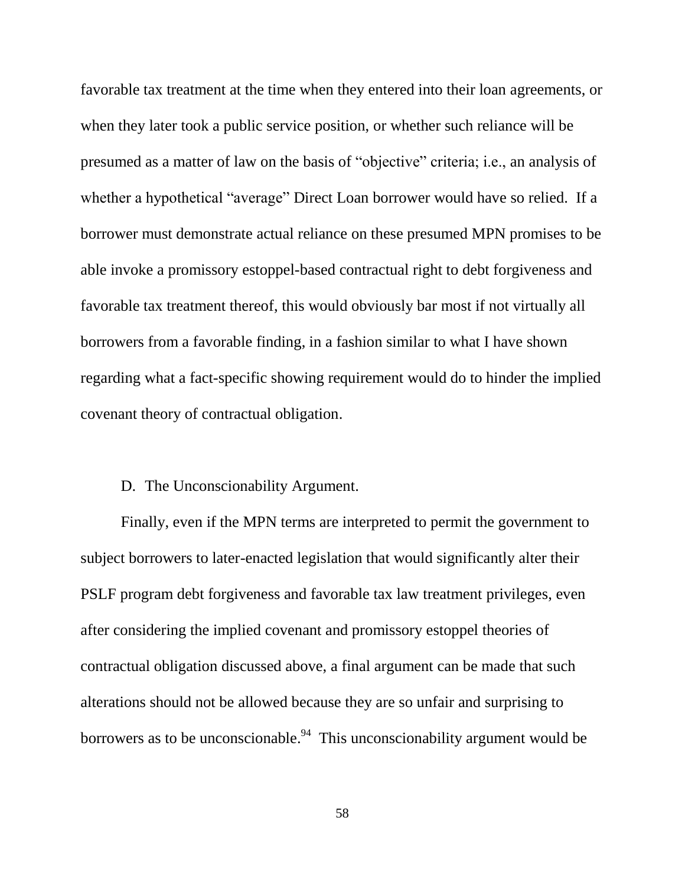favorable tax treatment at the time when they entered into their loan agreements, or when they later took a public service position, or whether such reliance will be presumed as a matter of law on the basis of "objective" criteria; i.e., an analysis of whether a hypothetical "average" Direct Loan borrower would have so relied. If a borrower must demonstrate actual reliance on these presumed MPN promises to be able invoke a promissory estoppel-based contractual right to debt forgiveness and favorable tax treatment thereof, this would obviously bar most if not virtually all borrowers from a favorable finding, in a fashion similar to what I have shown regarding what a fact-specific showing requirement would do to hinder the implied covenant theory of contractual obligation.

### D. The Unconscionability Argument.

Finally, even if the MPN terms are interpreted to permit the government to subject borrowers to later-enacted legislation that would significantly alter their PSLF program debt forgiveness and favorable tax law treatment privileges, even after considering the implied covenant and promissory estoppel theories of contractual obligation discussed above, a final argument can be made that such alterations should not be allowed because they are so unfair and surprising to borrowers as to be unconscionable.[94] This unconscionability argument would be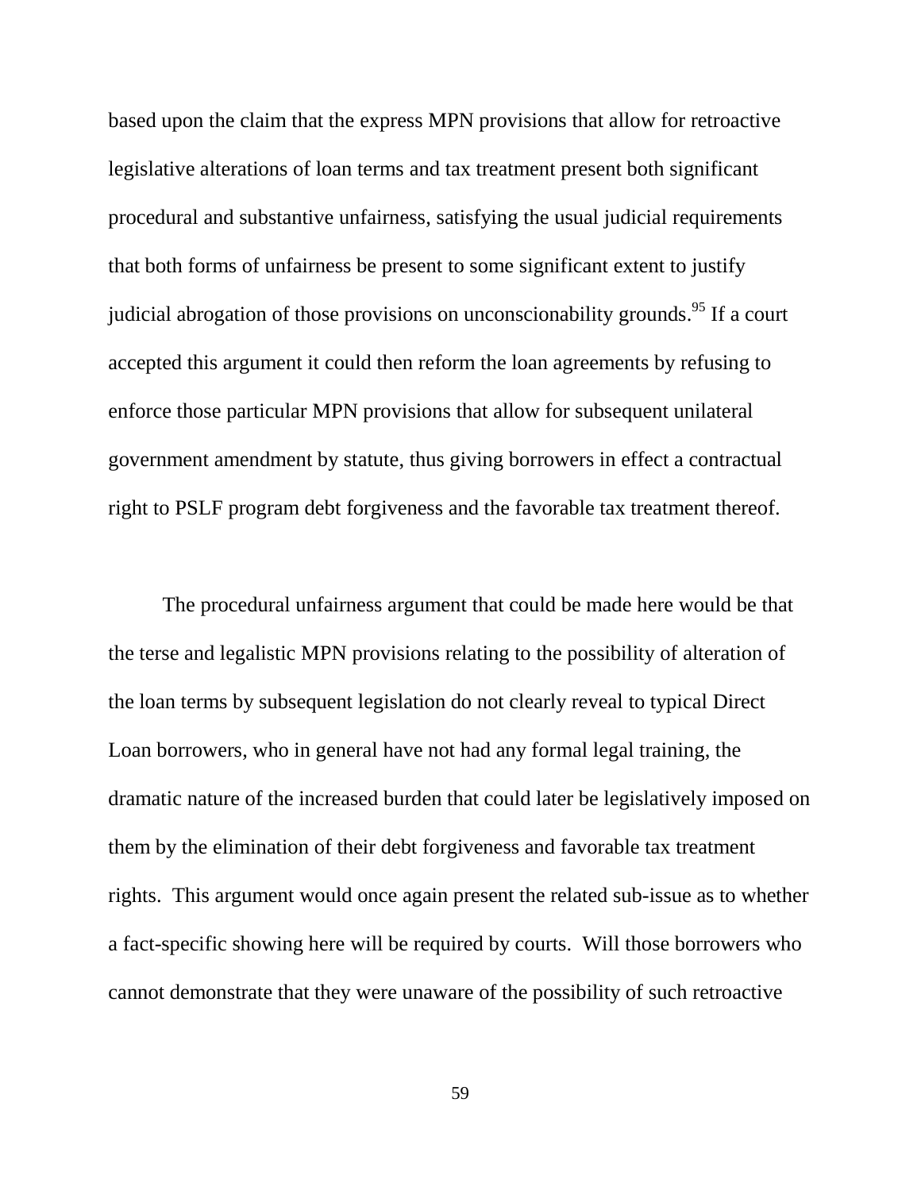based upon the claim that the express MPN provisions that allow for retroactive legislative alterations of loan terms and tax treatment present both significant procedural and substantive unfairness, satisfying the usual judicial requirements that both forms of unfairness be present to some significant extent to justify judicial abrogation of those provisions on unconscionability grounds.[95] If a court accepted this argument it could then reform the loan agreements by refusing to enforce those particular MPN provisions that allow for subsequent unilateral government amendment by statute, thus giving borrowers in effect a contractual right to PSLF program debt forgiveness and the favorable tax treatment thereof.

The procedural unfairness argument that could be made here would be that the terse and legalistic MPN provisions relating to the possibility of alteration of the loan terms by subsequent legislation do not clearly reveal to typical Direct Loan borrowers, who in general have not had any formal legal training, the dramatic nature of the increased burden that could later be legislatively imposed on them by the elimination of their debt forgiveness and favorable tax treatment rights. This argument would once again present the related sub-issue as to whether a fact-specific showing here will be required by courts. Will those borrowers who cannot demonstrate that they were unaware of the possibility of such retroactive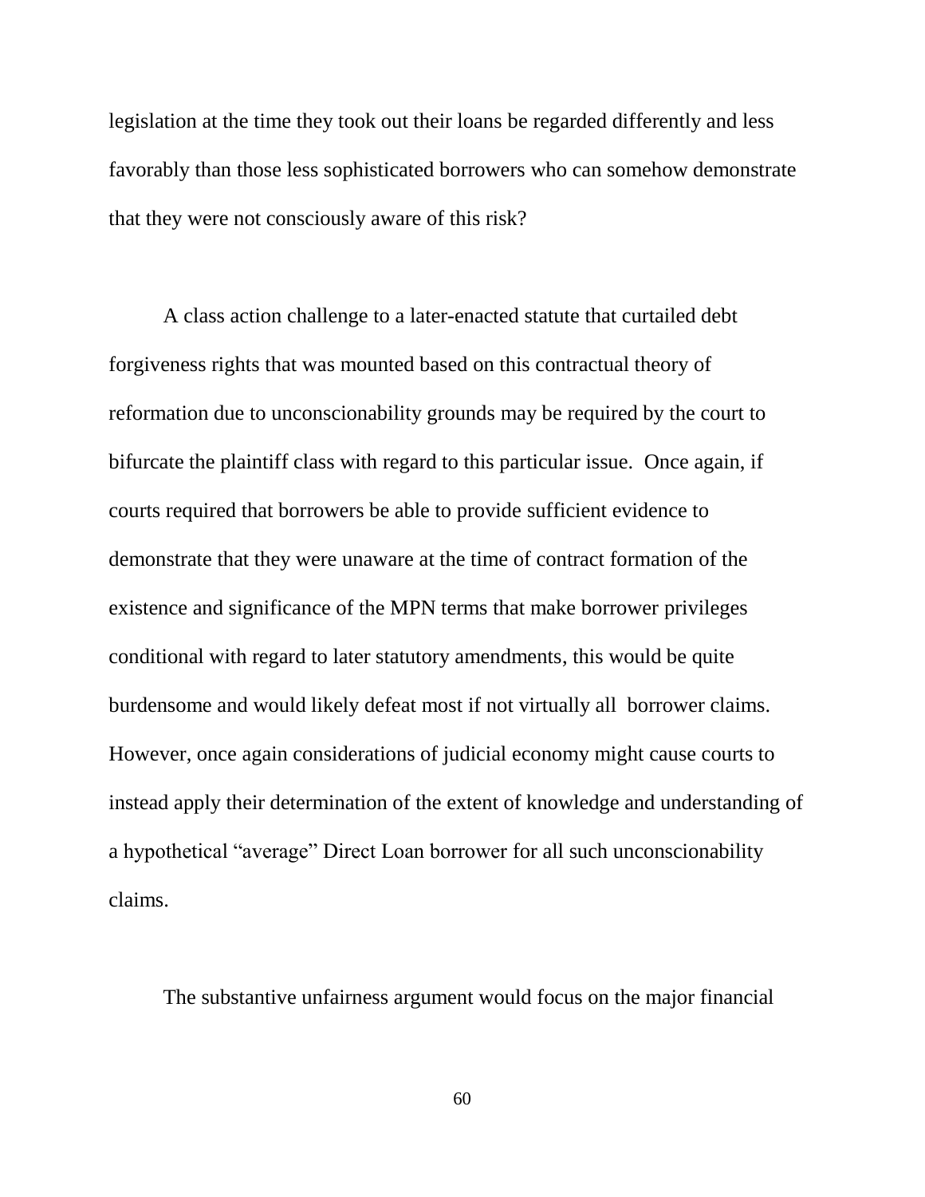legislation at the time they took out their loans be regarded differently and less favorably than those less sophisticated borrowers who can somehow demonstrate that they were not consciously aware of this risk?

A class action challenge to a later-enacted statute that curtailed debt forgiveness rights that was mounted based on this contractual theory of reformation due to unconscionability grounds may be required by the court to bifurcate the plaintiff class with regard to this particular issue. Once again, if courts required that borrowers be able to provide sufficient evidence to demonstrate that they were unaware at the time of contract formation of the existence and significance of the MPN terms that make borrower privileges conditional with regard to later statutory amendments, this would be quite burdensome and would likely defeat most if not virtually all borrower claims. However, once again considerations of judicial economy might cause courts to instead apply their determination of the extent of knowledge and understanding of a hypothetical "average" Direct Loan borrower for all such unconscionability claims.

The substantive unfairness argument would focus on the major financial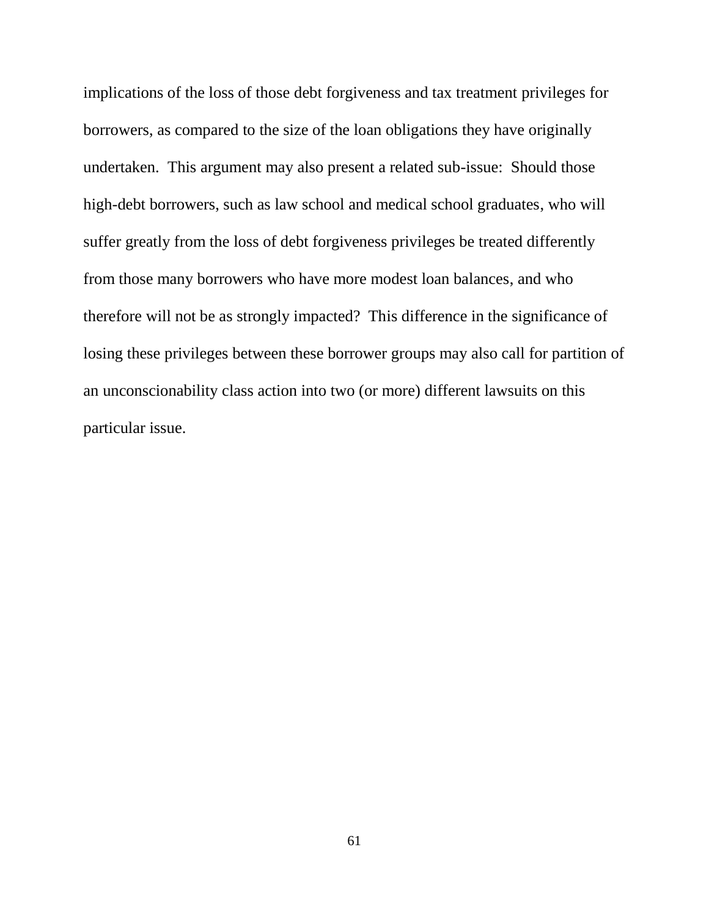implications of the loss of those debt forgiveness and tax treatment privileges for borrowers, as compared to the size of the loan obligations they have originally undertaken. This argument may also present a related sub-issue: Should those high-debt borrowers, such as law school and medical school graduates, who will suffer greatly from the loss of debt forgiveness privileges be treated differently from those many borrowers who have more modest loan balances, and who therefore will not be as strongly impacted? This difference in the significance of losing these privileges between these borrower groups may also call for partition of an unconscionability class action into two (or more) different lawsuits on this particular issue.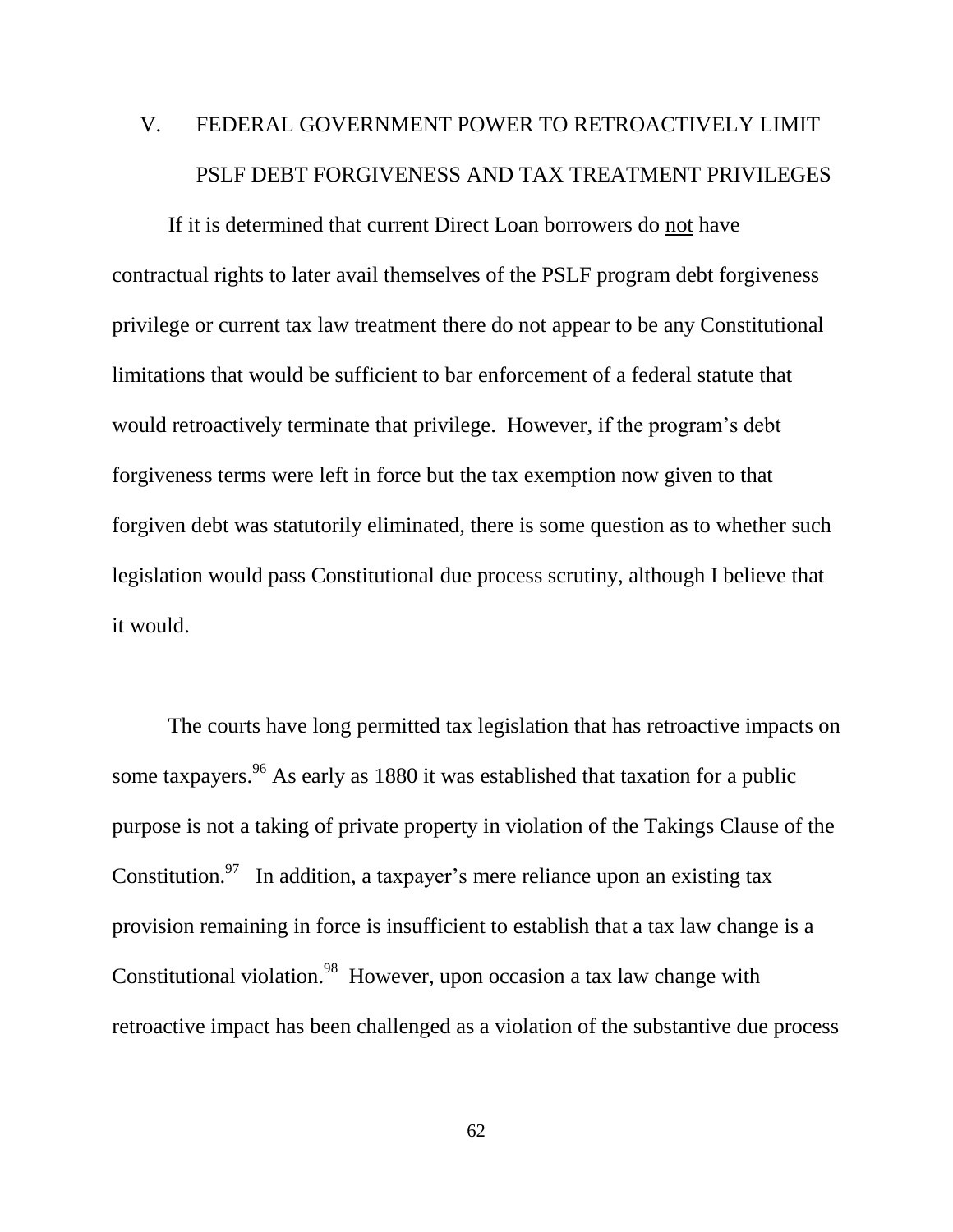## V. FEDERAL GOVERNMENT POWER TO RETROACTIVELY LIMIT PSLF DEBT FORGIVENESS AND TAX TREATMENT PRIVILEGES

If it is determined that current Direct Loan borrowers do <u>not</u> have contractual rights to later avail themselves of the PSLF program debt forgiveness privilege or current tax law treatment there do not appear to be any Constitutional limitations that would be sufficient to bar enforcement of a federal statute that would retroactively terminate that privilege. However, if the program's debt forgiveness terms were left in force but the tax exemption now given to that forgiven debt was statutorily eliminated, there is some question as to whether such legislation would pass Constitutional due process scrutiny, although I believe that it would.

The courts have long permitted tax legislation that has retroactive impacts on some taxpayers.[96] As early as 1880 it was established that taxation for a public purpose is not a taking of private property in violation of the Takings Clause of the Constitution.[97] In addition, a taxpayer's mere reliance upon an existing tax provision remaining in force is insufficient to establish that a tax law change is a Constitutional violation.[98] However, upon occasion a tax law change with retroactive impact has been challenged as a violation of the substantive due process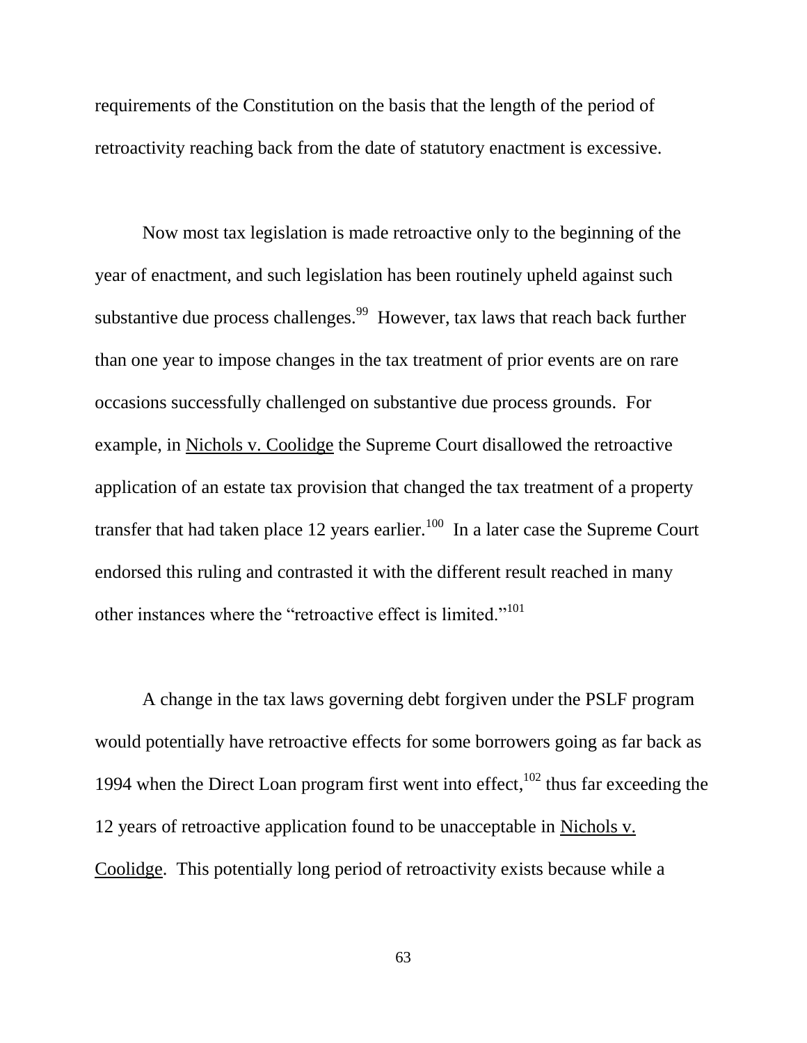requirements of the Constitution on the basis that the length of the period of retroactivity reaching back from the date of statutory enactment is excessive.

Now most tax legislation is made retroactive only to the beginning of the year of enactment, and such legislation has been routinely upheld against such substantive due process challenges.[99] However, tax laws that reach back further than one year to impose changes in the tax treatment of prior events are on rare occasions successfully challenged on substantive due process grounds. For example, in Nichols v. Coolidge the Supreme Court disallowed the retroactive application of an estate tax provision that changed the tax treatment of a property transfer that had taken place 12 years earlier.[100] In a later case the Supreme Court endorsed this ruling and contrasted it with the different result reached in many other instances where the "retroactive effect is limited."[101]

A change in the tax laws governing debt forgiven under the PSLF program would potentially have retroactive effects for some borrowers going as far back as 1994 when the Direct Loan program first went into effect,[102] thus far exceeding the 12 years of retroactive application found to be unacceptable in Nichols v. Coolidge. This potentially long period of retroactivity exists because while a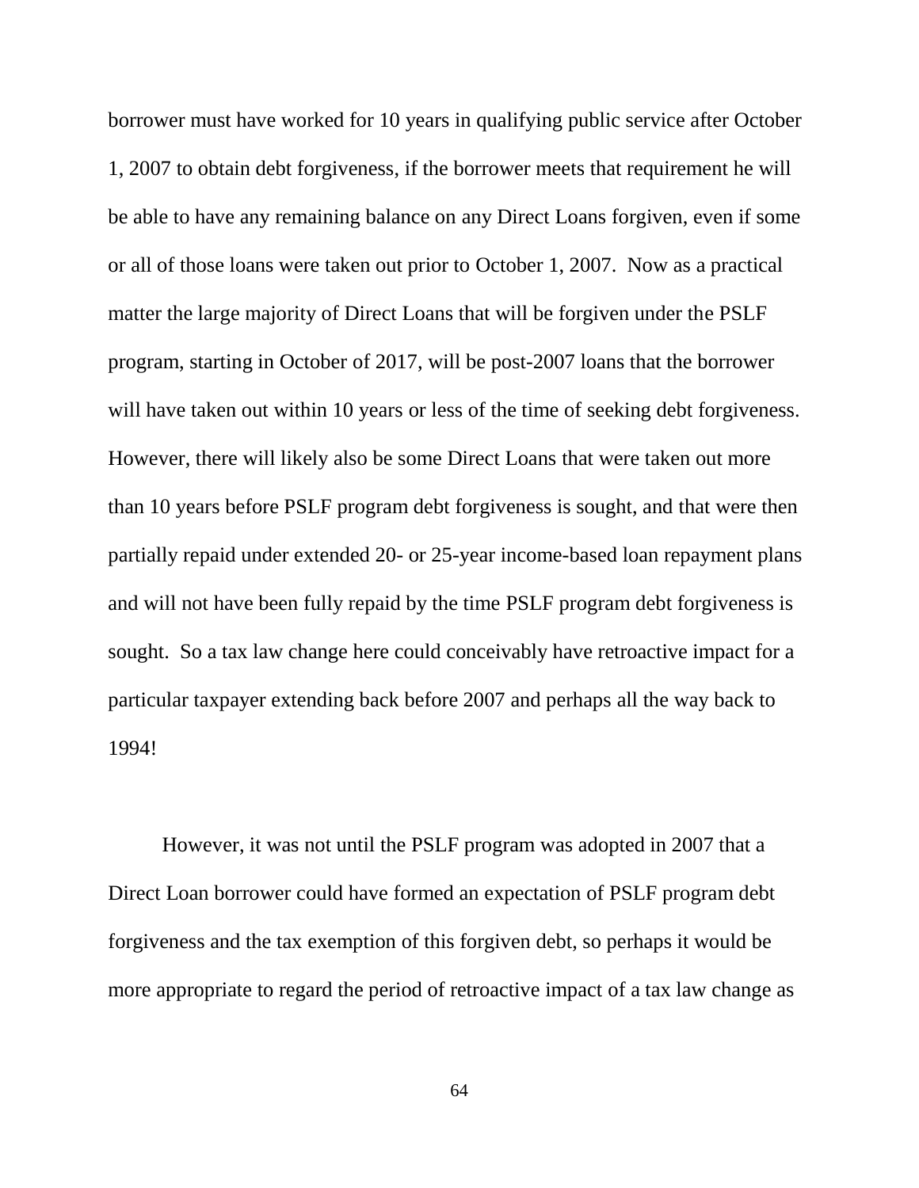borrower must have worked for 10 years in qualifying public service after October 1, 2007 to obtain debt forgiveness, if the borrower meets that requirement he will be able to have any remaining balance on any Direct Loans forgiven, even if some or all of those loans were taken out prior to October 1, 2007. Now as a practical matter the large majority of Direct Loans that will be forgiven under the PSLF program, starting in October of 2017, will be post-2007 loans that the borrower will have taken out within 10 years or less of the time of seeking debt forgiveness. However, there will likely also be some Direct Loans that were taken out more than 10 years before PSLF program debt forgiveness is sought, and that were then partially repaid under extended 20- or 25-year income-based loan repayment plans and will not have been fully repaid by the time PSLF program debt forgiveness is sought. So a tax law change here could conceivably have retroactive impact for a particular taxpayer extending back before 2007 and perhaps all the way back to 1994!

However, it was not until the PSLF program was adopted in 2007 that a Direct Loan borrower could have formed an expectation of PSLF program debt forgiveness and the tax exemption of this forgiven debt, so perhaps it would be more appropriate to regard the period of retroactive impact of a tax law change as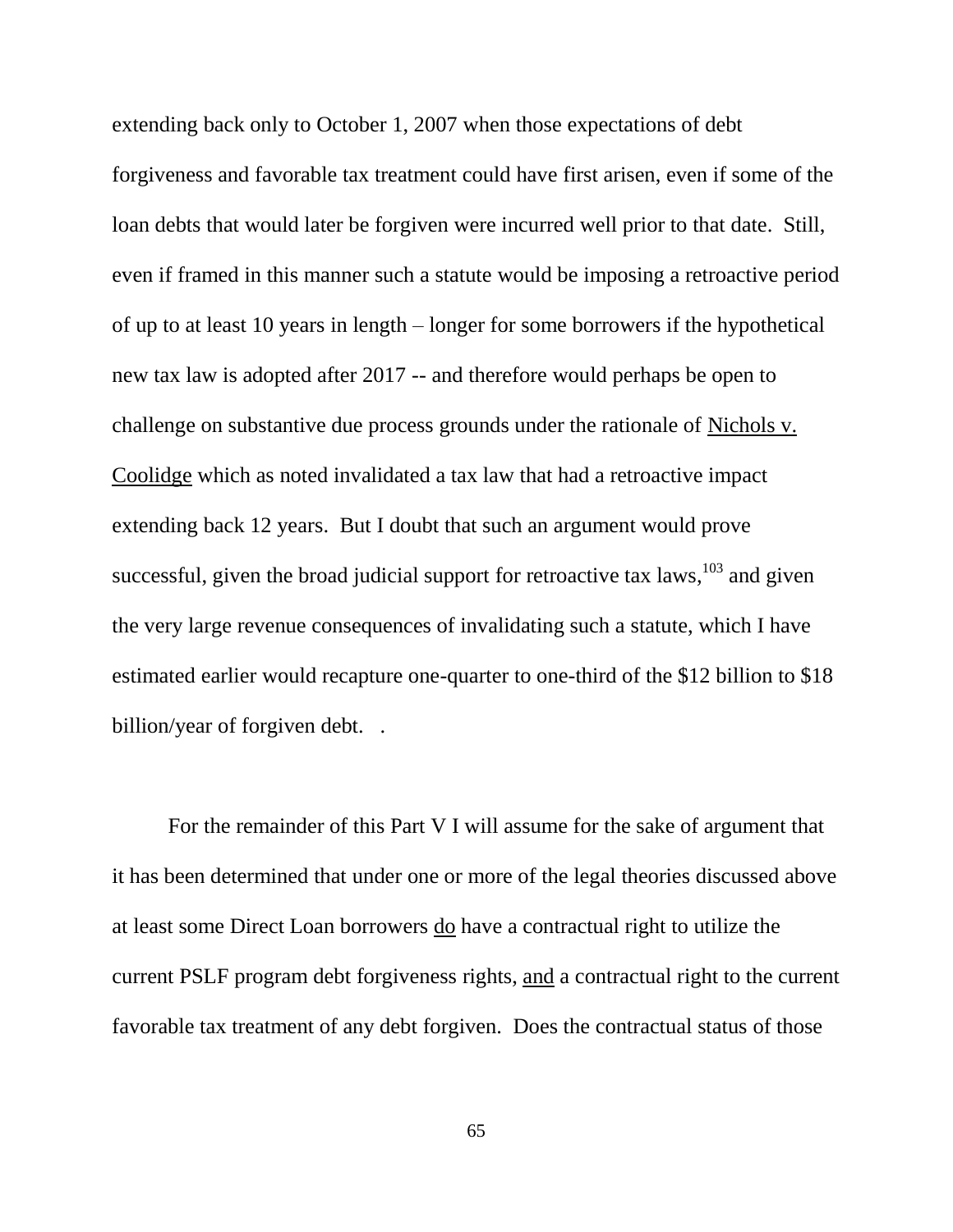extending back only to October 1, 2007 when those expectations of debt forgiveness and favorable tax treatment could have first arisen, even if some of the loan debts that would later be forgiven were incurred well prior to that date. Still, even if framed in this manner such a statute would be imposing a retroactive period of up to at least 10 years in length – longer for some borrowers if the hypothetical new tax law is adopted after 2017 -- and therefore would perhaps be open to challenge on substantive due process grounds under the rationale of Nichols v. Coolidge which as noted invalidated a tax law that had a retroactive impact extending back 12 years. But I doubt that such an argument would prove successful, given the broad judicial support for retroactive tax laws,[103] and given the very large revenue consequences of invalidating such a statute, which I have estimated earlier would recapture one-quarter to one-third of the \$12 billion to \$18 billion/year of forgiven debt. .

For the remainder of this Part V I will assume for the sake of argument that it has been determined that under one or more of the legal theories discussed above at least some Direct Loan borrowers do have a contractual right to utilize the current PSLF program debt forgiveness rights, and a contractual right to the current favorable tax treatment of any debt forgiven. Does the contractual status of those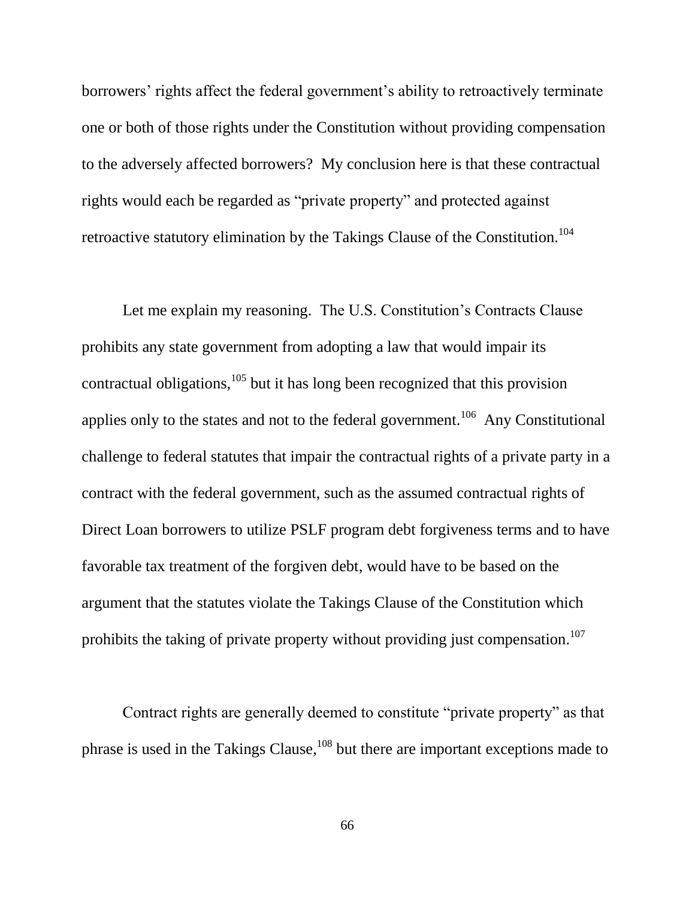borrowers' rights affect the federal government's ability to retroactively terminate one or both of those rights under the Constitution without providing compensation to the adversely affected borrowers? My conclusion here is that these contractual rights would each be regarded as "private property" and protected against retroactive statutory elimination by the Takings Clause of the Constitution.[104]

Let me explain my reasoning. The U.S. Constitution's Contracts Clause prohibits any state government from adopting a law that would impair its contractual obligations,[105] but it has long been recognized that this provision applies only to the states and not to the federal government.[106] Any Constitutional challenge to federal statutes that impair the contractual rights of a private party in a contract with the federal government, such as the assumed contractual rights of Direct Loan borrowers to utilize PSLF program debt forgiveness terms and to have favorable tax treatment of the forgiven debt, would have to be based on the argument that the statutes violate the Takings Clause of the Constitution which prohibits the taking of private property without providing just compensation.[107]

Contract rights are generally deemed to constitute "private property" as that phrase is used in the Takings Clause,[108] but there are important exceptions made to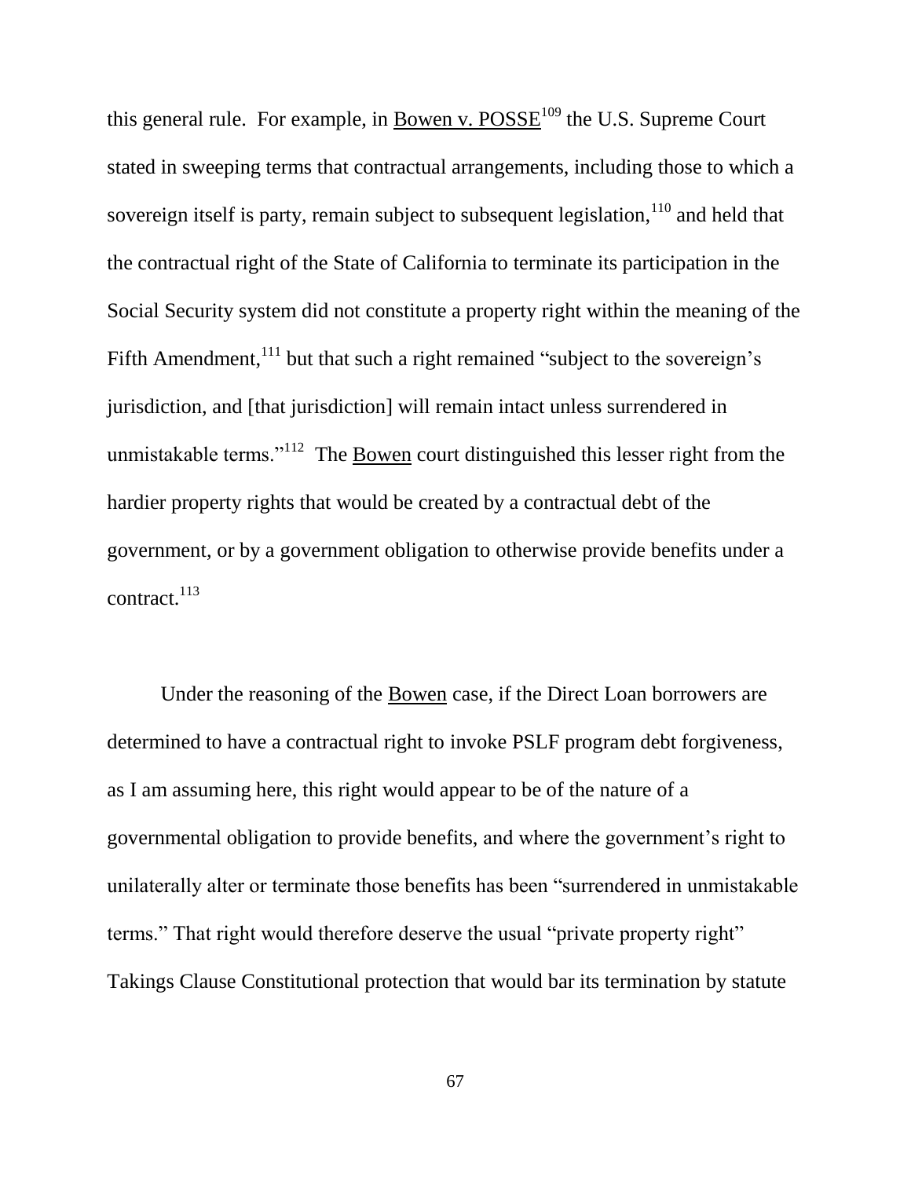this general rule. For example, in Bowen v. POSSE[109] the U.S. Supreme Court stated in sweeping terms that contractual arrangements, including those to which a sovereign itself is party, remain subject to subsequent legislation,[110] and held that the contractual right of the State of California to terminate its participation in the Social Security system did not constitute a property right within the meaning of the Fifth Amendment,[111] but that such a right remained "subject to the sovereign's jurisdiction, and [that jurisdiction] will remain intact unless surrendered in unmistakable terms."[112] The Bowen court distinguished this lesser right from the hardier property rights that would be created by a contractual debt of the government, or by a government obligation to otherwise provide benefits under a contract.[113]

Under the reasoning of the Bowen case, if the Direct Loan borrowers are determined to have a contractual right to invoke PSLF program debt forgiveness, as I am assuming here, this right would appear to be of the nature of a governmental obligation to provide benefits, and where the government's right to unilaterally alter or terminate those benefits has been "surrendered in unmistakable terms." That right would therefore deserve the usual "private property right" Takings Clause Constitutional protection that would bar its termination by statute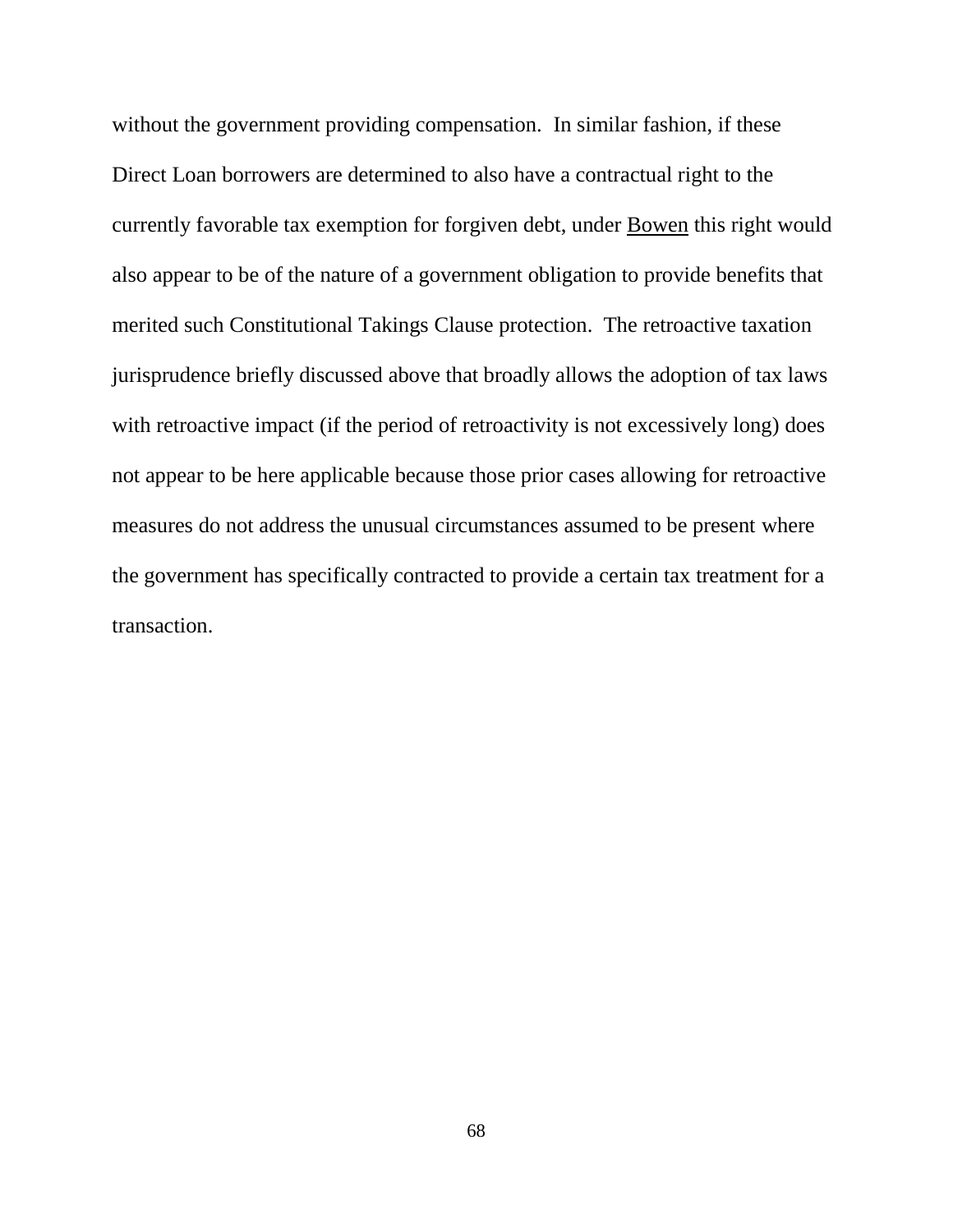without the government providing compensation. In similar fashion, if these Direct Loan borrowers are determined to also have a contractual right to the currently favorable tax exemption for forgiven debt, under Bowen this right would also appear to be of the nature of a government obligation to provide benefits that merited such Constitutional Takings Clause protection. The retroactive taxation jurisprudence briefly discussed above that broadly allows the adoption of tax laws with retroactive impact (if the period of retroactivity is not excessively long) does not appear to be here applicable because those prior cases allowing for retroactive measures do not address the unusual circumstances assumed to be present where the government has specifically contracted to provide a certain tax treatment for a transaction.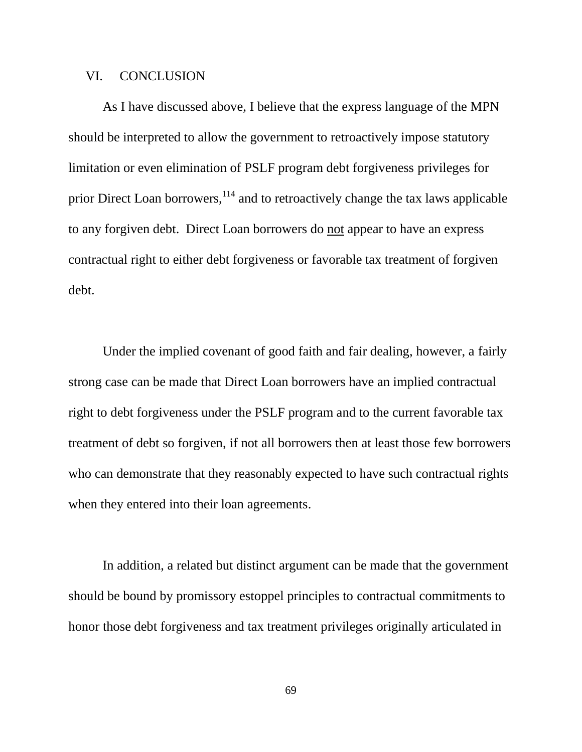## VI. CONCLUSION

As I have discussed above, I believe that the express language of the MPN should be interpreted to allow the government to retroactively impose statutory limitation or even elimination of PSLF program debt forgiveness privileges for prior Direct Loan borrowers,[114] and to retroactively change the tax laws applicable to any forgiven debt. Direct Loan borrowers do not appear to have an express contractual right to either debt forgiveness or favorable tax treatment of forgiven debt.

Under the implied covenant of good faith and fair dealing, however, a fairly strong case can be made that Direct Loan borrowers have an implied contractual right to debt forgiveness under the PSLF program and to the current favorable tax treatment of debt so forgiven, if not all borrowers then at least those few borrowers who can demonstrate that they reasonably expected to have such contractual rights when they entered into their loan agreements.

In addition, a related but distinct argument can be made that the government should be bound by promissory estoppel principles to contractual commitments to honor those debt forgiveness and tax treatment privileges originally articulated in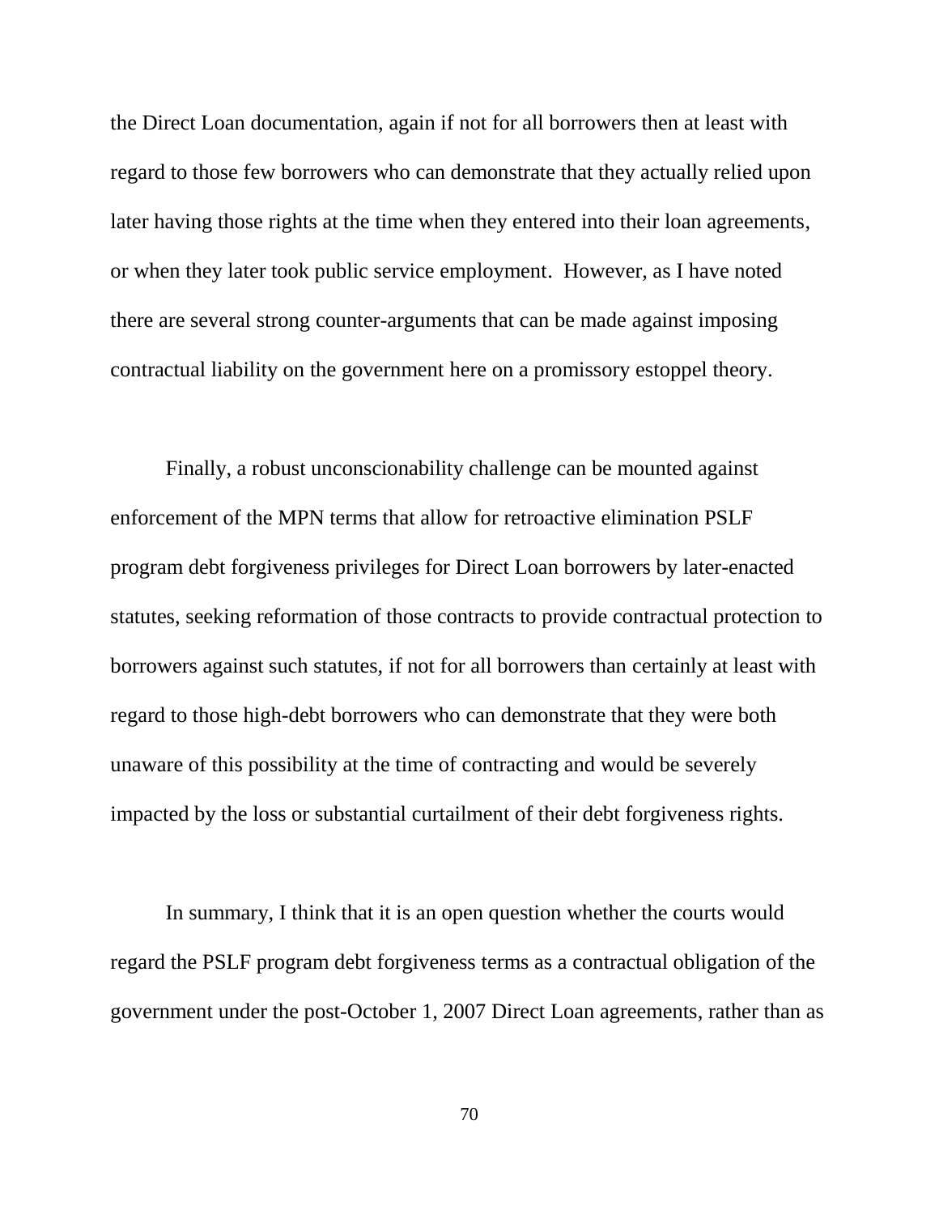the Direct Loan documentation, again if not for all borrowers then at least with regard to those few borrowers who can demonstrate that they actually relied upon later having those rights at the time when they entered into their loan agreements, or when they later took public service employment. However, as I have noted there are several strong counter-arguments that can be made against imposing contractual liability on the government here on a promissory estoppel theory.

Finally, a robust unconscionability challenge can be mounted against enforcement of the MPN terms that allow for retroactive elimination PSLF program debt forgiveness privileges for Direct Loan borrowers by later-enacted statutes, seeking reformation of those contracts to provide contractual protection to borrowers against such statutes, if not for all borrowers than certainly at least with regard to those high-debt borrowers who can demonstrate that they were both unaware of this possibility at the time of contracting and would be severely impacted by the loss or substantial curtailment of their debt forgiveness rights.

In summary, I think that it is an open question whether the courts would regard the PSLF program debt forgiveness terms as a contractual obligation of the government under the post-October 1, 2007 Direct Loan agreements, rather than as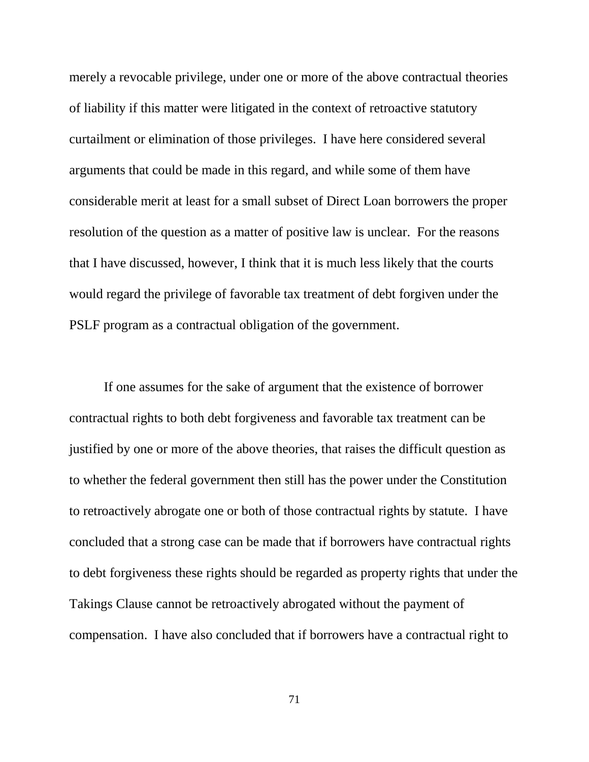merely a revocable privilege, under one or more of the above contractual theories of liability if this matter were litigated in the context of retroactive statutory curtailment or elimination of those privileges. I have here considered several arguments that could be made in this regard, and while some of them have considerable merit at least for a small subset of Direct Loan borrowers the proper resolution of the question as a matter of positive law is unclear. For the reasons that I have discussed, however, I think that it is much less likely that the courts would regard the privilege of favorable tax treatment of debt forgiven under the PSLF program as a contractual obligation of the government.

If one assumes for the sake of argument that the existence of borrower contractual rights to both debt forgiveness and favorable tax treatment can be justified by one or more of the above theories, that raises the difficult question as to whether the federal government then still has the power under the Constitution to retroactively abrogate one or both of those contractual rights by statute. I have concluded that a strong case can be made that if borrowers have contractual rights to debt forgiveness these rights should be regarded as property rights that under the Takings Clause cannot be retroactively abrogated without the payment of compensation. I have also concluded that if borrowers have a contractual right to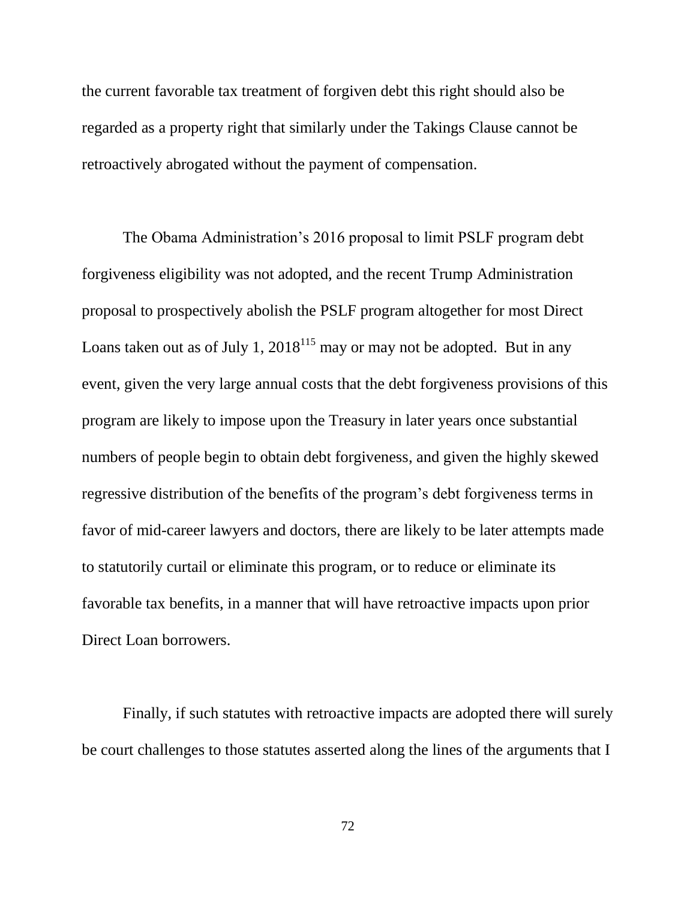the current favorable tax treatment of forgiven debt this right should also be regarded as a property right that similarly under the Takings Clause cannot be retroactively abrogated without the payment of compensation.

The Obama Administration's 2016 proposal to limit PSLF program debt forgiveness eligibility was not adopted, and the recent Trump Administration proposal to prospectively abolish the PSLF program altogether for most Direct Loans taken out as of July 1, 2018[115] may or may not be adopted. But in any event, given the very large annual costs that the debt forgiveness provisions of this program are likely to impose upon the Treasury in later years once substantial numbers of people begin to obtain debt forgiveness, and given the highly skewed regressive distribution of the benefits of the program's debt forgiveness terms in favor of mid-career lawyers and doctors, there are likely to be later attempts made to statutorily curtail or eliminate this program, or to reduce or eliminate its favorable tax benefits, in a manner that will have retroactive impacts upon prior Direct Loan borrowers.

Finally, if such statutes with retroactive impacts are adopted there will surely be court challenges to those statutes asserted along the lines of the arguments that I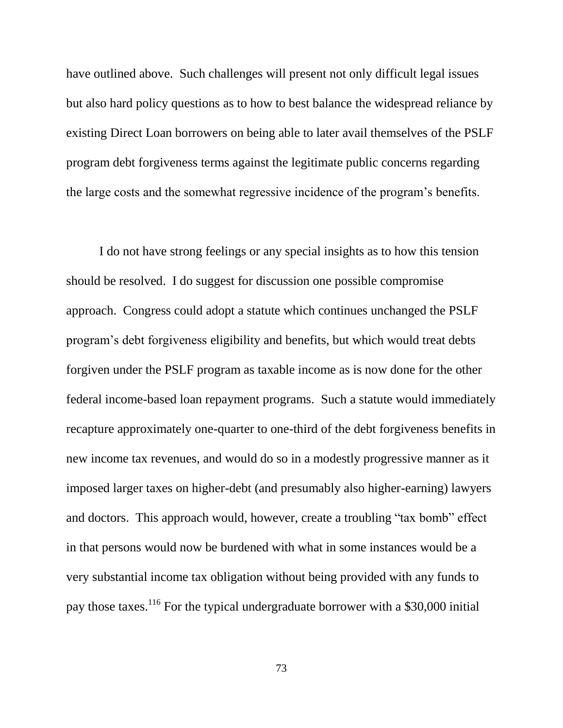have outlined above. Such challenges will present not only difficult legal issues but also hard policy questions as to how to best balance the widespread reliance by existing Direct Loan borrowers on being able to later avail themselves of the PSLF program debt forgiveness terms against the legitimate public concerns regarding the large costs and the somewhat regressive incidence of the program's benefits.

I do not have strong feelings or any special insights as to how this tension should be resolved. I do suggest for discussion one possible compromise approach. Congress could adopt a statute which continues unchanged the PSLF program's debt forgiveness eligibility and benefits, but which would treat debts forgiven under the PSLF program as taxable income as is now done for the other federal income-based loan repayment programs. Such a statute would immediately recapture approximately one-quarter to one-third of the debt forgiveness benefits in new income tax revenues, and would do so in a modestly progressive manner as it imposed larger taxes on higher-debt (and presumably also higher-earning) lawyers and doctors. This approach would, however, create a troubling "tax bomb" effect in that persons would now be burdened with what in some instances would be a very substantial income tax obligation without being provided with any funds to pay those taxes.[116] For the typical undergraduate borrower with a $30,000 initial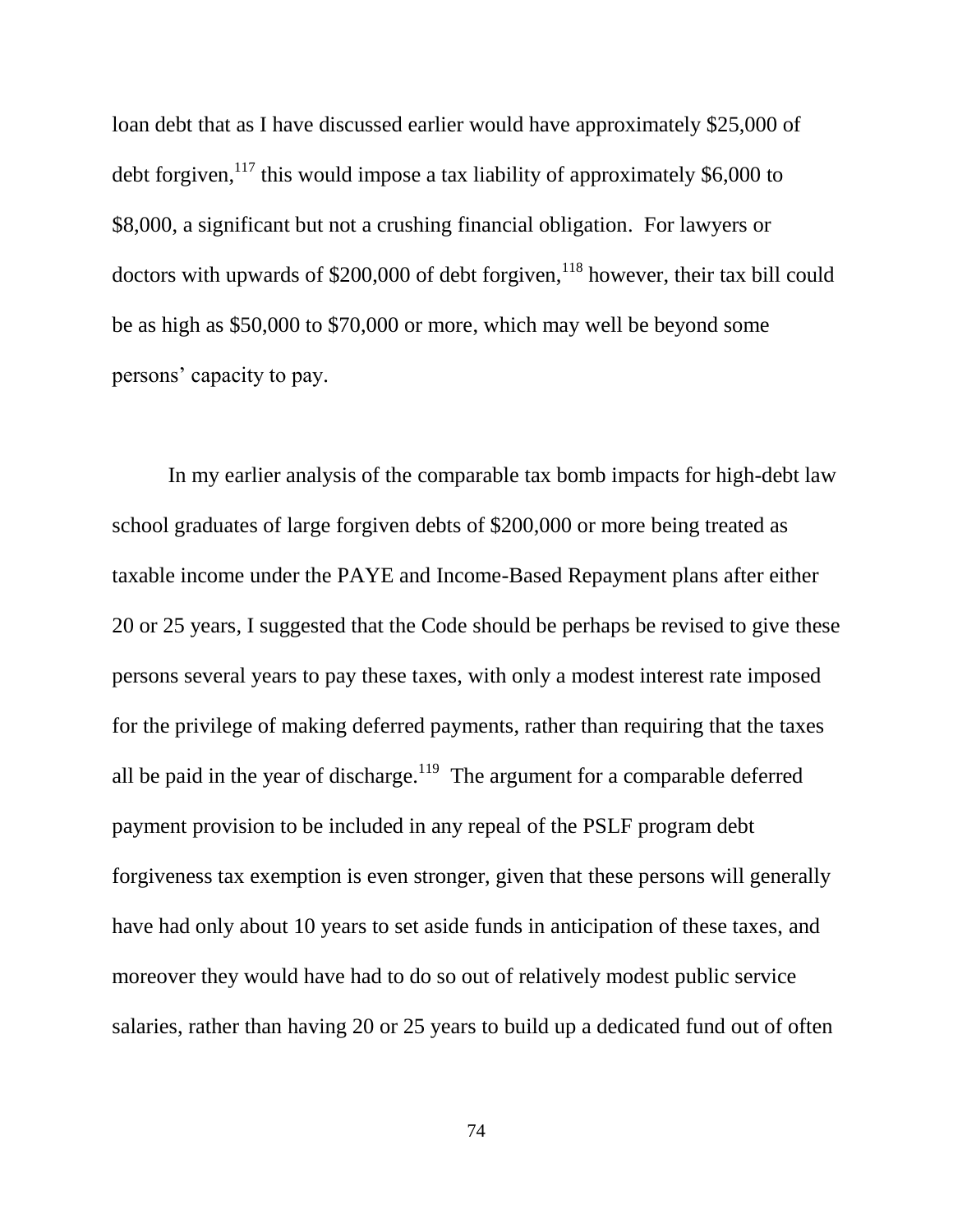loan debt that as I have discussed earlier would have approximately $25,000 of debt forgiven,[117] this would impose a tax liability of approximately $6,000 to $8,000, a significant but not a crushing financial obligation. For lawyers or doctors with upwards of $200,000 of debt forgiven,[118] however, their tax bill could be as high as $50,000 to $70,000 or more, which may well be beyond some persons' capacity to pay.

In my earlier analysis of the comparable tax bomb impacts for high-debt law school graduates of large forgiven debts of $200,000 or more being treated as taxable income under the PAYE and Income-Based Repayment plans after either 20 or 25 years, I suggested that the Code should be perhaps be revised to give these persons several years to pay these taxes, with only a modest interest rate imposed for the privilege of making deferred payments, rather than requiring that the taxes all be paid in the year of discharge.[119] The argument for a comparable deferred payment provision to be included in any repeal of the PSLF program debt forgiveness tax exemption is even stronger, given that these persons will generally have had only about 10 years to set aside funds in anticipation of these taxes, and moreover they would have had to do so out of relatively modest public service salaries, rather than having 20 or 25 years to build up a dedicated fund out of often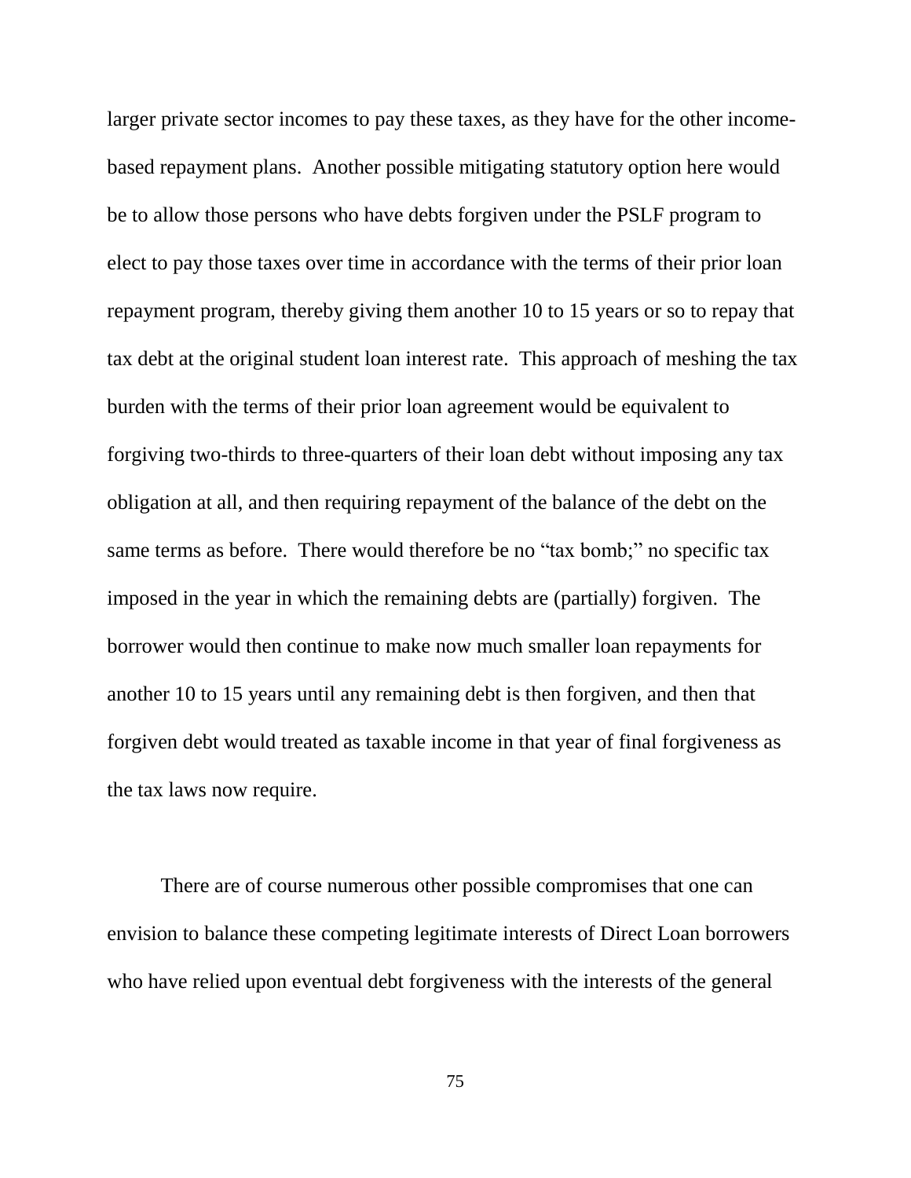larger private sector incomes to pay these taxes, as they have for the other income-based repayment plans. Another possible mitigating statutory option here would be to allow those persons who have debts forgiven under the PSLF program to elect to pay those taxes over time in accordance with the terms of their prior loan repayment program, thereby giving them another 10 to 15 years or so to repay that tax debt at the original student loan interest rate. This approach of meshing the tax burden with the terms of their prior loan agreement would be equivalent to forgiving two-thirds to three-quarters of their loan debt without imposing any tax obligation at all, and then requiring repayment of the balance of the debt on the same terms as before. There would therefore be no "tax bomb;" no specific tax imposed in the year in which the remaining debts are (partially) forgiven. The borrower would then continue to make now much smaller loan repayments for another 10 to 15 years until any remaining debt is then forgiven, and then that forgiven debt would treated as taxable income in that year of final forgiveness as the tax laws now require.

There are of course numerous other possible compromises that one can envision to balance these competing legitimate interests of Direct Loan borrowers who have relied upon eventual debt forgiveness with the interests of the general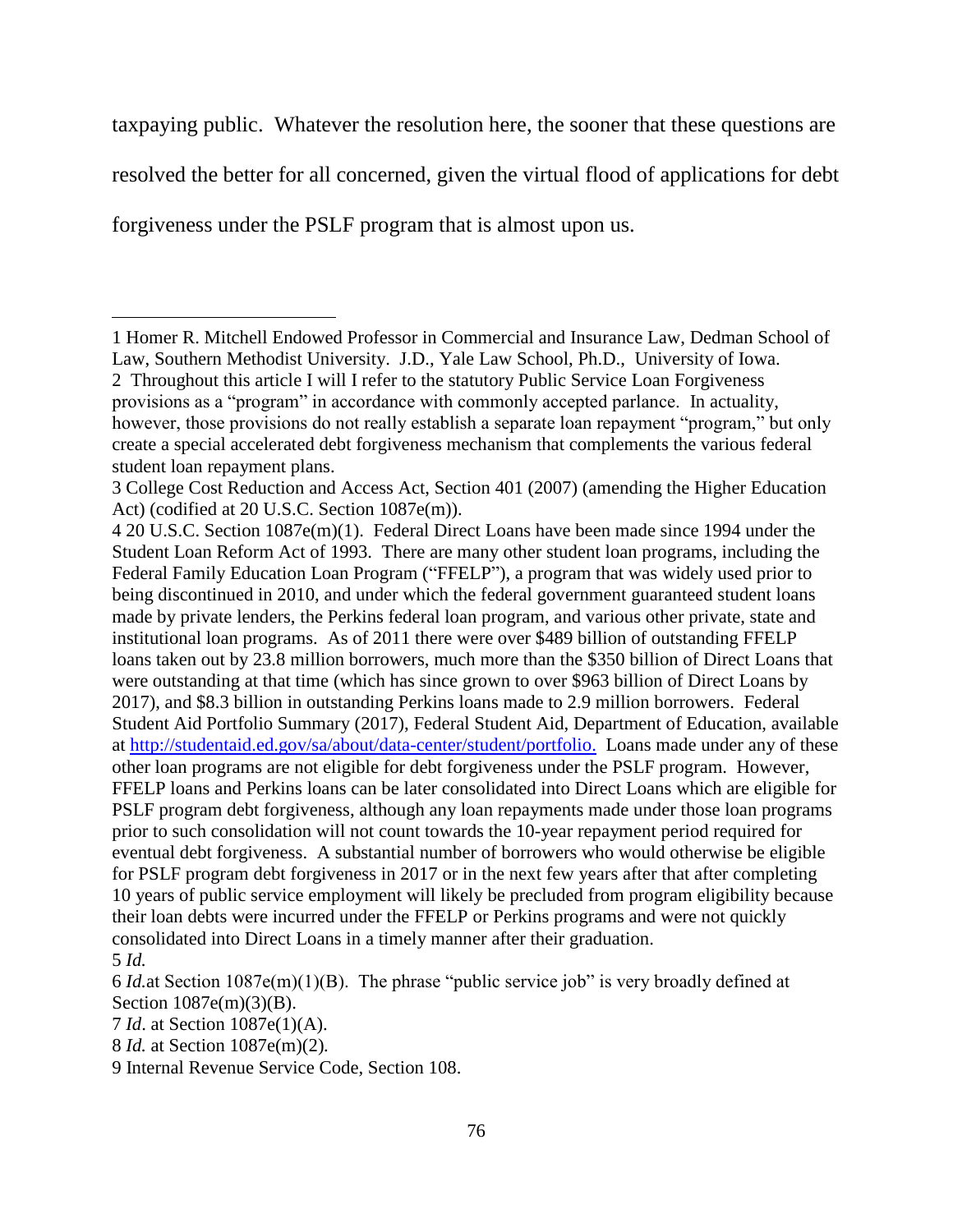taxpaying public. Whatever the resolution here, the sooner that these questions are resolved the better for all concerned, given the virtual flood of applications for debt forgiveness under the PSLF program that is almost upon us.

---

1 Homer R. Mitchell Endowed Professor in Commercial and Insurance Law, Dedman School of Law, Southern Methodist University. J.D., Yale Law School, Ph.D., University of Iowa.

2 Throughout this article I will I refer to the statutory Public Service Loan Forgiveness provisions as a "program" in accordance with commonly accepted parlance. In actuality, however, those provisions do not really establish a separate loan repayment "program," but only create a special accelerated debt forgiveness mechanism that complements the various federal student loan repayment plans.

3 College Cost Reduction and Access Act, Section 401 (2007) (amending the Higher Education Act) (codified at 20 U.S.C. Section 1087e(m)).

4 20 U.S.C. Section 1087e(m)(1). Federal Direct Loans have been made since 1994 under the Student Loan Reform Act of 1993. There are many other student loan programs, including the Federal Family Education Loan Program ("FFELP"), a program that was widely used prior to being discontinued in 2010, and under which the federal government guaranteed student loans made by private lenders, the Perkins federal loan program, and various other private, state and institutional loan programs. As of 2011 there were over $489 billion of outstanding FFELP loans taken out by 23.8 million borrowers, much more than the $350 billion of Direct Loans that were outstanding at that time (which has since grown to over $963 billion of Direct Loans by 2017), and $8.3 billion in outstanding Perkins loans made to 2.9 million borrowers. Federal Student Aid Portfolio Summary (2017), Federal Student Aid, Department of Education, available at [http://studentaid.ed.gov/sa/about/data-center/student/portfolio.](http://studentaid.ed.gov/sa/about/data-center/student/portfolio) Loans made under any of these other loan programs are not eligible for debt forgiveness under the PSLF program. However, FFELP loans and Perkins loans can be later consolidated into Direct Loans which are eligible for PSLF program debt forgiveness, although any loan repayments made under those loan programs prior to such consolidation will not count towards the 10-year repayment period required for eventual debt forgiveness. A substantial number of borrowers who would otherwise be eligible for PSLF program debt forgiveness in 2017 or in the next few years after that after completing 10 years of public service employment will likely be precluded from program eligibility because their loan debts were incurred under the FFELP or Perkins programs and were not quickly consolidated into Direct Loans in a timely manner after their graduation.

5 *Id.*

6 *Id.*at Section 1087e(m)(1)(B). The phrase "public service job" is very broadly defined at Section 1087e(m)(3)(B).

7 *Id*. at Section 1087e(1)(A).

8 *Id.* at Section 1087e(m)(2).

9 Internal Revenue Service Code, Section 108.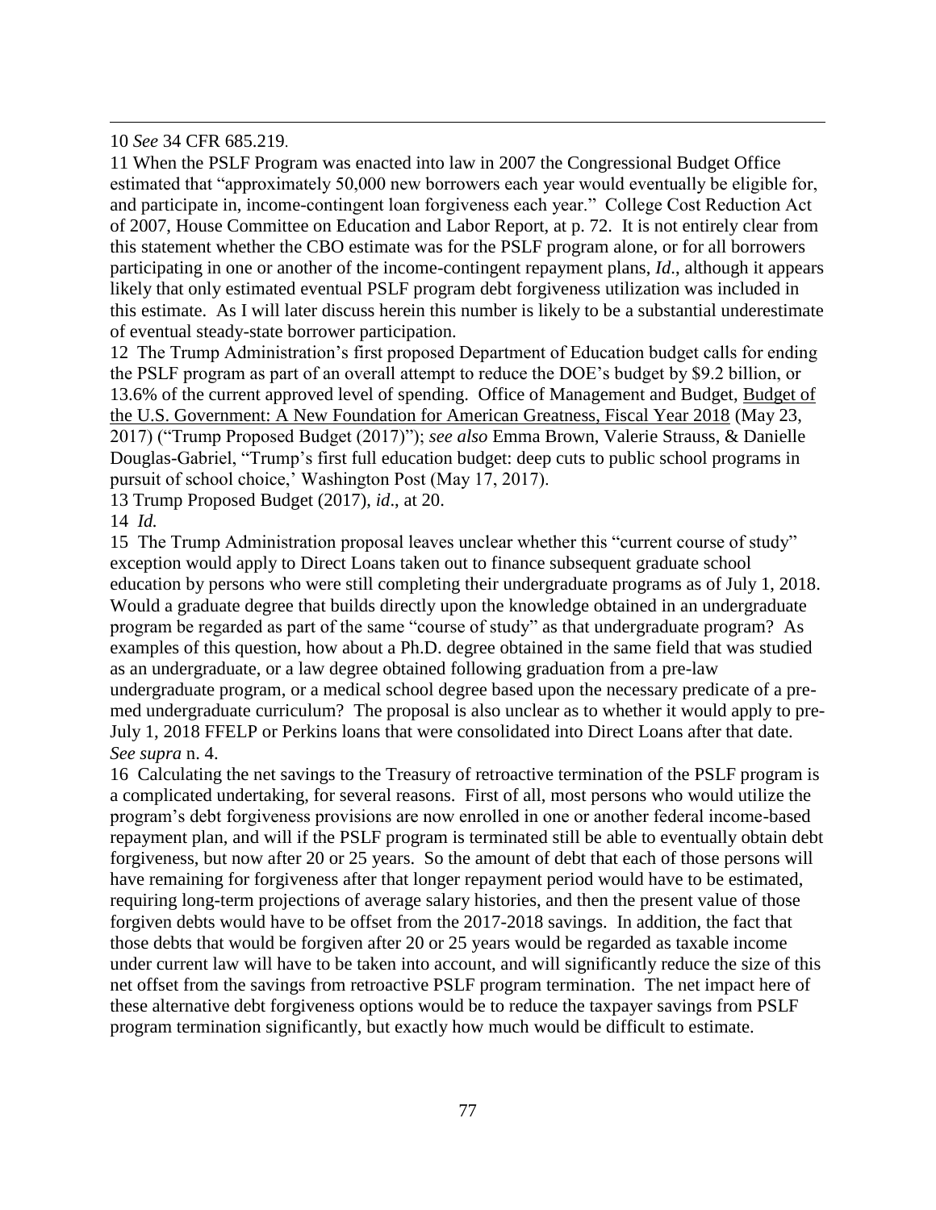10 *See* 34 CFR 685.219.

11 When the PSLF Program was enacted into law in 2007 the Congressional Budget Office estimated that "approximately 50,000 new borrowers each year would eventually be eligible for, and participate in, income-contingent loan forgiveness each year." College Cost Reduction Act of 2007, House Committee on Education and Labor Report, at p. 72. It is not entirely clear from this statement whether the CBO estimate was for the PSLF program alone, or for all borrowers participating in one or another of the income-contingent repayment plans, *Id*., although it appears likely that only estimated eventual PSLF program debt forgiveness utilization was included in this estimate. As I will later discuss herein this number is likely to be a substantial underestimate of eventual steady-state borrower participation.

12 The Trump Administration's first proposed Department of Education budget calls for ending the PSLF program as part of an overall attempt to reduce the DOE's budget by $9.2 billion, or 13.6% of the current approved level of spending. Office of Management and Budget, Budget of the U.S. Government: A New Foundation for American Greatness, Fiscal Year 2018 (May 23, 2017) ("Trump Proposed Budget (2017)"); *see also* Emma Brown, Valerie Strauss, & Danielle Douglas-Gabriel, "Trump's first full education budget: deep cuts to public school programs in pursuit of school choice,' Washington Post (May 17, 2017).

13 Trump Proposed Budget (2017), *id*., at 20.

14 *Id.*

15 The Trump Administration proposal leaves unclear whether this "current course of study" exception would apply to Direct Loans taken out to finance subsequent graduate school education by persons who were still completing their undergraduate programs as of July 1, 2018. Would a graduate degree that builds directly upon the knowledge obtained in an undergraduate program be regarded as part of the same "course of study" as that undergraduate program? As examples of this question, how about a Ph.D. degree obtained in the same field that was studied as an undergraduate, or a law degree obtained following graduation from a pre-law undergraduate program, or a medical school degree based upon the necessary predicate of a pre-med undergraduate curriculum? The proposal is also unclear as to whether it would apply to pre-July 1, 2018 FFELP or Perkins loans that were consolidated into Direct Loans after that date. *See supra* n. 4.

16 Calculating the net savings to the Treasury of retroactive termination of the PSLF program is a complicated undertaking, for several reasons. First of all, most persons who would utilize the program's debt forgiveness provisions are now enrolled in one or another federal income-based repayment plan, and will if the PSLF program is terminated still be able to eventually obtain debt forgiveness, but now after 20 or 25 years. So the amount of debt that each of those persons will have remaining for forgiveness after that longer repayment period would have to be estimated, requiring long-term projections of average salary histories, and then the present value of those forgiven debts would have to be offset from the 2017-2018 savings. In addition, the fact that those debts that would be forgiven after 20 or 25 years would be regarded as taxable income under current law will have to be taken into account, and will significantly reduce the size of this net offset from the savings from retroactive PSLF program termination. The net impact here of these alternative debt forgiveness options would be to reduce the taxpayer savings from PSLF program termination significantly, but exactly how much would be difficult to estimate.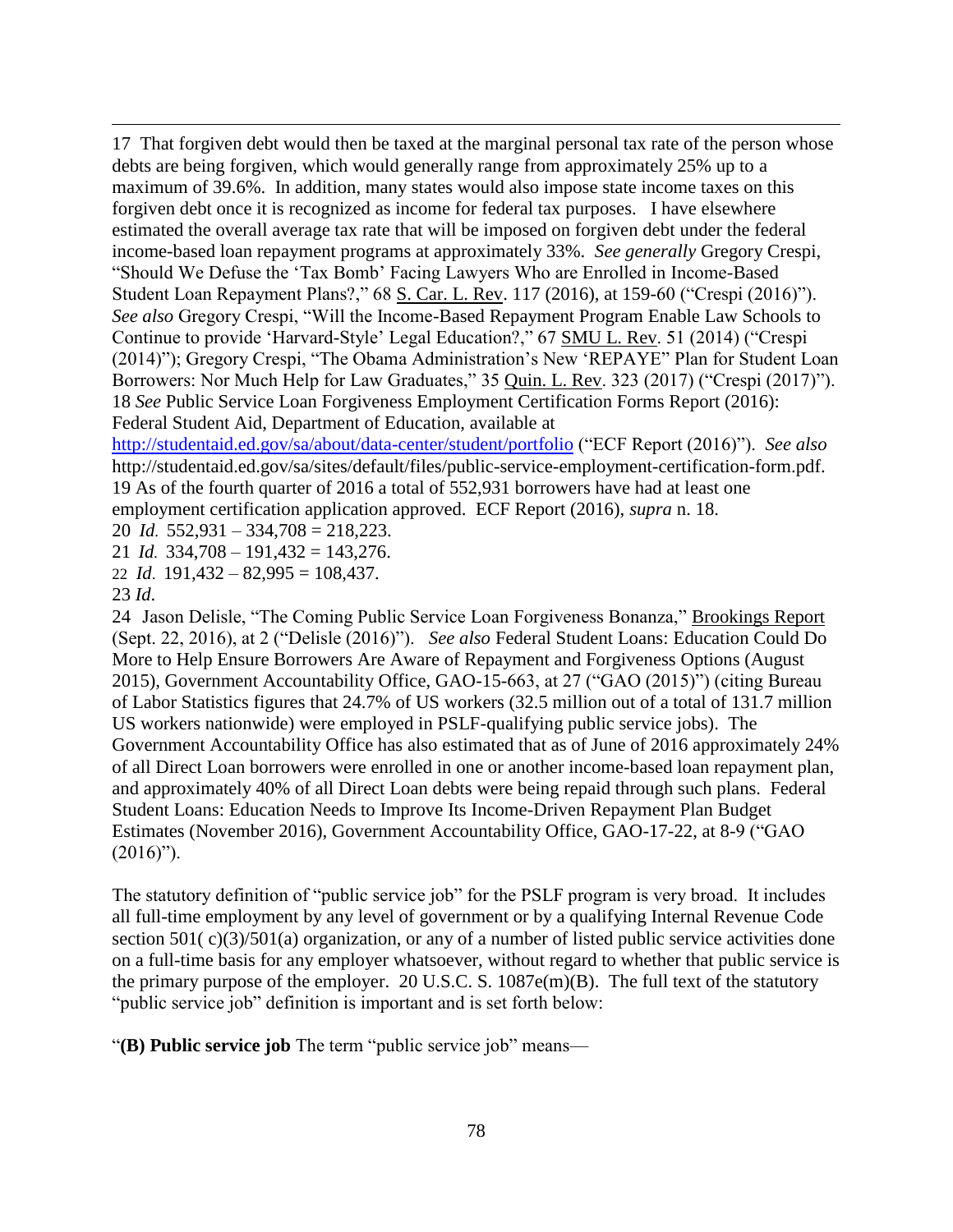17 That forgiven debt would then be taxed at the marginal personal tax rate of the person whose debts are being forgiven, which would generally range from approximately 25% up to a maximum of 39.6%. In addition, many states would also impose state income taxes on this forgiven debt once it is recognized as income for federal tax purposes. I have elsewhere estimated the overall average tax rate that will be imposed on forgiven debt under the federal income-based loan repayment programs at approximately 33%. *See generally* Gregory Crespi, "Should We Defuse the 'Tax Bomb' Facing Lawyers Who are Enrolled in Income-Based Student Loan Repayment Plans?," 68 S. Car. L. Rev. 117 (2016), at 159-60 ("Crespi (2016)"). *See also* Gregory Crespi, "Will the Income-Based Repayment Program Enable Law Schools to Continue to provide 'Harvard-Style' Legal Education?," 67 SMU L. Rev. 51 (2014) ("Crespi (2014)"); Gregory Crespi, "The Obama Administration's New 'REPAYE" Plan for Student Loan Borrowers: Nor Much Help for Law Graduates," 35 Quin. L. Rev. 323 (2017) ("Crespi (2017)").

18 *See* Public Service Loan Forgiveness Employment Certification Forms Report (2016): Federal Student Aid, Department of Education, available at http://studentaid.ed.gov/sa/about/data-center/student/portfolio ("ECF Report (2016)"). *See also* http://studentaid.ed.gov/sa/sites/default/files/public-service-employment-certification-form.pdf.

19 As of the fourth quarter of 2016 a total of 552,931 borrowers have had at least one employment certification application approved. ECF Report (2016), *supra* n. 18.

20 *Id.* 552,931 – 334,708 = 218,223.

21 *Id.* 334,708 – 191,432 = 143,276.

22 *Id.* 191,432 – 82,995 = 108,437.

23 *Id*.

24 Jason Delisle, "The Coming Public Service Loan Forgiveness Bonanza," Brookings Report (Sept. 22, 2016), at 2 ("Delisle (2016)"). *See also* Federal Student Loans: Education Could Do More to Help Ensure Borrowers Are Aware of Repayment and Forgiveness Options (August 2015), Government Accountability Office, GAO-15-663, at 27 ("GAO (2015)") (citing Bureau of Labor Statistics figures that 24.7% of US workers (32.5 million out of a total of 131.7 million US workers nationwide) were employed in PSLF-qualifying public service jobs). The Government Accountability Office has also estimated that as of June of 2016 approximately 24% of all Direct Loan borrowers were enrolled in one or another income-based loan repayment plan, and approximately 40% of all Direct Loan debts were being repaid through such plans. Federal Student Loans: Education Needs to Improve Its Income-Driven Repayment Plan Budget Estimates (November 2016), Government Accountability Office, GAO-17-22, at 8-9 ("GAO (2016)").

The statutory definition of "public service job" for the PSLF program is very broad. It includes all full-time employment by any level of government or by a qualifying Internal Revenue Code section 501( c)(3)/501(a) organization, or any of a number of listed public service activities done on a full-time basis for any employer whatsoever, without regard to whether that public service is the primary purpose of the employer. 20 U.S.C. S. 1087e(m)(B). The full text of the statutory "public service job" definition is important and is set forth below:

"**(B) Public service job** The term "public service job" means—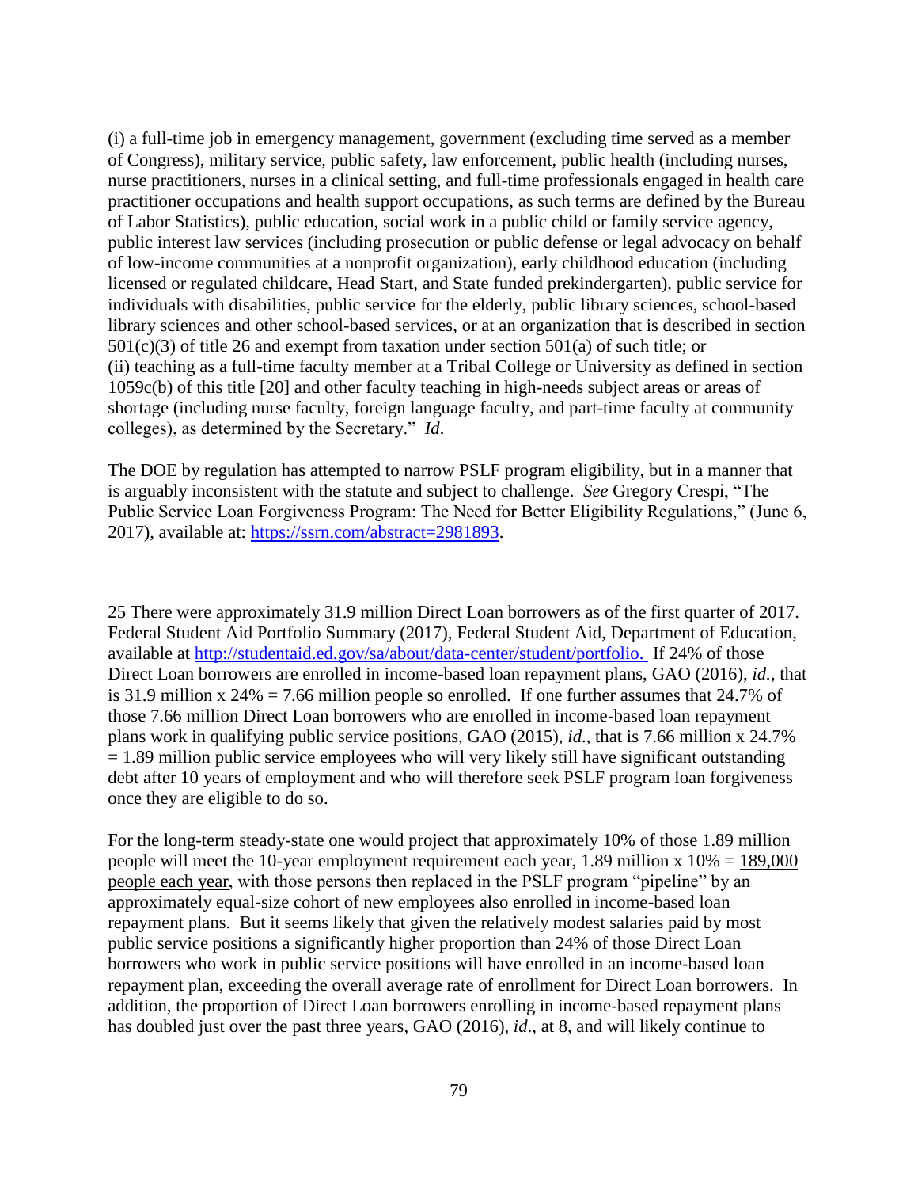(i) a full-time job in emergency management, government (excluding time served as a member of Congress), military service, public safety, law enforcement, public health (including nurses, nurse practitioners, nurses in a clinical setting, and full-time professionals engaged in health care practitioner occupations and health support occupations, as such terms are defined by the Bureau of Labor Statistics), public education, social work in a public child or family service agency, public interest law services (including prosecution or public defense or legal advocacy on behalf of low-income communities at a nonprofit organization), early childhood education (including licensed or regulated childcare, Head Start, and State funded prekindergarten), public service for individuals with disabilities, public service for the elderly, public library sciences, school-based library sciences and other school-based services, or at an organization that is described in section 501(c)(3) of title 26 and exempt from taxation under section 501(a) of such title; or
(ii) teaching as a full-time faculty member at a Tribal College or University as defined in section 1059c(b) of this title [20] and other faculty teaching in high-needs subject areas or areas of shortage (including nurse faculty, foreign language faculty, and part-time faculty at community colleges), as determined by the Secretary." *Id*.

The DOE by regulation has attempted to narrow PSLF program eligibility, but in a manner that is arguably inconsistent with the statute and subject to challenge. *See* Gregory Crespi, "The Public Service Loan Forgiveness Program: The Need for Better Eligibility Regulations," (June 6, 2017), available at: https://ssrn.com/abstract=2981893.

25 There were approximately 31.9 million Direct Loan borrowers as of the first quarter of 2017. Federal Student Aid Portfolio Summary (2017), Federal Student Aid, Department of Education, available at http://studentaid.ed.gov/sa/about/data-center/student/portfolio. If 24% of those Direct Loan borrowers are enrolled in income-based loan repayment plans, GAO (2016), *id.*, that is 31.9 million x 24% = 7.66 million people so enrolled. If one further assumes that 24.7% of those 7.66 million Direct Loan borrowers who are enrolled in income-based loan repayment plans work in qualifying public service positions, GAO (2015), *id*., that is 7.66 million x 24.7% = 1.89 million public service employees who will very likely still have significant outstanding debt after 10 years of employment and who will therefore seek PSLF program loan forgiveness once they are eligible to do so.

For the long-term steady-state one would project that approximately 10% of those 1.89 million people will meet the 10-year employment requirement each year, 1.89 million x 10% = 189,000 people each year, with those persons then replaced in the PSLF program "pipeline" by an approximately equal-size cohort of new employees also enrolled in income-based loan repayment plans. But it seems likely that given the relatively modest salaries paid by most public service positions a significantly higher proportion than 24% of those Direct Loan borrowers who work in public service positions will have enrolled in an income-based loan repayment plan, exceeding the overall average rate of enrollment for Direct Loan borrowers. In addition, the proportion of Direct Loan borrowers enrolling in income-based repayment plans has doubled just over the past three years, GAO (2016), *id*., at 8, and will likely continue to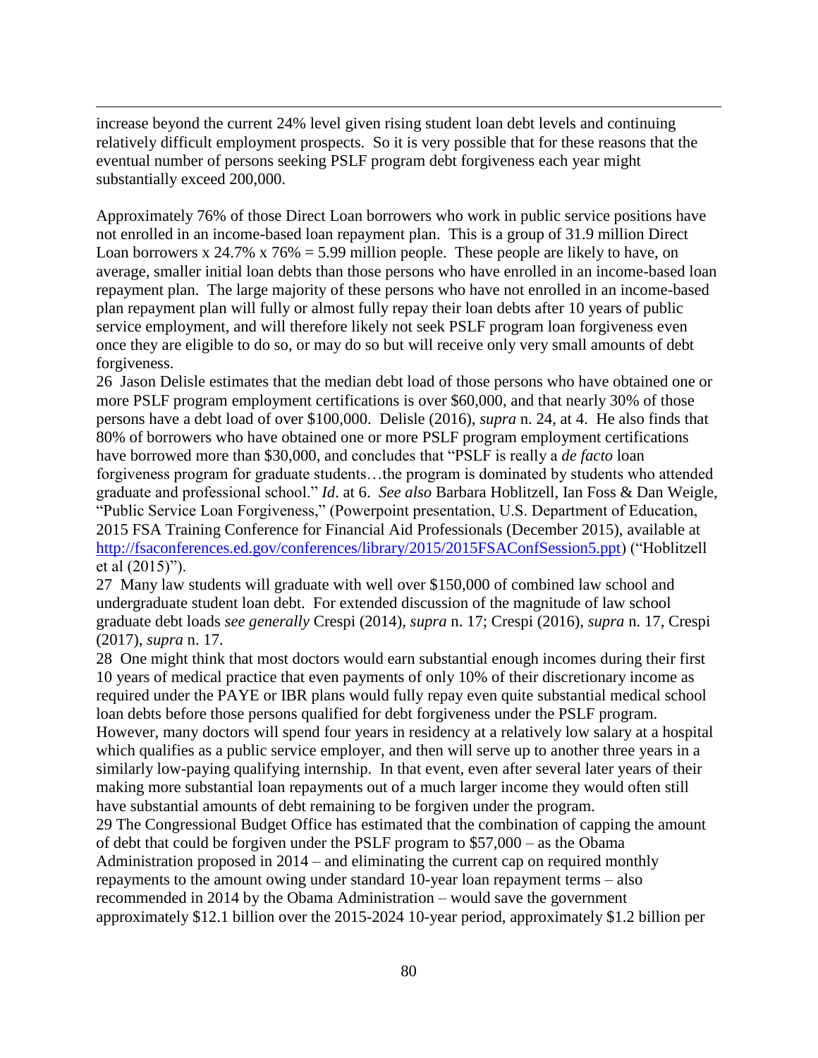increase beyond the current 24% level given rising student loan debt levels and continuing relatively difficult employment prospects. So it is very possible that for these reasons that the eventual number of persons seeking PSLF program debt forgiveness each year might substantially exceed 200,000.

Approximately 76% of those Direct Loan borrowers who work in public service positions have not enrolled in an income-based loan repayment plan. This is a group of 31.9 million Direct Loan borrowers x 24.7% x 76% = 5.99 million people. These people are likely to have, on average, smaller initial loan debts than those persons who have enrolled in an income-based loan repayment plan. The large majority of these persons who have not enrolled in an income-based plan repayment plan will fully or almost fully repay their loan debts after 10 years of public service employment, and will therefore likely not seek PSLF program loan forgiveness even once they are eligible to do so, or may do so but will receive only very small amounts of debt forgiveness.

26 Jason Delisle estimates that the median debt load of those persons who have obtained one or more PSLF program employment certifications is over $60,000, and that nearly 30% of those persons have a debt load of over $100,000. Delisle (2016), *supra* n. 24, at 4. He also finds that 80% of borrowers who have obtained one or more PSLF program employment certifications have borrowed more than $30,000, and concludes that "PSLF is really a *de facto* loan forgiveness program for graduate students…the program is dominated by students who attended graduate and professional school." *Id*. at 6. *See also* Barbara Hoblitzell, Ian Foss & Dan Weigle, "Public Service Loan Forgiveness," (Powerpoint presentation, U.S. Department of Education, 2015 FSA Training Conference for Financial Aid Professionals (December 2015), available at http://fsaconferences.ed.gov/conferences/library/2015/2015FSAConfSession5.ppt) ("Hoblitzell et al (2015)").

27 Many law students will graduate with well over $150,000 of combined law school and undergraduate student loan debt. For extended discussion of the magnitude of law school graduate debt loads *see generally* Crespi (2014), *supra* n. 17; Crespi (2016), *supra* n. 17, Crespi (2017), *supra* n. 17.

28 One might think that most doctors would earn substantial enough incomes during their first 10 years of medical practice that even payments of only 10% of their discretionary income as required under the PAYE or IBR plans would fully repay even quite substantial medical school loan debts before those persons qualified for debt forgiveness under the PSLF program. However, many doctors will spend four years in residency at a relatively low salary at a hospital which qualifies as a public service employer, and then will serve up to another three years in a similarly low-paying qualifying internship. In that event, even after several later years of their making more substantial loan repayments out of a much larger income they would often still have substantial amounts of debt remaining to be forgiven under the program.

29 The Congressional Budget Office has estimated that the combination of capping the amount of debt that could be forgiven under the PSLF program to $57,000 – as the Obama Administration proposed in 2014 – and eliminating the current cap on required monthly repayments to the amount owing under standard 10-year loan repayment terms – also recommended in 2014 by the Obama Administration – would save the government approximately $12.1 billion over the 2015-2024 10-year period, approximately $1.2 billion per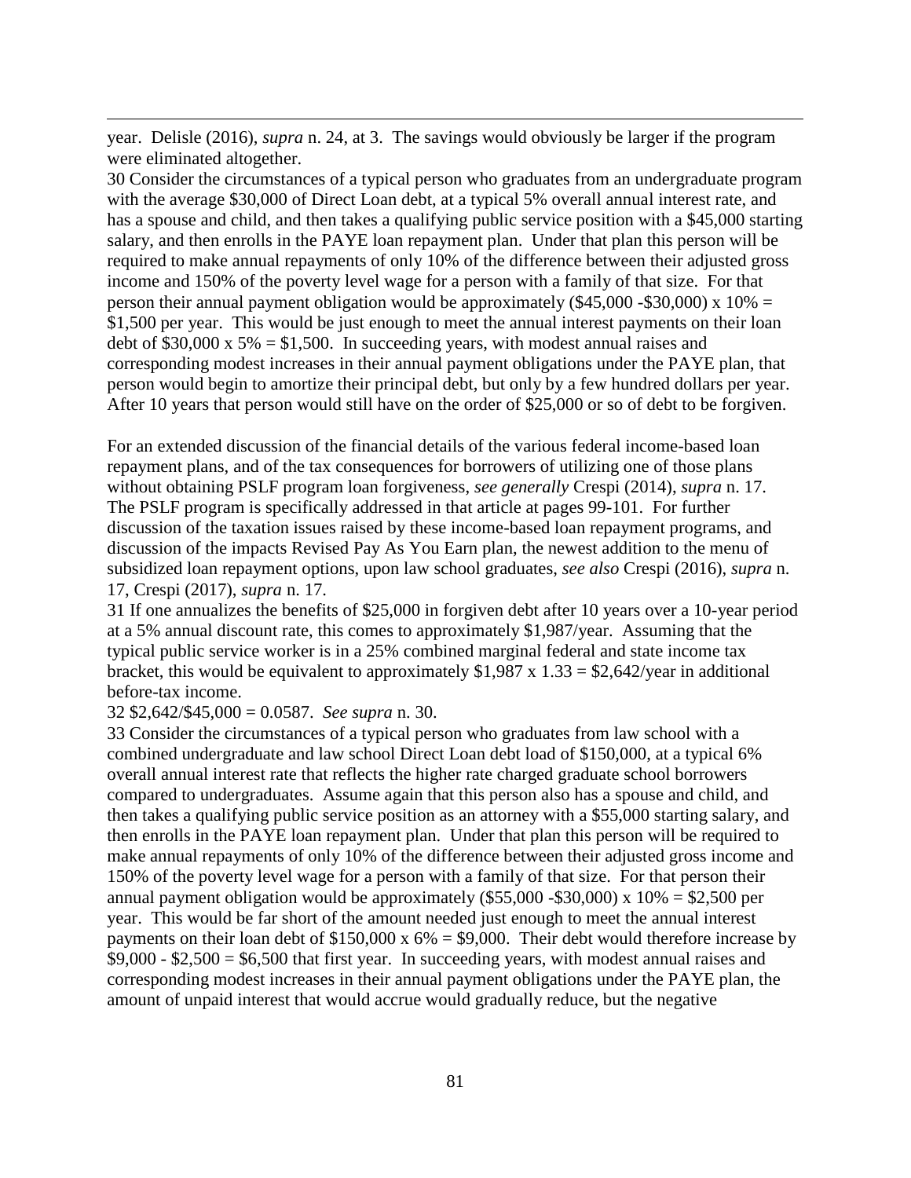year. Delisle (2016), *supra* n. 24, at 3. The savings would obviously be larger if the program were eliminated altogether.

30 Consider the circumstances of a typical person who graduates from an undergraduate program with the average $30,000 of Direct Loan debt, at a typical 5% overall annual interest rate, and has a spouse and child, and then takes a qualifying public service position with a $45,000 starting salary, and then enrolls in the PAYE loan repayment plan. Under that plan this person will be required to make annual repayments of only 10% of the difference between their adjusted gross income and 150% of the poverty level wage for a person with a family of that size. For that person their annual payment obligation would be approximately ($45,000 -$30,000) x 10% = $1,500 per year. This would be just enough to meet the annual interest payments on their loan debt of $30,000 x 5% = $1,500. In succeeding years, with modest annual raises and corresponding modest increases in their annual payment obligations under the PAYE plan, that person would begin to amortize their principal debt, but only by a few hundred dollars per year. After 10 years that person would still have on the order of $25,000 or so of debt to be forgiven.

For an extended discussion of the financial details of the various federal income-based loan repayment plans, and of the tax consequences for borrowers of utilizing one of those plans without obtaining PSLF program loan forgiveness, *see generally* Crespi (2014), *supra* n. 17. The PSLF program is specifically addressed in that article at pages 99-101. For further discussion of the taxation issues raised by these income-based loan repayment programs, and discussion of the impacts Revised Pay As You Earn plan, the newest addition to the menu of subsidized loan repayment options, upon law school graduates, *see also* Crespi (2016), *supra* n. 17, Crespi (2017), *supra* n. 17.

31 If one annualizes the benefits of $25,000 in forgiven debt after 10 years over a 10-year period at a 5% annual discount rate, this comes to approximately $1,987/year. Assuming that the typical public service worker is in a 25% combined marginal federal and state income tax bracket, this would be equivalent to approximately $1,987 x 1.33 = $2,642/year in additional before-tax income.

32 $2,642/$45,000 = 0.0587. *See supra* n. 30.

33 Consider the circumstances of a typical person who graduates from law school with a combined undergraduate and law school Direct Loan debt load of $150,000, at a typical 6% overall annual interest rate that reflects the higher rate charged graduate school borrowers compared to undergraduates. Assume again that this person also has a spouse and child, and then takes a qualifying public service position as an attorney with a $55,000 starting salary, and then enrolls in the PAYE loan repayment plan. Under that plan this person will be required to make annual repayments of only 10% of the difference between their adjusted gross income and 150% of the poverty level wage for a person with a family of that size. For that person their annual payment obligation would be approximately ($55,000 -$30,000) x 10% = $2,500 per year. This would be far short of the amount needed just enough to meet the annual interest payments on their loan debt of $150,000 x 6% = $9,000. Their debt would therefore increase by $9,000 - $2,500 = $6,500 that first year. In succeeding years, with modest annual raises and corresponding modest increases in their annual payment obligations under the PAYE plan, the amount of unpaid interest that would accrue would gradually reduce, but the negative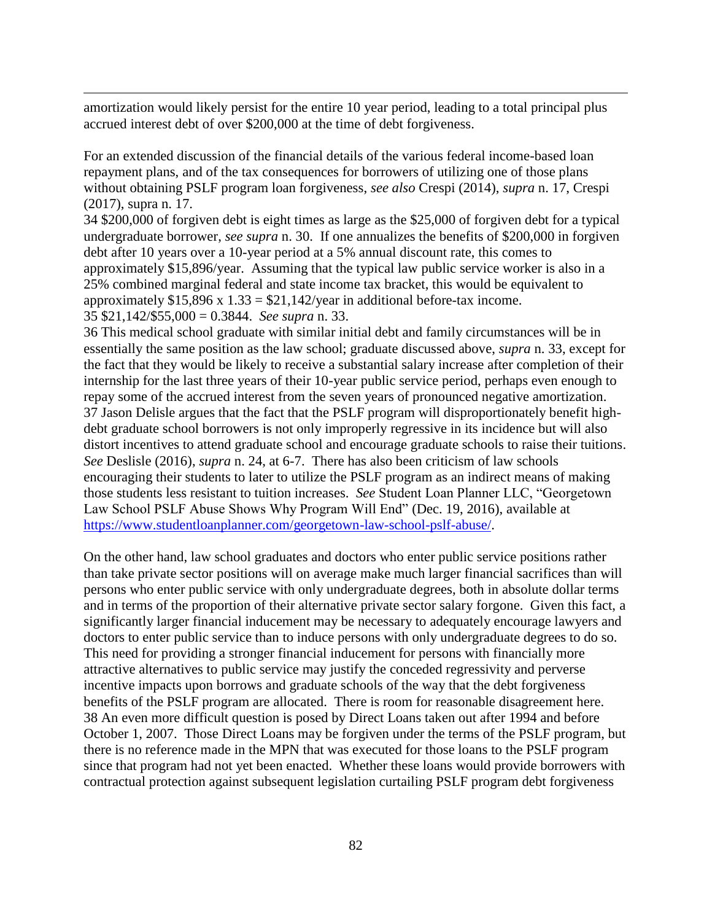amortization would likely persist for the entire 10 year period, leading to a total principal plus accrued interest debt of over $200,000 at the time of debt forgiveness.

For an extended discussion of the financial details of the various federal income-based loan repayment plans, and of the tax consequences for borrowers of utilizing one of those plans without obtaining PSLF program loan forgiveness, *see also* Crespi (2014), *supra* n. 17, Crespi (2017), supra n. 17.

34 $200,000 of forgiven debt is eight times as large as the $25,000 of forgiven debt for a typical undergraduate borrower, *see supra* n. 30. If one annualizes the benefits of $200,000 in forgiven debt after 10 years over a 10-year period at a 5% annual discount rate, this comes to approximately $15,896/year. Assuming that the typical law public service worker is also in a 25% combined marginal federal and state income tax bracket, this would be equivalent to approximately $15,896 x 1.33 = $21,142/year in additional before-tax income.

35 $21,142/$55,000 = 0.3844. *See supra* n. 33.

36 This medical school graduate with similar initial debt and family circumstances will be in essentially the same position as the law school; graduate discussed above, *supra* n. 33, except for the fact that they would be likely to receive a substantial salary increase after completion of their internship for the last three years of their 10-year public service period, perhaps even enough to repay some of the accrued interest from the seven years of pronounced negative amortization.

37 Jason Delisle argues that the fact that the PSLF program will disproportionately benefit high-debt graduate school borrowers is not only improperly regressive in its incidence but will also distort incentives to attend graduate school and encourage graduate schools to raise their tuitions. *See* Deslisle (2016), *supra* n. 24, at 6-7. There has also been criticism of law schools encouraging their students to later to utilize the PSLF program as an indirect means of making those students less resistant to tuition increases. *See* Student Loan Planner LLC, "Georgetown Law School PSLF Abuse Shows Why Program Will End" (Dec. 19, 2016), available at https://www.studentloanplanner.com/georgetown-law-school-pslf-abuse/.

On the other hand, law school graduates and doctors who enter public service positions rather than take private sector positions will on average make much larger financial sacrifices than will persons who enter public service with only undergraduate degrees, both in absolute dollar terms and in terms of the proportion of their alternative private sector salary forgone. Given this fact, a significantly larger financial inducement may be necessary to adequately encourage lawyers and doctors to enter public service than to induce persons with only undergraduate degrees to do so. This need for providing a stronger financial inducement for persons with financially more attractive alternatives to public service may justify the conceded regressivity and perverse incentive impacts upon borrows and graduate schools of the way that the debt forgiveness benefits of the PSLF program are allocated. There is room for reasonable disagreement here.

38 An even more difficult question is posed by Direct Loans taken out after 1994 and before October 1, 2007. Those Direct Loans may be forgiven under the terms of the PSLF program, but there is no reference made in the MPN that was executed for those loans to the PSLF program since that program had not yet been enacted. Whether these loans would provide borrowers with contractual protection against subsequent legislation curtailing PSLF program debt forgiveness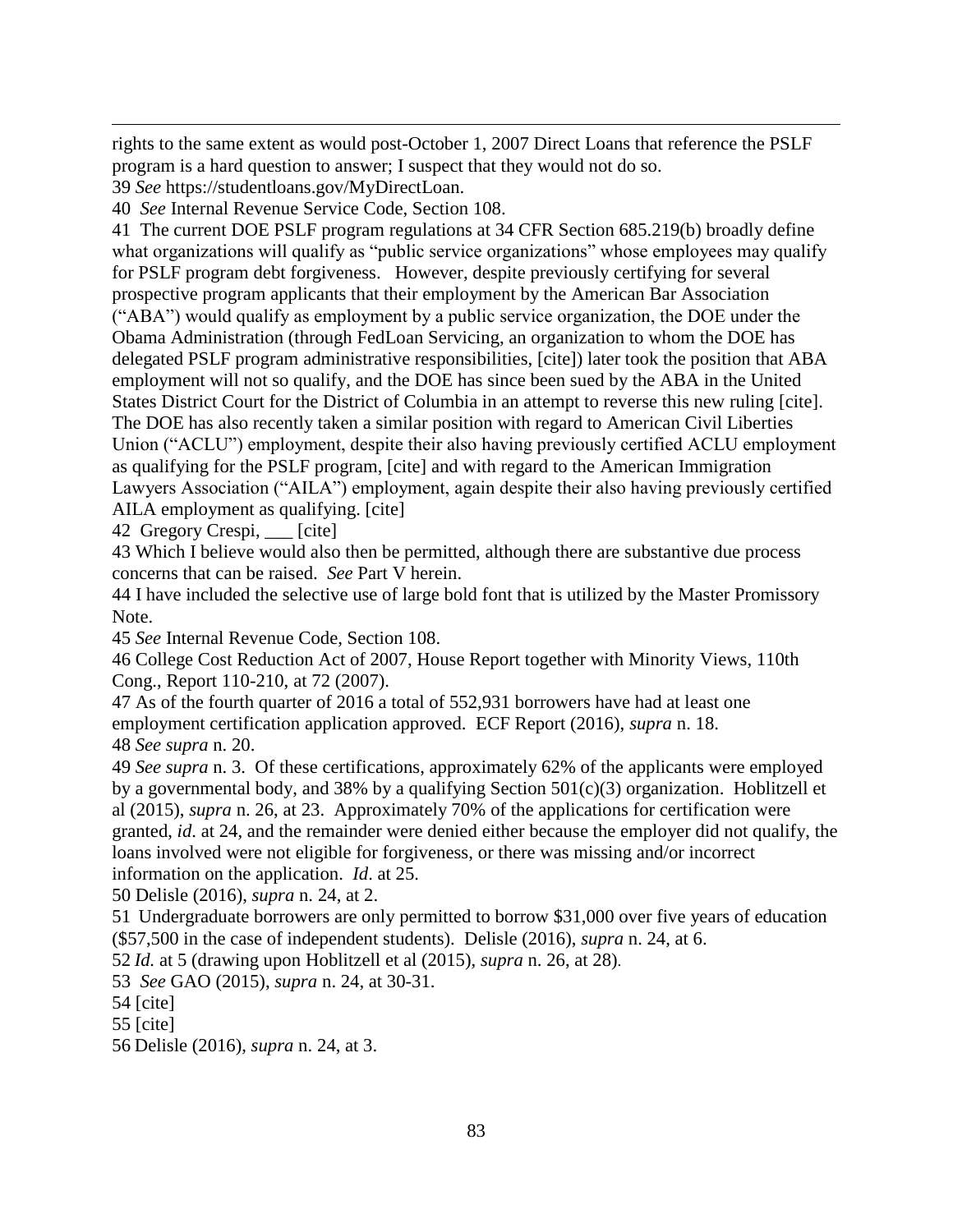rights to the same extent as would post-October 1, 2007 Direct Loans that reference the PSLF program is a hard question to answer; I suspect that they would not do so.

39 *See* https://studentloans.gov/MyDirectLoan.

40 *See* Internal Revenue Service Code, Section 108.

41 The current DOE PSLF program regulations at 34 CFR Section 685.219(b) broadly define what organizations will qualify as "public service organizations" whose employees may qualify for PSLF program debt forgiveness. However, despite previously certifying for several prospective program applicants that their employment by the American Bar Association ("ABA") would qualify as employment by a public service organization, the DOE under the Obama Administration (through FedLoan Servicing, an organization to whom the DOE has delegated PSLF program administrative responsibilities, [cite]) later took the position that ABA employment will not so qualify, and the DOE has since been sued by the ABA in the United States District Court for the District of Columbia in an attempt to reverse this new ruling [cite]. The DOE has also recently taken a similar position with regard to American Civil Liberties Union ("ACLU") employment, despite their also having previously certified ACLU employment as qualifying for the PSLF program, [cite] and with regard to the American Immigration Lawyers Association ("AILA") employment, again despite their also having previously certified AILA employment as qualifying. [cite]

42 Gregory Crespi, ___ [cite]

43 Which I believe would also then be permitted, although there are substantive due process concerns that can be raised. *See* Part V herein.

44 I have included the selective use of large bold font that is utilized by the Master Promissory Note.

45 *See* Internal Revenue Code, Section 108.

46 College Cost Reduction Act of 2007, House Report together with Minority Views, 110th Cong., Report 110-210, at 72 (2007).

47 As of the fourth quarter of 2016 a total of 552,931 borrowers have had at least one employment certification application approved. ECF Report (2016), *supra* n. 18.

48 *See supra* n. 20.

49 *See supra* n. 3. Of these certifications, approximately 62% of the applicants were employed by a governmental body, and 38% by a qualifying Section 501(c)(3) organization. Hoblitzell et al (2015), *supra* n. 26, at 23. Approximately 70% of the applications for certification were granted, *id*. at 24, and the remainder were denied either because the employer did not qualify, the loans involved were not eligible for forgiveness, or there was missing and/or incorrect information on the application. *Id*. at 25.

50 Delisle (2016), *supra* n. 24, at 2.

51 Undergraduate borrowers are only permitted to borrow $31,000 over five years of education ($57,500 in the case of independent students). Delisle (2016), *supra* n. 24, at 6.

52 *Id.* at 5 (drawing upon Hoblitzell et al (2015), *supra* n. 26, at 28).

53 *See* GAO (2015), *supra* n. 24, at 30-31.

54 [cite]

55 [cite]

56 Delisle (2016), *supra* n. 24, at 3.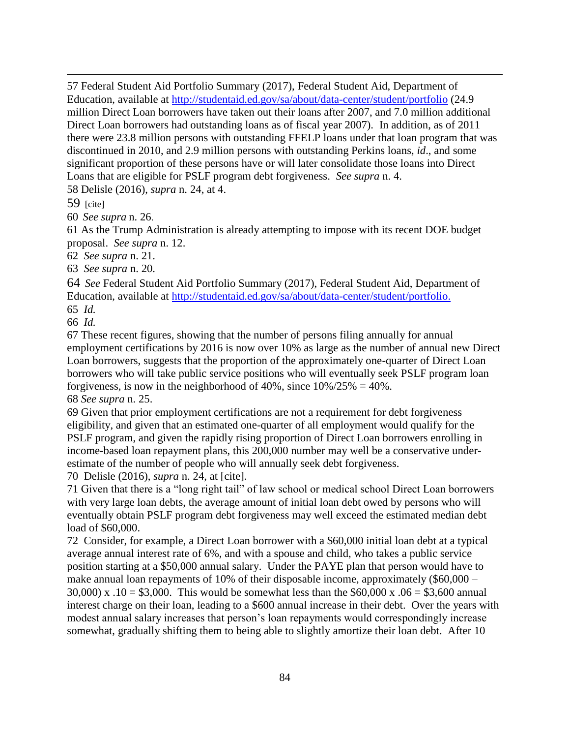57 Federal Student Aid Portfolio Summary (2017), Federal Student Aid, Department of Education, available at http://studentaid.ed.gov/sa/about/data-center/student/portfolio (24.9 million Direct Loan borrowers have taken out their loans after 2007, and 7.0 million additional Direct Loan borrowers had outstanding loans as of fiscal year 2007). In addition, as of 2011 there were 23.8 million persons with outstanding FFELP loans under that loan program that was discontinued in 2010, and 2.9 million persons with outstanding Perkins loans, *id*., and some significant proportion of these persons have or will later consolidate those loans into Direct Loans that are eligible for PSLF program debt forgiveness. *See supra* n. 4.

58 Delisle (2016), *supra* n. 24, at 4.

59 [cite]

60 *See supra* n. 26.

61 As the Trump Administration is already attempting to impose with its recent DOE budget proposal. *See supra* n. 12.

62 *See supra* n. 21.

63 *See supra* n. 20.

64 *See* Federal Student Aid Portfolio Summary (2017), Federal Student Aid, Department of Education, available at http://studentaid.ed.gov/sa/about/data-center/student/portfolio.

65 *Id.*

66 *Id.*

67 These recent figures, showing that the number of persons filing annually for annual employment certifications by 2016 is now over 10% as large as the number of annual new Direct Loan borrowers, suggests that the proportion of the approximately one-quarter of Direct Loan borrowers who will take public service positions who will eventually seek PSLF program loan forgiveness, is now in the neighborhood of 40%, since 10%/25% = 40%.

68 *See supra* n. 25.

69 Given that prior employment certifications are not a requirement for debt forgiveness eligibility, and given that an estimated one-quarter of all employment would qualify for the PSLF program, and given the rapidly rising proportion of Direct Loan borrowers enrolling in income-based loan repayment plans, this 200,000 number may well be a conservative under-estimate of the number of people who will annually seek debt forgiveness.

70 Delisle (2016), *supra* n. 24, at [cite].

71 Given that there is a "long right tail" of law school or medical school Direct Loan borrowers with very large loan debts, the average amount of initial loan debt owed by persons who will eventually obtain PSLF program debt forgiveness may well exceed the estimated median debt load of $60,000.

72 Consider, for example, a Direct Loan borrower with a $60,000 initial loan debt at a typical average annual interest rate of 6%, and with a spouse and child, who takes a public service position starting at a $50,000 annual salary. Under the PAYE plan that person would have to make annual loan repayments of 10% of their disposable income, approximately ($60,000 – 30,000) x .10 = $3,000. This would be somewhat less than the $60,000 x .06 = $3,600 annual interest charge on their loan, leading to a $600 annual increase in their debt. Over the years with modest annual salary increases that person's loan repayments would correspondingly increase somewhat, gradually shifting them to being able to slightly amortize their loan debt. After 10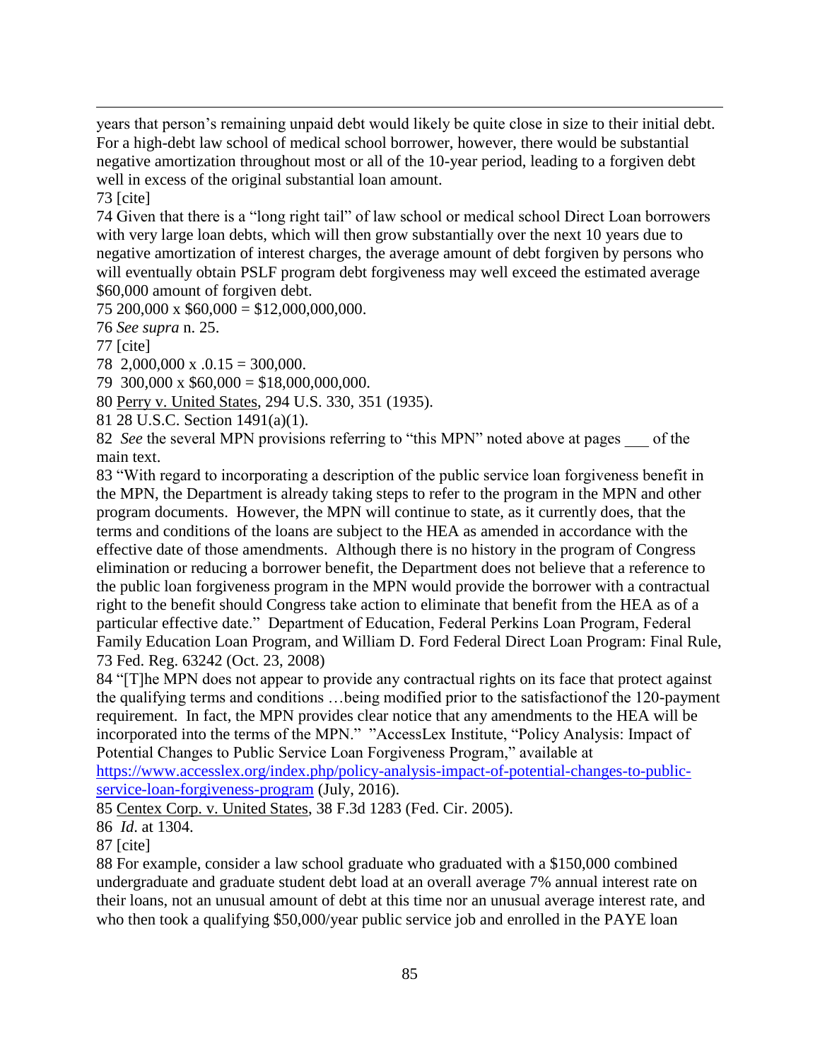years that person's remaining unpaid debt would likely be quite close in size to their initial debt. For a high-debt law school of medical school borrower, however, there would be substantial negative amortization throughout most or all of the 10-year period, leading to a forgiven debt well in excess of the original substantial loan amount.

73 [cite]

74 Given that there is a "long right tail" of law school or medical school Direct Loan borrowers with very large loan debts, which will then grow substantially over the next 10 years due to negative amortization of interest charges, the average amount of debt forgiven by persons who will eventually obtain PSLF program debt forgiveness may well exceed the estimated average $60,000 amount of forgiven debt.

75 200,000 x $60,000 = $12,000,000,000.

76 *See supra* n. 25.

77 [cite]

78 2,000,000 x .0.15 = 300,000.

79 300,000 x $60,000 = $18,000,000,000.

80 Perry v. United States, 294 U.S. 330, 351 (1935).

81 28 U.S.C. Section 1491(a)(1).

82 *See* the several MPN provisions referring to "this MPN" noted above at pages ___ of the main text.

83 "With regard to incorporating a description of the public service loan forgiveness benefit in the MPN, the Department is already taking steps to refer to the program in the MPN and other program documents. However, the MPN will continue to state, as it currently does, that the terms and conditions of the loans are subject to the HEA as amended in accordance with the effective date of those amendments. Although there is no history in the program of Congress elimination or reducing a borrower benefit, the Department does not believe that a reference to the public loan forgiveness program in the MPN would provide the borrower with a contractual right to the benefit should Congress take action to eliminate that benefit from the HEA as of a particular effective date." Department of Education, Federal Perkins Loan Program, Federal Family Education Loan Program, and William D. Ford Federal Direct Loan Program: Final Rule, 73 Fed. Reg. 63242 (Oct. 23, 2008)

84 "[T]he MPN does not appear to provide any contractual rights on its face that protect against the qualifying terms and conditions …being modified prior to the satisfactionof the 120-payment requirement. In fact, the MPN provides clear notice that any amendments to the HEA will be incorporated into the terms of the MPN." "AccessLex Institute, "Policy Analysis: Impact of Potential Changes to Public Service Loan Forgiveness Program," available at https://www.accesslex.org/index.php/policy-analysis-impact-of-potential-changes-to-public-service-loan-forgiveness-program (July, 2016).

85 Centex Corp. v. United States, 38 F.3d 1283 (Fed. Cir. 2005).

86 *Id*. at 1304.

87 [cite]

88 For example, consider a law school graduate who graduated with a $150,000 combined undergraduate and graduate student debt load at an overall average 7% annual interest rate on their loans, not an unusual amount of debt at this time nor an unusual average interest rate, and who then took a qualifying $50,000/year public service job and enrolled in the PAYE loan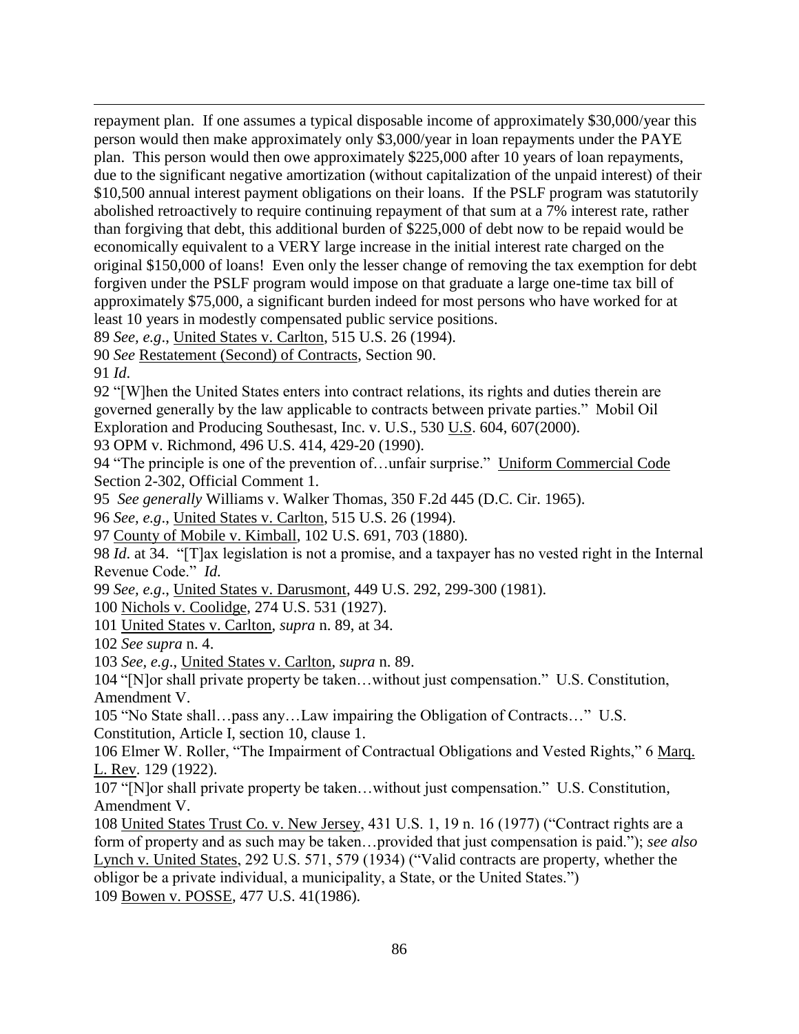repayment plan. If one assumes a typical disposable income of approximately $30,000/year this person would then make approximately only $3,000/year in loan repayments under the PAYE plan. This person would then owe approximately $225,000 after 10 years of loan repayments, due to the significant negative amortization (without capitalization of the unpaid interest) of their $10,500 annual interest payment obligations on their loans. If the PSLF program was statutorily abolished retroactively to require continuing repayment of that sum at a 7% interest rate, rather than forgiving that debt, this additional burden of $225,000 of debt now to be repaid would be economically equivalent to a VERY large increase in the initial interest rate charged on the original $150,000 of loans! Even only the lesser change of removing the tax exemption for debt forgiven under the PSLF program would impose on that graduate a large one-time tax bill of approximately $75,000, a significant burden indeed for most persons who have worked for at least 10 years in modestly compensated public service positions.

89 *See, e.g*., United States v. Carlton, 515 U.S. 26 (1994).

90 *See* Restatement (Second) of Contracts, Section 90.

91 *Id*.

92 "[W]hen the United States enters into contract relations, its rights and duties therein are governed generally by the law applicable to contracts between private parties." Mobil Oil Exploration and Producing Southesast, Inc. v. U.S., 530 U.S. 604, 607(2000).

93 OPM v. Richmond, 496 U.S. 414, 429-20 (1990).

94 "The principle is one of the prevention of…unfair surprise." Uniform Commercial Code Section 2-302, Official Comment 1.

95 *See generally* Williams v. Walker Thomas, 350 F.2d 445 (D.C. Cir. 1965).

96 *See, e.g*., United States v. Carlton, 515 U.S. 26 (1994).

97 County of Mobile v. Kimball, 102 U.S. 691, 703 (1880).

98 *Id*. at 34. "[T]ax legislation is not a promise, and a taxpayer has no vested right in the Internal Revenue Code." *Id.*

99 *See, e.g*., United States v. Darusmont, 449 U.S. 292, 299-300 (1981).

100 Nichols v. Coolidge, 274 U.S. 531 (1927).

101 United States v. Carlton, *supra* n. 89, at 34.

102 *See supra* n. 4.

103 *See, e.g*., United States v. Carlton, *supra* n. 89.

104 "[N]or shall private property be taken…without just compensation." U.S. Constitution, Amendment V.

105 "No State shall…pass any…Law impairing the Obligation of Contracts…" U.S. Constitution, Article I, section 10, clause 1.

106 Elmer W. Roller, "The Impairment of Contractual Obligations and Vested Rights," 6 Marq. L. Rev. 129 (1922).

107 "[N]or shall private property be taken…without just compensation." U.S. Constitution, Amendment V.

108 United States Trust Co. v. New Jersey, 431 U.S. 1, 19 n. 16 (1977) ("Contract rights are a form of property and as such may be taken…provided that just compensation is paid."); *see also* Lynch v. United States, 292 U.S. 571, 579 (1934) ("Valid contracts are property, whether the obligor be a private individual, a municipality, a State, or the United States.")

109 Bowen v. POSSE, 477 U.S. 41(1986).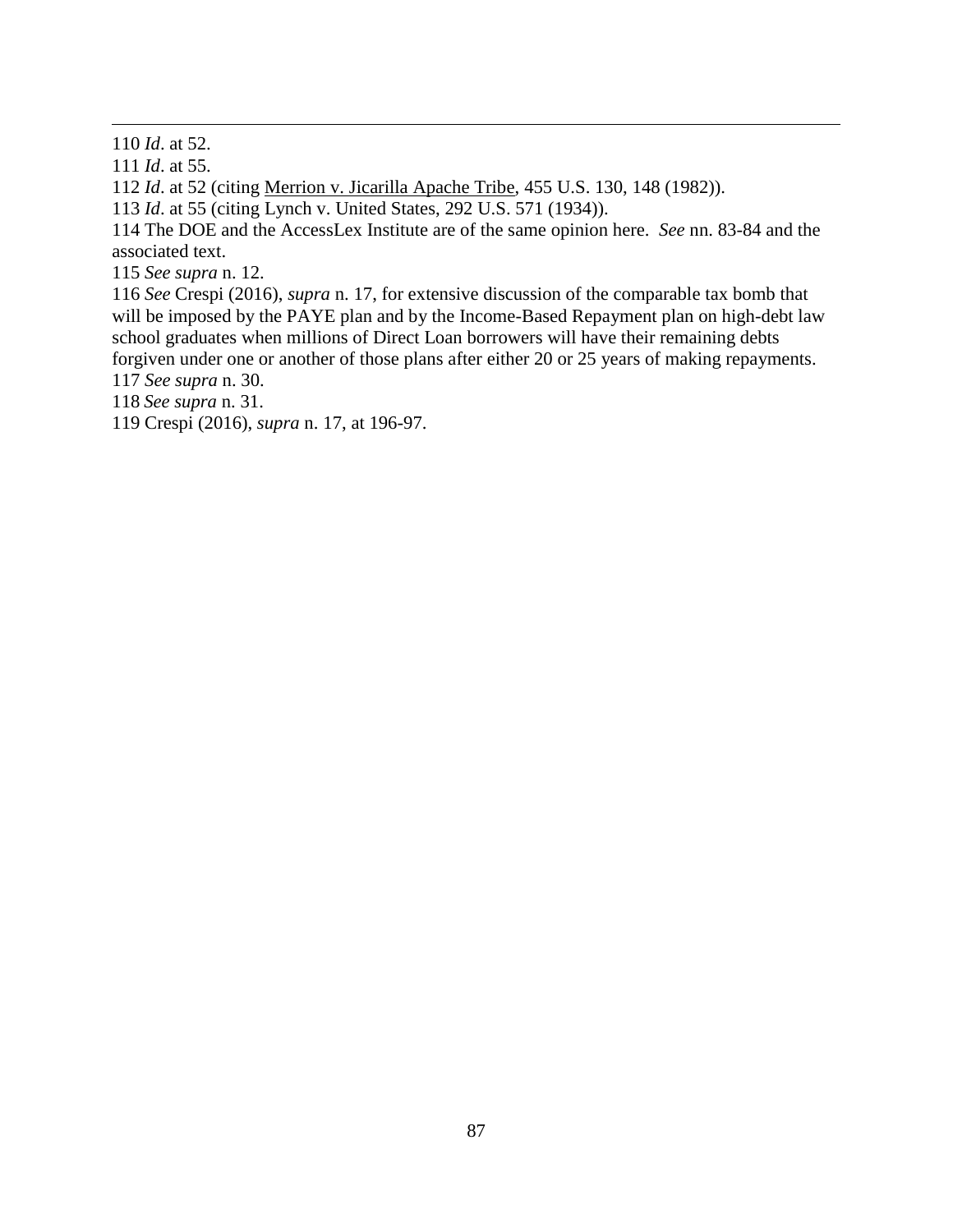110 *Id*. at 52.

111 *Id*. at 55.

112 *Id*. at 52 (citing Merrion v. Jicarilla Apache Tribe, 455 U.S. 130, 148 (1982)).

113 *Id*. at 55 (citing Lynch v. United States, 292 U.S. 571 (1934)).

114 The DOE and the AccessLex Institute are of the same opinion here. *See* nn. 83-84 and the associated text.

115 *See supra* n. 12.

116 *See* Crespi (2016), *supra* n. 17, for extensive discussion of the comparable tax bomb that will be imposed by the PAYE plan and by the Income-Based Repayment plan on high-debt law school graduates when millions of Direct Loan borrowers will have their remaining debts forgiven under one or another of those plans after either 20 or 25 years of making repayments.

117 *See supra* n. 30.

118 *See supra* n. 31.

119 Crespi (2016), *supra* n. 17, at 196-97.